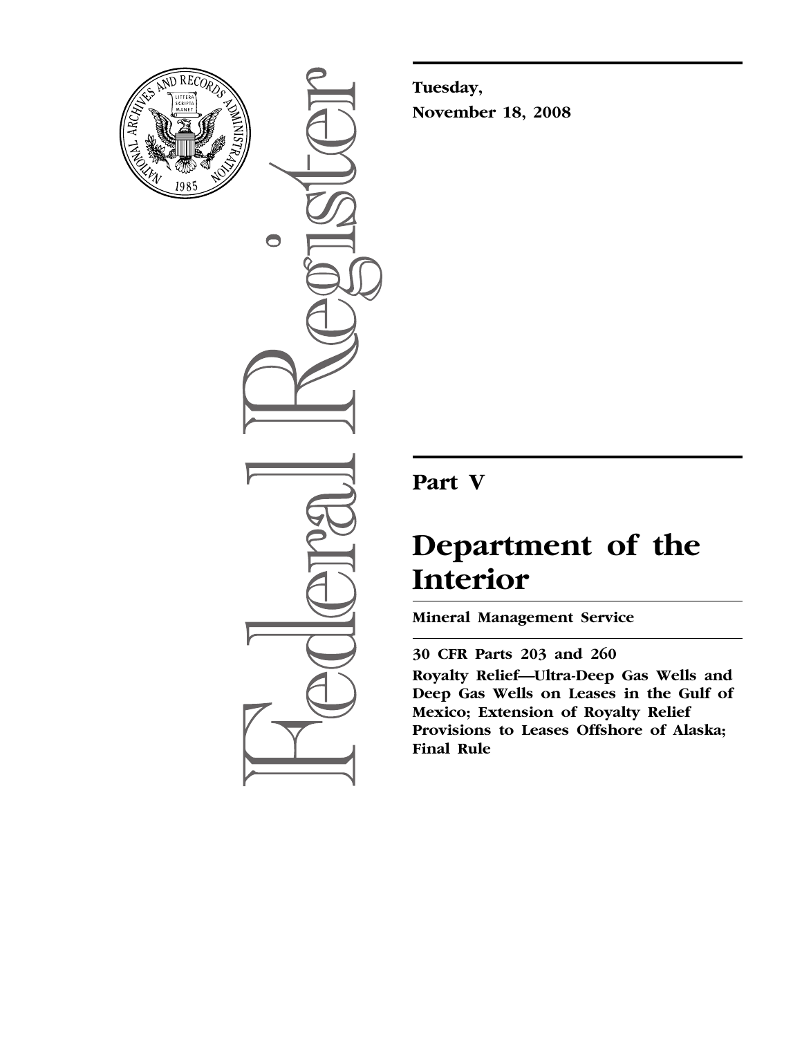**Tuesday,**
**November 18, 2008**

## Part V

# Department of the Interior

**Mineral Management Service**

**30 CFR Parts 203 and 260**

**Royalty Relief—Ultra-Deep Gas Wells and Deep Gas Wells on Leases in the Gulf of Mexico; Extension of Royalty Relief Provisions to Leases Offshore of Alaska; Final Rule**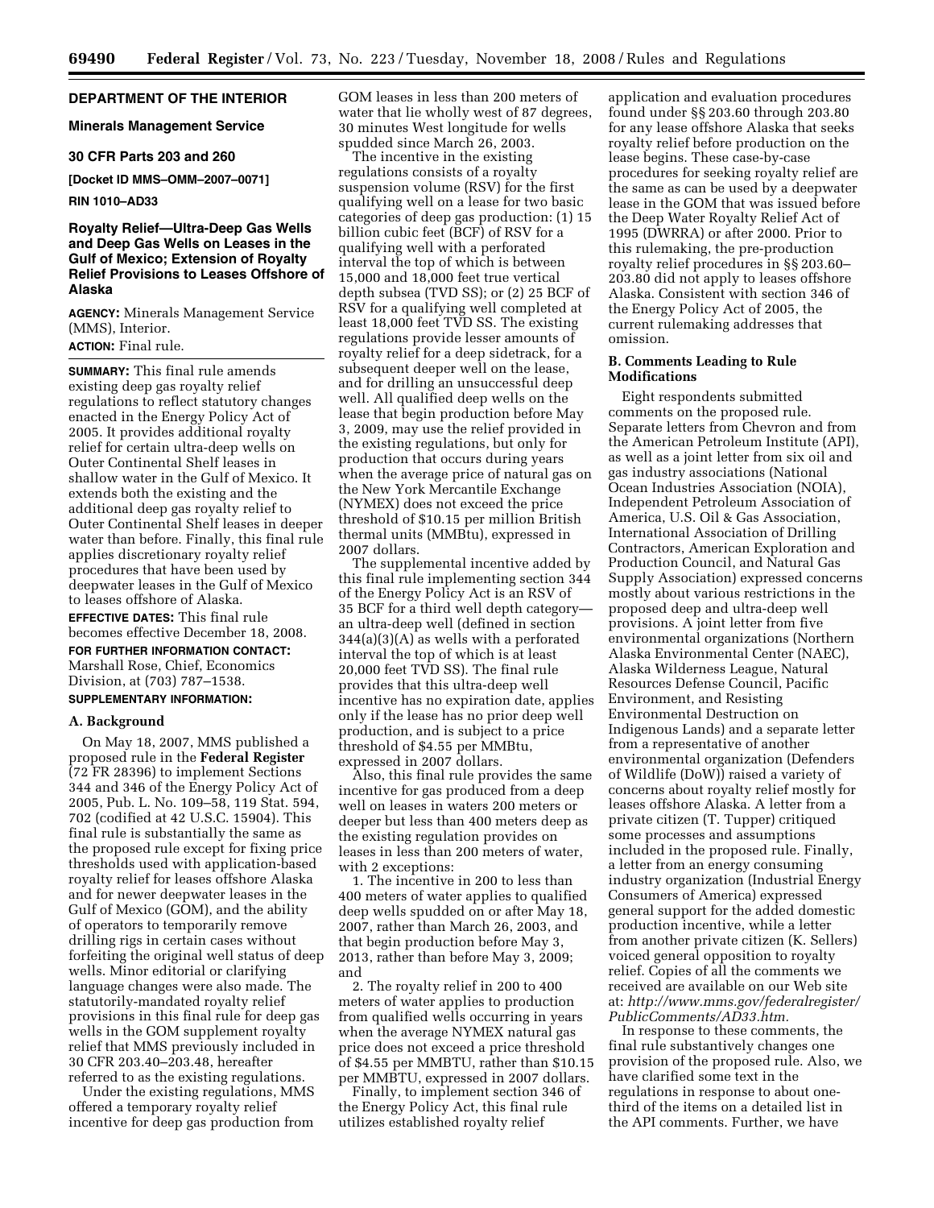## DEPARTMENT OF THE INTERIOR

### Minerals Management Service

### 30 CFR Parts 203 and 260

**[Docket ID MMS–OMM–2007–0071]**

**RIN 1010–AD33**

### Royalty Relief—Ultra-Deep Gas Wells and Deep Gas Wells on Leases in the Gulf of Mexico; Extension of Royalty Relief Provisions to Leases Offshore of Alaska

**AGENCY:** Minerals Management Service (MMS), Interior.

**ACTION:** Final rule.

**SUMMARY:** This final rule amends existing deep gas royalty relief regulations to reflect statutory changes enacted in the Energy Policy Act of 2005. It provides additional royalty relief for certain ultra-deep wells on Outer Continental Shelf leases in shallow water in the Gulf of Mexico. It extends both the existing and the additional deep gas royalty relief to Outer Continental Shelf leases in deeper water than before. Finally, this final rule applies discretionary royalty relief procedures that have been used by deepwater leases in the Gulf of Mexico to leases offshore of Alaska.

**EFFECTIVE DATES:** This final rule becomes effective December 18, 2008.

**FOR FURTHER INFORMATION CONTACT:** Marshall Rose, Chief, Economics Division, at (703) 787–1538.

**SUPPLEMENTARY INFORMATION:**

#### A. Background

On May 18, 2007, MMS published a proposed rule in the **Federal Register** (72 FR 28396) to implement Sections 344 and 346 of the Energy Policy Act of 2005, Pub. L. No. 109–58, 119 Stat. 594, 702 (codified at 42 U.S.C. 15904). This final rule is substantially the same as the proposed rule except for fixing price thresholds used with application-based royalty relief for leases offshore Alaska and for newer deepwater leases in the Gulf of Mexico (GOM), and the ability of operators to temporarily remove drilling rigs in certain cases without forfeiting the original well status of deep wells. Minor editorial or clarifying language changes were also made. The statutorily-mandated royalty relief provisions in this final rule for deep gas wells in the GOM supplement royalty relief that MMS previously included in 30 CFR 203.40–203.48, hereafter referred to as the existing regulations.

Under the existing regulations, MMS offered a temporary royalty relief incentive for deep gas production from GOM leases in less than 200 meters of water that lie wholly west of 87 degrees, 30 minutes West longitude for wells spudded since March 26, 2003.

The incentive in the existing regulations consists of a royalty suspension volume (RSV) for the first qualifying well on a lease for two basic categories of deep gas production: (1) 15 billion cubic feet (BCF) of RSV for a qualifying well with a perforated interval the top of which is between 15,000 and 18,000 feet true vertical depth subsea (TVD SS); or (2) 25 BCF of RSV for a qualifying well completed at least 18,000 feet TVD SS. The existing regulations provide lesser amounts of royalty relief for a deep sidetrack, for a subsequent deeper well on the lease, and for drilling an unsuccessful deep well. All qualified deep wells on the lease that begin production before May 3, 2009, may use the relief provided in the existing regulations, but only for production that occurs during years when the average price of natural gas on the New York Mercantile Exchange (NYMEX) does not exceed the price threshold of $10.15 per million British thermal units (MMBtu), expressed in 2007 dollars.

The supplemental incentive added by this final rule implementing section 344 of the Energy Policy Act is an RSV of 35 BCF for a third well depth category—an ultra-deep well (defined in section 344(a)(3)(A) as wells with a perforated interval the top of which is at least 20,000 feet TVD SS). The final rule provides that this ultra-deep well incentive has no expiration date, applies only if the lease has no prior deep well production, and is subject to a price threshold of $4.55 per MMBtu, expressed in 2007 dollars.

Also, this final rule provides the same incentive for gas produced from a deep well on leases in waters 200 meters or deeper but less than 400 meters deep as the existing regulation provides on leases in less than 200 meters of water, with 2 exceptions:

1. The incentive in 200 to less than 400 meters of water applies to qualified deep wells spudded on or after May 18, 2007, rather than March 26, 2003, and that begin production before May 3, 2013, rather than before May 3, 2009; and

2. The royalty relief in 200 to 400 meters of water applies to production from qualified wells occurring in years when the average NYMEX natural gas price does not exceed a price threshold of $4.55 per MMBTU, rather than $10.15 per MMBTU, expressed in 2007 dollars.

Finally, to implement section 346 of the Energy Policy Act, this final rule utilizes established royalty relief application and evaluation procedures found under §§ 203.60 through 203.80 for any lease offshore Alaska that seeks royalty relief before production on the lease begins. These case-by-case procedures for seeking royalty relief are the same as can be used by a deepwater lease in the GOM that was issued before the Deep Water Royalty Relief Act of 1995 (DWRRA) or after 2000. Prior to this rulemaking, the pre-production royalty relief procedures in §§ 203.60–203.80 did not apply to leases offshore Alaska. Consistent with section 346 of the Energy Policy Act of 2005, the current rulemaking addresses that omission.

#### B. Comments Leading to Rule Modifications

Eight respondents submitted comments on the proposed rule. Separate letters from Chevron and from the American Petroleum Institute (API), as well as a joint letter from six oil and gas industry associations (National Ocean Industries Association (NOIA), Independent Petroleum Association of America, U.S. Oil & Gas Association, International Association of Drilling Contractors, American Exploration and Production Council, and Natural Gas Supply Association) expressed concerns mostly about various restrictions in the proposed deep and ultra-deep well provisions. A joint letter from five environmental organizations (Northern Alaska Environmental Center (NAEC), Alaska Wilderness League, Natural Resources Defense Council, Pacific Environment, and Resisting Environmental Destruction on Indigenous Lands) and a separate letter from a representative of another environmental organization (Defenders of Wildlife (DoW)) raised a variety of concerns about royalty relief mostly for leases offshore Alaska. A letter from a private citizen (T. Tupper) critiqued some processes and assumptions included in the proposed rule. Finally, a letter from an energy consuming industry organization (Industrial Energy Consumers of America) expressed general support for the added domestic production incentive, while a letter from another private citizen (K. Sellers) voiced general opposition to royalty relief. Copies of all the comments we received are available on our Web site at: *http://www.mms.gov/federalregister/PublicComments/AD33.htm.*

In response to these comments, the final rule substantively changes one provision of the proposed rule. Also, we have clarified some text in the regulations in response to about one-third of the items on a detailed list in the API comments. Further, we have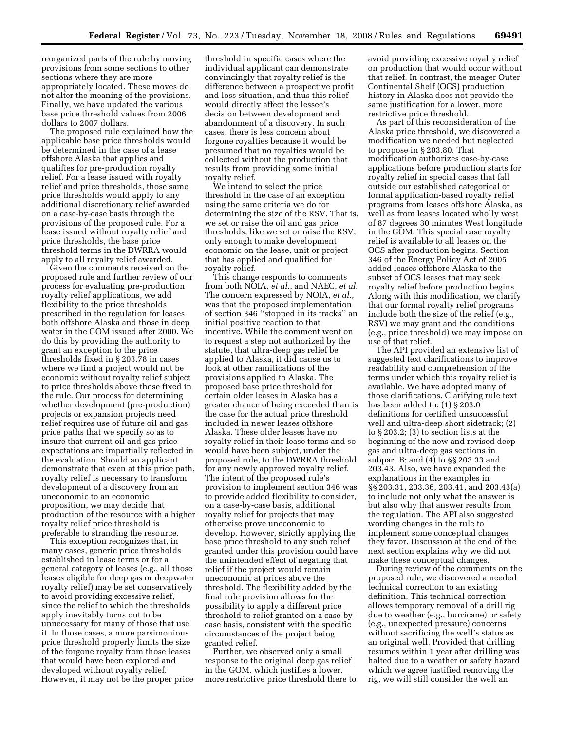reorganized parts of the rule by moving provisions from some sections to other sections where they are more appropriately located. These moves do not alter the meaning of the provisions. Finally, we have updated the various base price threshold values from 2006 dollars to 2007 dollars.

The proposed rule explained how the applicable base price thresholds would be determined in the case of a lease offshore Alaska that applies and qualifies for pre-production royalty relief. For a lease issued with royalty relief and price thresholds, those same price thresholds would apply to any additional discretionary relief awarded on a case-by-case basis through the provisions of the proposed rule. For a lease issued without royalty relief and price thresholds, the base price threshold terms in the DWRRA would apply to all royalty relief awarded.

Given the comments received on the proposed rule and further review of our process for evaluating pre-production royalty relief applications, we add flexibility to the price thresholds prescribed in the regulation for leases both offshore Alaska and those in deep water in the GOM issued after 2000. We do this by providing the authority to grant an exception to the price thresholds fixed in § 203.78 in cases where we find a project would not be economic without royalty relief subject to price thresholds above those fixed in the rule. Our process for determining whether development (pre-production) projects or expansion projects need relief requires use of future oil and gas price paths that we specify so as to insure that current oil and gas price expectations are impartially reflected in the evaluation. Should an applicant demonstrate that even at this price path, royalty relief is necessary to transform development of a discovery from an uneconomic to an economic proposition, we may decide that production of the resource with a higher royalty relief price threshold is preferable to stranding the resource.

This exception recognizes that, in many cases, generic price thresholds established in lease terms or for a general category of leases (e.g., all those leases eligible for deep gas or deepwater royalty relief) may be set conservatively to avoid providing excessive relief, since the relief to which the thresholds apply inevitably turns out to be unnecessary for many of those that use it. In those cases, a more parsimonious price threshold properly limits the size of the forgone royalty from those leases that would have been explored and developed without royalty relief. However, it may not be the proper price threshold in specific cases where the individual applicant can demonstrate convincingly that royalty relief is the difference between a prospective profit and loss situation, and thus this relief would directly affect the lessee's decision between development and abandonment of a discovery. In such cases, there is less concern about forgone royalties because it would be presumed that no royalties would be collected without the production that results from providing some initial royalty relief.

We intend to select the price threshold in the case of an exception using the same criteria we do for determining the size of the RSV. That is, we set or raise the oil and gas price thresholds, like we set or raise the RSV, only enough to make development economic on the lease, unit or project that has applied and qualified for royalty relief.

This change responds to comments from both NOIA, *et al.*, and NAEC, *et al.* The concern expressed by NOIA, *et al.*, was that the proposed implementation of section 346 "stopped in its tracks" an initial positive reaction to that incentive. While the comment went on to request a step not authorized by the statute, that ultra-deep gas relief be applied to Alaska, it did cause us to look at other ramifications of the provisions applied to Alaska. The proposed base price threshold for certain older leases in Alaska has a greater chance of being exceeded than is the case for the actual price threshold included in newer leases offshore Alaska. These older leases have no royalty relief in their lease terms and so would have been subject, under the proposed rule, to the DWRRA threshold for any newly approved royalty relief. The intent of the proposed rule's provision to implement section 346 was to provide added flexibility to consider, on a case-by-case basis, additional royalty relief for projects that may otherwise prove uneconomic to develop. However, strictly applying the base price threshold to any such relief granted under this provision could have the unintended effect of negating that relief if the project would remain uneconomic at prices above the threshold. The flexibility added by the final rule provision allows for the possibility to apply a different price threshold to relief granted on a case-by-case basis, consistent with the specific circumstances of the project being granted relief.

Further, we observed only a small response to the original deep gas relief in the GOM, which justifies a lower, more restrictive price threshold there to avoid providing excessive royalty relief on production that would occur without that relief. In contrast, the meager Outer Continental Shelf (OCS) production history in Alaska does not provide the same justification for a lower, more restrictive price threshold.

As part of this reconsideration of the Alaska price threshold, we discovered a modification we needed but neglected to propose in § 203.80. That modification authorizes case-by-case applications before production starts for royalty relief in special cases that fall outside our established categorical or formal application-based royalty relief programs from leases offshore Alaska, as well as from leases located wholly west of 87 degrees 30 minutes West longitude in the GOM. This special case royalty relief is available to all leases on the OCS after production begins. Section 346 of the Energy Policy Act of 2005 added leases offshore Alaska to the subset of OCS leases that may seek royalty relief before production begins. Along with this modification, we clarify that our formal royalty relief programs include both the size of the relief (e.g., RSV) we may grant and the conditions (e.g., price threshold) we may impose on use of that relief.

The API provided an extensive list of suggested text clarifications to improve readability and comprehension of the terms under which this royalty relief is available. We have adopted many of those clarifications. Clarifying rule text has been added to: (1) § 203.0 definitions for certified unsuccessful well and ultra-deep short sidetrack; (2) to § 203.2; (3) to section lists at the beginning of the new and revised deep gas and ultra-deep gas sections in subpart B; and (4) to §§ 203.33 and 203.43. Also, we have expanded the explanations in the examples in §§ 203.31, 203.36, 203.41, and 203.43(a) to include not only what the answer is but also why that answer results from the regulation. The API also suggested wording changes in the rule to implement some conceptual changes they favor. Discussion at the end of the next section explains why we did not make these conceptual changes.

During review of the comments on the proposed rule, we discovered a needed technical correction to an existing definition. This technical correction allows temporary removal of a drill rig due to weather (e.g., hurricane) or safety (e.g., unexpected pressure) concerns without sacrificing the well's status as an original well. Provided that drilling resumes within 1 year after drilling was halted due to a weather or safety hazard which we agree justified removing the rig, we will still consider the well an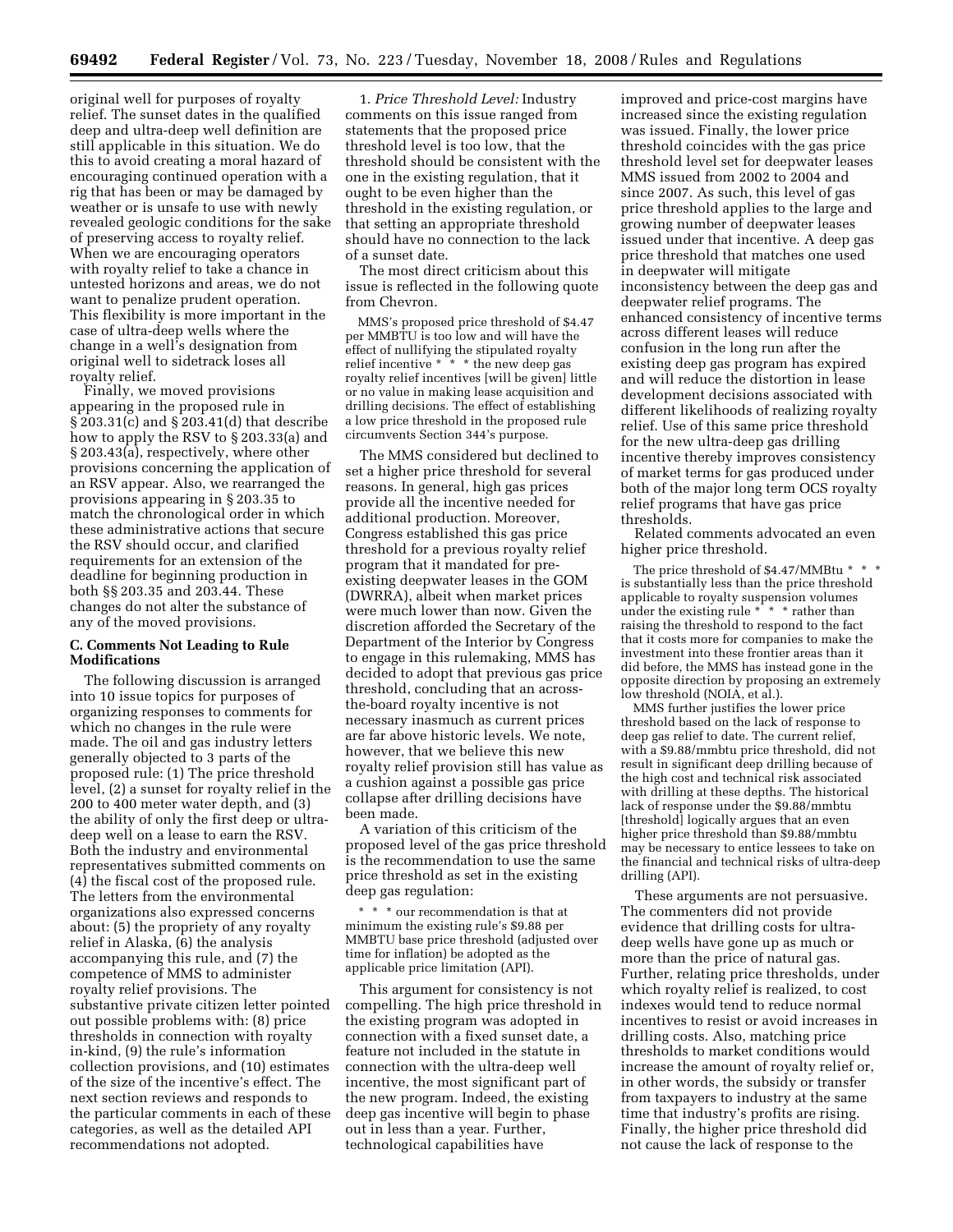original well for purposes of royalty relief. The sunset dates in the qualified deep and ultra-deep well definition are still applicable in this situation. We do this to avoid creating a moral hazard of encouraging continued operation with a rig that has been or may be damaged by weather or is unsafe to use with newly revealed geologic conditions for the sake of preserving access to royalty relief. When we are encouraging operators with royalty relief to take a chance in untested horizons and areas, we do not want to penalize prudent operation. This flexibility is more important in the case of ultra-deep wells where the change in a well's designation from original well to sidetrack loses all royalty relief.

Finally, we moved provisions appearing in the proposed rule in § 203.31(c) and § 203.41(d) that describe how to apply the RSV to § 203.33(a) and § 203.43(a), respectively, where other provisions concerning the application of an RSV appear. Also, we rearranged the provisions appearing in § 203.35 to match the chronological order in which these administrative actions that secure the RSV should occur, and clarified requirements for an extension of the deadline for beginning production in both §§ 203.35 and 203.44. These changes do not alter the substance of any of the moved provisions.

### C. Comments Not Leading to Rule Modifications

The following discussion is arranged into 10 issue topics for purposes of organizing responses to comments for which no changes in the rule were made. The oil and gas industry letters generally objected to 3 parts of the proposed rule: (1) The price threshold level, (2) a sunset for royalty relief in the 200 to 400 meter water depth, and (3) the ability of only the first deep or ultra-deep well on a lease to earn the RSV. Both the industry and environmental representatives submitted comments on (4) the fiscal cost of the proposed rule. The letters from the environmental organizations also expressed concerns about: (5) the propriety of any royalty relief in Alaska, (6) the analysis accompanying this rule, and (7) the competence of MMS to administer royalty relief provisions. The substantive private citizen letter pointed out possible problems with: (8) price thresholds in connection with royalty in-kind, (9) the rule's information collection provisions, and (10) estimates of the size of the incentive's effect. The next section reviews and responds to the particular comments in each of these categories, as well as the detailed API recommendations not adopted.

1. *Price Threshold Level:* Industry comments on this issue ranged from statements that the proposed price threshold level is too low, that the threshold should be consistent with the one in the existing regulation, that it ought to be even higher than the threshold in the existing regulation, or that setting an appropriate threshold should have no connection to the lack of a sunset date.

The most direct criticism about this issue is reflected in the following quote from Chevron.

> MMS's proposed price threshold of $4.47 per MMBTU is too low and will have the effect of nullifying the stipulated royalty relief incentive * * * the new deep gas royalty relief incentives [will be given] little or no value in making lease acquisition and drilling decisions. The effect of establishing a low price threshold in the proposed rule circumvents Section 344's purpose.

The MMS considered but declined to set a higher price threshold for several reasons. In general, high gas prices provide all the incentive needed for additional production. Moreover, Congress established this gas price threshold for a previous royalty relief program that it mandated for pre-existing deepwater leases in the GOM (DWRRA), albeit when market prices were much lower than now. Given the discretion afforded the Secretary of the Department of the Interior by Congress to engage in this rulemaking, MMS has decided to adopt that previous gas price threshold, concluding that an across-the-board royalty incentive is not necessary inasmuch as current prices are far above historic levels. We note, however, that we believe this new royalty relief provision still has value as a cushion against a possible gas price collapse after drilling decisions have been made.

A variation of this criticism of the proposed level of the gas price threshold is the recommendation to use the same price threshold as set in the existing deep gas regulation:

> * * * our recommendation is that at minimum the existing rule's $9.88 per MMBTU base price threshold (adjusted over time for inflation) be adopted as the applicable price limitation (API).

This argument for consistency is not compelling. The high price threshold in the existing program was adopted in connection with a fixed sunset date, a feature not included in the statute in connection with the ultra-deep well incentive, the most significant part of the new program. Indeed, the existing deep gas incentive will begin to phase out in less than a year. Further, technological capabilities have improved and price-cost margins have increased since the existing regulation was issued. Finally, the lower price threshold coincides with the gas price threshold level set for deepwater leases MMS issued from 2002 to 2004 and since 2007. As such, this level of gas price threshold applies to the large and growing number of deepwater leases issued under that incentive. A deep gas price threshold that matches one used in deepwater will mitigate inconsistency between the deep gas and deepwater relief programs. The enhanced consistency of incentive terms across different leases will reduce confusion in the long run after the existing deep gas program has expired and will reduce the distortion in lease development decisions associated with different likelihoods of realizing royalty relief. Use of this same price threshold for the new ultra-deep gas drilling incentive thereby improves consistency of market terms for gas produced under both of the major long term OCS royalty relief programs that have gas price thresholds.

Related comments advocated an even higher price threshold.

> The price threshold of $4.47/MMBtu * * * is substantially less than the price threshold applicable to royalty suspension volumes under the existing rule * * * rather than raising the threshold to respond to the fact that it costs more for companies to make the investment into these frontier areas than it did before, the MMS has instead gone in the opposite direction by proposing an extremely low threshold (NOIA, et al.).
>
> MMS further justifies the lower price threshold based on the lack of response to deep gas relief to date. The current relief, with a $9.88/mmbtu price threshold, did not result in significant deep drilling because of the high cost and technical risk associated with drilling at these depths. The historical lack of response under the $9.88/mmbtu [threshold] logically argues that an even higher price threshold than $9.88/mmbtu may be necessary to entice lessees to take on the financial and technical risks of ultra-deep drilling (API).

These arguments are not persuasive. The commenters did not provide evidence that drilling costs for ultra-deep wells have gone up as much or more than the price of natural gas. Further, relating price thresholds, under which royalty relief is realized, to cost indexes would tend to reduce normal incentives to resist or avoid increases in drilling costs. Also, matching price thresholds to market conditions would increase the amount of royalty relief or, in other words, the subsidy or transfer from taxpayers to industry at the same time that industry's profits are rising. Finally, the higher price threshold did not cause the lack of response to the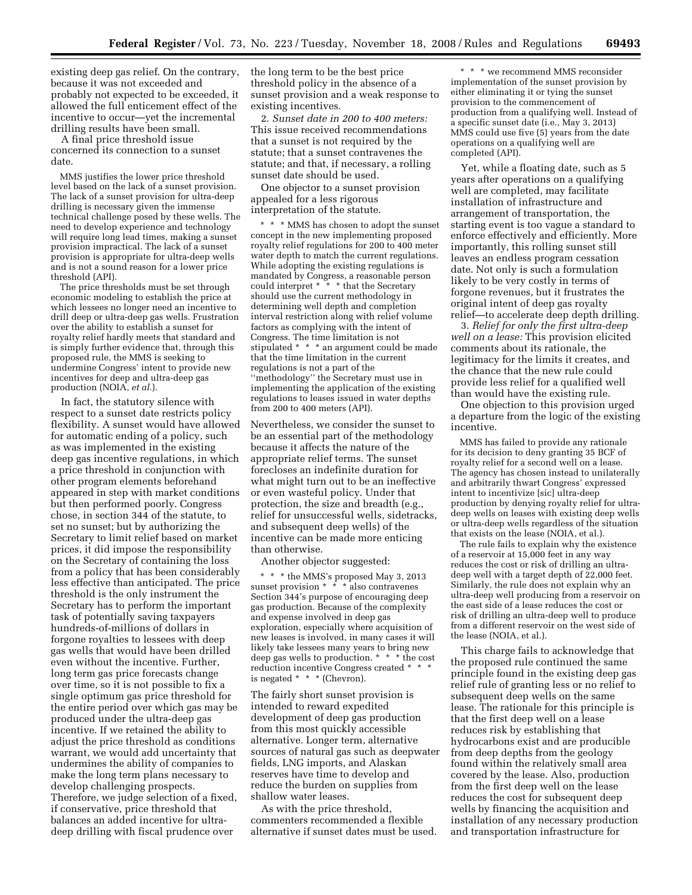existing deep gas relief. On the contrary, because it was not exceeded and probably not expected to be exceeded, it allowed the full enticement effect of the incentive to occur—yet the incremental drilling results have been small.

A final price threshold issue concerned its connection to a sunset date.

> MMS justifies the lower price threshold level based on the lack of a sunset provision. The lack of a sunset provision for ultra-deep drilling is necessary given the immense technical challenge posed by these wells. The need to develop experience and technology will require long lead times, making a sunset provision impractical. The lack of a sunset provision is appropriate for ultra-deep wells and is not a sound reason for a lower price threshold (API).
>
> The price thresholds must be set through economic modeling to establish the price at which lessees no longer need an incentive to drill deep or ultra-deep gas wells. Frustration over the ability to establish a sunset for royalty relief hardly meets that standard and is simply further evidence that, through this proposed rule, the MMS is seeking to undermine Congress' intent to provide new incentives for deep and ultra-deep gas production (NOIA, *et al.*).

In fact, the statutory silence with respect to a sunset date restricts policy flexibility. A sunset would have allowed for automatic ending of a policy, such as was implemented in the existing deep gas incentive regulations, in which a price threshold in conjunction with other program elements beforehand appeared in step with market conditions but then performed poorly. Congress chose, in section 344 of the statute, to set no sunset; but by authorizing the Secretary to limit relief based on market prices, it did impose the responsibility on the Secretary of containing the loss from a policy that has been considerably less effective than anticipated. The price threshold is the only instrument the Secretary has to perform the important task of potentially saving taxpayers hundreds-of-millions of dollars in forgone royalties to lessees with deep gas wells that would have been drilled even without the incentive. Further, long term gas price forecasts change over time, so it is not possible to fix a single optimum gas price threshold for the entire period over which gas may be produced under the ultra-deep gas incentive. If we retained the ability to adjust the price threshold as conditions warrant, we would add uncertainty that undermines the ability of companies to make the long term plans necessary to develop challenging prospects. Therefore, we judge selection of a fixed, if conservative, price threshold that balances an added incentive for ultra-deep drilling with fiscal prudence over the long term to be the best price threshold policy in the absence of a sunset provision and a weak response to existing incentives.

2. *Sunset date in 200 to 400 meters:* This issue received recommendations that a sunset is not required by the statute; that a sunset contravenes the statute; and that, if necessary, a rolling sunset date should be used.

One objector to a sunset provision appealed for a less rigorous interpretation of the statute.

> * * * MMS has chosen to adopt the sunset concept in the new implementing proposed royalty relief regulations for 200 to 400 meter water depth to match the current regulations. While adopting the existing regulations is mandated by Congress, a reasonable person could interpret * * * that the Secretary should use the current methodology in determining well depth and completion interval restriction along with relief volume factors as complying with the intent of Congress. The time limitation is not stipulated * * * an argument could be made that the time limitation in the current regulations is not a part of the "methodology" the Secretary must use in implementing the application of the existing regulations to leases issued in water depths from 200 to 400 meters (API).

Nevertheless, we consider the sunset to be an essential part of the methodology because it affects the nature of the appropriate relief terms. The sunset forecloses an indefinite duration for what might turn out to be an ineffective or even wasteful policy. Under that protection, the size and breadth (e.g., relief for unsuccessful wells, sidetracks, and subsequent deep wells) of the incentive can be made more enticing than otherwise.

Another objector suggested:

> * * * the MMS's proposed May 3, 2013 sunset provision * * * also contravenes Section 344's purpose of encouraging deep gas production. Because of the complexity and expense involved in deep gas exploration, especially where acquisition of new leases is involved, in many cases it will likely take lessees many years to bring new deep gas wells to production. * * * the cost reduction incentive Congress created * * * is negated * * * (Chevron).

The fairly short sunset provision is intended to reward expedited development of deep gas production from this most quickly accessible alternative. Longer term, alternative sources of natural gas such as deepwater fields, LNG imports, and Alaskan reserves have time to develop and reduce the burden on supplies from shallow water leases.

As with the price threshold, commenters recommended a flexible alternative if sunset dates must be used.

> * * * we recommend MMS reconsider implementation of the sunset provision by either eliminating it or tying the sunset provision to the commencement of production from a qualifying well. Instead of a specific sunset date (i.e., May 3, 2013) MMS could use five (5) years from the date operations on a qualifying well are completed (API).

Yet, while a floating date, such as 5 years after operations on a qualifying well are completed, may facilitate installation of infrastructure and arrangement of transportation, the starting event is too vague a standard to enforce effectively and efficiently. More importantly, this rolling sunset still leaves an endless program cessation date. Not only is such a formulation likely to be very costly in terms of forgone revenues, but it frustrates the original intent of deep gas royalty relief—to accelerate deep depth drilling.

3. *Relief for only the first ultra-deep well on a lease:* This provision elicited comments about its rationale, the legitimacy for the limits it creates, and the chance that the new rule could provide less relief for a qualified well than would have the existing rule.

One objection to this provision urged a departure from the logic of the existing incentive.

> MMS has failed to provide any rationale for its decision to deny granting 35 BCF of royalty relief for a second well on a lease. The agency has chosen instead to unilaterally and arbitrarily thwart Congress' expressed intent to incentivize [sic] ultra-deep production by denying royalty relief for ultra-deep wells on leases with existing deep wells or ultra-deep wells regardless of the situation that exists on the lease (NOIA, et al.).
>
> The rule fails to explain why the existence of a reservoir at 15,000 feet in any way reduces the cost or risk of drilling an ultra-deep well with a target depth of 22,000 feet. Similarly, the rule does not explain why an ultra-deep well producing from a reservoir on the east side of a lease reduces the cost or risk of drilling an ultra-deep well to produce from a different reservoir on the west side of the lease (NOIA, et al.).

This charge fails to acknowledge that the proposed rule continued the same principle found in the existing deep gas relief rule of granting less or no relief to subsequent deep wells on the same lease. The rationale for this principle is that the first deep well on a lease reduces risk by establishing that hydrocarbons exist and are producible from deep depths from the geology found within the relatively small area covered by the lease. Also, production from the first deep well on the lease reduces the cost for subsequent deep wells by financing the acquisition and installation of any necessary production and transportation infrastructure for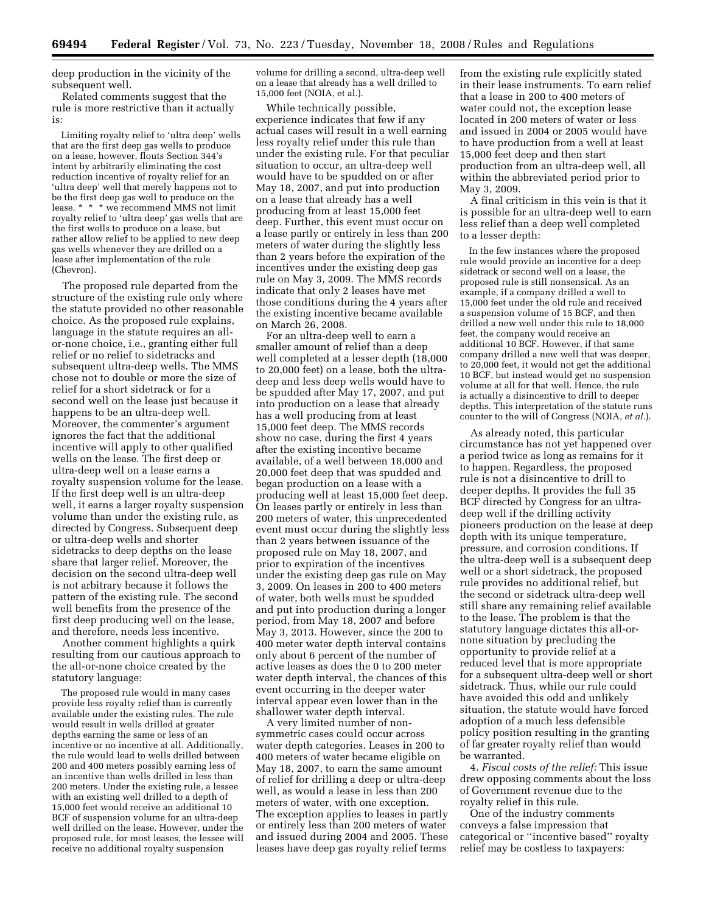deep production in the vicinity of the subsequent well.

Related comments suggest that the rule is more restrictive than it actually is:

> Limiting royalty relief to 'ultra deep' wells that are the first deep gas wells to produce on a lease, however, flouts Section 344's intent by arbitrarily eliminating the cost reduction incentive of royalty relief for an 'ultra deep' well that merely happens not to be the first deep gas well to produce on the lease. * * * we recommend MMS not limit royalty relief to 'ultra deep' gas wells that are the first wells to produce on a lease, but rather allow relief to be applied to new deep gas wells whenever they are drilled on a lease after implementation of the rule (Chevron).

The proposed rule departed from the structure of the existing rule only where the statute provided no other reasonable choice. As the proposed rule explains, language in the statute requires an all-or-none choice, i.e., granting either full relief or no relief to sidetracks and subsequent ultra-deep wells. The MMS chose not to double or more the size of relief for a short sidetrack or for a second well on the lease just because it happens to be an ultra-deep well. Moreover, the commenter's argument ignores the fact that the additional incentive will apply to other qualified wells on the lease. The first deep or ultra-deep well on a lease earns a royalty suspension volume for the lease. If the first deep well is an ultra-deep well, it earns a larger royalty suspension volume than under the existing rule, as directed by Congress. Subsequent deep or ultra-deep wells and shorter sidetracks to deep depths on the lease share that larger relief. Moreover, the decision on the second ultra-deep well is not arbitrary because it follows the pattern of the existing rule. The second well benefits from the presence of the first deep producing well on the lease, and therefore, needs less incentive.

Another comment highlights a quirk resulting from our cautious approach to the all-or-none choice created by the statutory language:

> The proposed rule would in many cases provide less royalty relief than is currently available under the existing rules. The rule would result in wells drilled at greater depths earning the same or less of an incentive or no incentive at all. Additionally, the rule would lead to wells drilled between 200 and 400 meters possibly earning less of an incentive than wells drilled in less than 200 meters. Under the existing rule, a lessee with an existing well drilled to a depth of 15,000 feet would receive an additional 10 BCF of suspension volume for an ultra-deep well drilled on the lease. However, under the proposed rule, for most leases, the lessee will receive no additional royalty suspension volume for drilling a second, ultra-deep well on a lease that already has a well drilled to 15,000 feet (NOIA, et al.).

While technically possible, experience indicates that few if any actual cases will result in a well earning less royalty relief under this rule than under the existing rule. For that peculiar situation to occur, an ultra-deep well would have to be spudded on or after May 18, 2007, and put into production on a lease that already has a well producing from at least 15,000 feet deep. Further, this event must occur on a lease partly or entirely in less than 200 meters of water during the slightly less than 2 years before the expiration of the incentives under the existing deep gas rule on May 3, 2009. The MMS records indicate that only 2 leases have met those conditions during the 4 years after the existing incentive became available on March 26, 2008.

For an ultra-deep well to earn a smaller amount of relief than a deep well completed at a lesser depth (18,000 to 20,000 feet) on a lease, both the ultra-deep and less deep wells would have to be spudded after May 17, 2007, and put into production on a lease that already has a well producing from at least 15,000 feet deep. The MMS records show no case, during the first 4 years after the existing incentive became available, of a well between 18,000 and 20,000 feet deep that was spudded and began production on a lease with a producing well at least 15,000 feet deep. On leases partly or entirely in less than 200 meters of water, this unprecedented event must occur during the slightly less than 2 years between issuance of the proposed rule on May 18, 2007, and prior to expiration of the incentives under the existing deep gas rule on May 3, 2009. On leases in 200 to 400 meters of water, both wells must be spudded and put into production during a longer period, from May 18, 2007 and before May 3, 2013. However, since the 200 to 400 meter water depth interval contains only about 6 percent of the number of active leases as does the 0 to 200 meter water depth interval, the chances of this event occurring in the deeper water interval appear even lower than in the shallower water depth interval.

A very limited number of non-symmetric cases could occur across water depth categories. Leases in 200 to 400 meters of water became eligible on May 18, 2007, to earn the same amount of relief for drilling a deep or ultra-deep well, as would a lease in less than 200 meters of water, with one exception. The exception applies to leases in partly or entirely less than 200 meters of water and issued during 2004 and 2005. These leases have deep gas royalty relief terms from the existing rule explicitly stated in their lease instruments. To earn relief that a lease in 200 to 400 meters of water could not, the exception lease located in 200 meters of water or less and issued in 2004 or 2005 would have to have production from a well at least 15,000 feet deep and then start production from an ultra-deep well, all within the abbreviated period prior to May 3, 2009.

A final criticism in this vein is that it is possible for an ultra-deep well to earn less relief than a deep well completed to a lesser depth:

> In the few instances where the proposed rule would provide an incentive for a deep sidetrack or second well on a lease, the proposed rule is still nonsensical. As an example, if a company drilled a well to 15,000 feet under the old rule and received a suspension volume of 15 BCF, and then drilled a new well under this rule to 18,000 feet, the company would receive an additional 10 BCF. However, if that same company drilled a new well that was deeper, to 20,000 feet, it would not get the additional 10 BCF, but instead would get no suspension volume at all for that well. Hence, the rule is actually a disincentive to drill to deeper depths. This interpretation of the statute runs counter to the will of Congress (NOIA, *et al.*).

As already noted, this particular circumstance has not yet happened over a period twice as long as remains for it to happen. Regardless, the proposed rule is not a disincentive to drill to deeper depths. It provides the full 35 BCF directed by Congress for an ultra-deep well if the drilling activity pioneers production on the lease at deep depth with its unique temperature, pressure, and corrosion conditions. If the ultra-deep well is a subsequent deep well or a short sidetrack, the proposed rule provides no additional relief, but the second or sidetrack ultra-deep well still share any remaining relief available to the lease. The problem is that the statutory language dictates this all-or-none situation by precluding the opportunity to provide relief at a reduced level that is more appropriate for a subsequent ultra-deep well or short sidetrack. Thus, while our rule could have avoided this odd and unlikely situation, the statute would have forced adoption of a much less defensible policy position resulting in the granting of far greater royalty relief than would be warranted.

4. *Fiscal costs of the relief:* This issue drew opposing comments about the loss of Government revenue due to the royalty relief in this rule.

One of the industry comments conveys a false impression that categorical or "incentive based" royalty relief may be costless to taxpayers: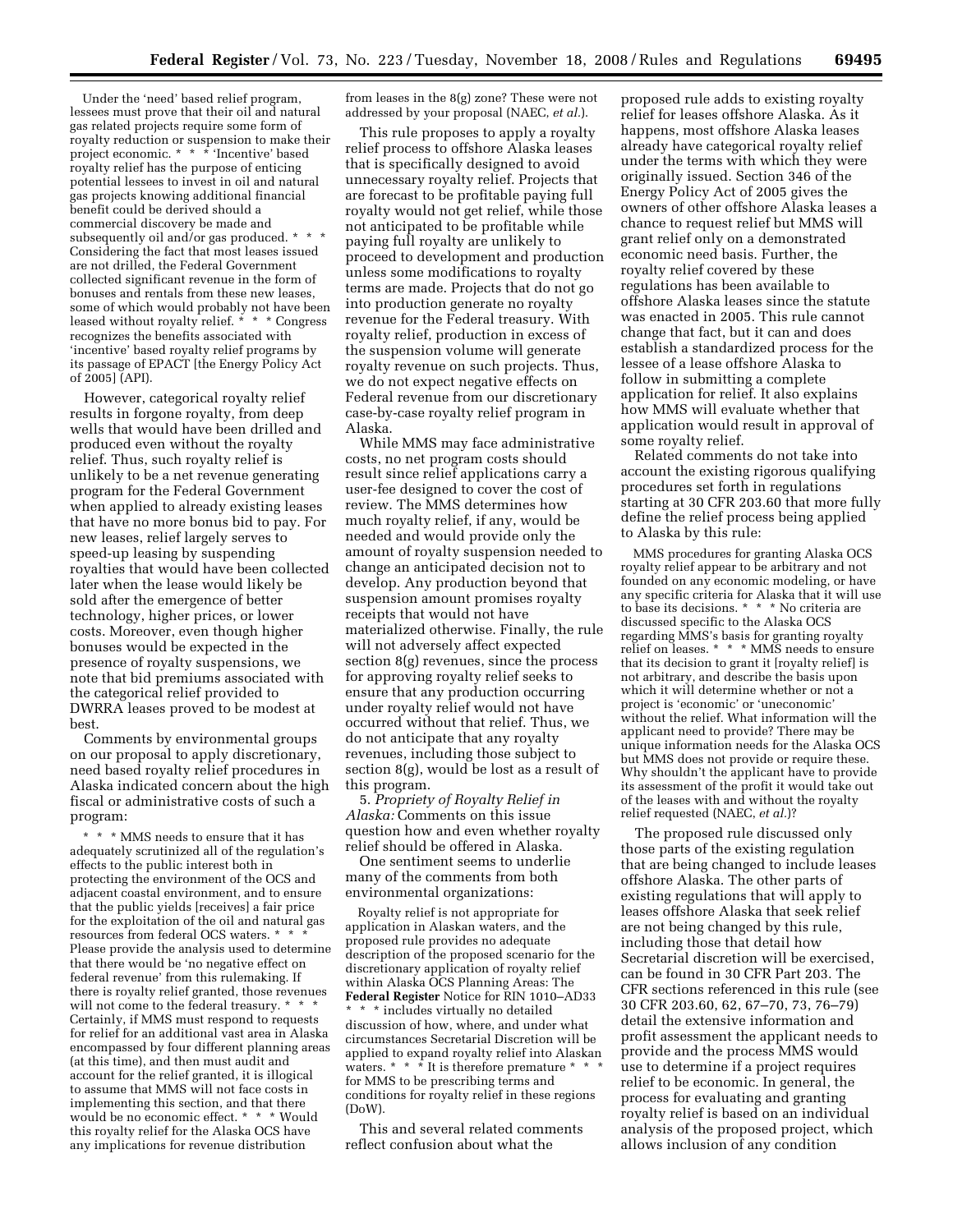> Under the 'need' based relief program, lessees must prove that their oil and natural gas related projects require some form of royalty reduction or suspension to make their project economic. * * * 'Incentive' based royalty relief has the purpose of enticing potential lessees to invest in oil and natural gas projects knowing additional financial benefit could be derived should a commercial discovery be made and subsequently oil and/or gas produced. * * * Considering the fact that most leases issued are not drilled, the Federal Government collected significant revenue in the form of bonuses and rentals from these new leases, some of which would probably not have been leased without royalty relief. * * * Congress recognizes the benefits associated with 'incentive' based royalty relief programs by its passage of EPACT [the Energy Policy Act of 2005] (API).

However, categorical royalty relief results in forgone royalty, from deep wells that would have been drilled and produced even without the royalty relief. Thus, such royalty relief is unlikely to be a net revenue generating program for the Federal Government when applied to already existing leases that have no more bonus bid to pay. For new leases, relief largely serves to speed-up leasing by suspending royalties that would have been collected later when the lease would likely be sold after the emergence of better technology, higher prices, or lower costs. Moreover, even though higher bonuses would be expected in the presence of royalty suspensions, we note that bid premiums associated with the categorical relief provided to DWRRA leases proved to be modest at best.

Comments by environmental groups on our proposal to apply discretionary, need based royalty relief procedures in Alaska indicated concern about the high fiscal or administrative costs of such a program:

> * * * MMS needs to ensure that it has adequately scrutinized all of the regulation's effects to the public interest both in protecting the environment of the OCS and adjacent coastal environment, and to ensure that the public yields [receives] a fair price for the exploitation of the oil and natural gas resources from federal OCS waters. * * * Please provide the analysis used to determine that there would be 'no negative effect on federal revenue' from this rulemaking. If there is royalty relief granted, those revenues will not come to the federal treasury. * * * Certainly, if MMS must respond to requests for relief for an additional vast area in Alaska encompassed by four different planning areas (at this time), and then must audit and account for the relief granted, it is illogical to assume that MMS will not face costs in implementing this section, and that there would be no economic effect. * * * Would this royalty relief for the Alaska OCS have any implications for revenue distribution from leases in the 8(g) zone? These were not addressed by your proposal (NAEC, *et al.*).

This rule proposes to apply a royalty relief process to offshore Alaska leases that is specifically designed to avoid unnecessary royalty relief. Projects that are forecast to be profitable paying full royalty would not get relief, while those not anticipated to be profitable while paying full royalty are unlikely to proceed to development and production unless some modifications to royalty terms are made. Projects that do not go into production generate no royalty revenue for the Federal treasury. With royalty relief, production in excess of the suspension volume will generate royalty revenue on such projects. Thus, we do not expect negative effects on Federal revenue from our discretionary case-by-case royalty relief program in Alaska.

While MMS may face administrative costs, no net program costs should result since relief applications carry a user-fee designed to cover the cost of review. The MMS determines how much royalty relief, if any, would be needed and would provide only the amount of royalty suspension needed to change an anticipated decision not to develop. Any production beyond that suspension amount promises royalty receipts that would not have materialized otherwise. Finally, the rule will not adversely affect expected section 8(g) revenues, since the process for approving royalty relief seeks to ensure that any production occurring under royalty relief would not have occurred without that relief. Thus, we do not anticipate that any royalty revenues, including those subject to section 8(g), would be lost as a result of this program.

5. *Propriety of Royalty Relief in Alaska:* Comments on this issue question how and even whether royalty relief should be offered in Alaska.

One sentiment seems to underlie many of the comments from both environmental organizations:

> Royalty relief is not appropriate for application in Alaskan waters, and the proposed rule provides no adequate description of the proposed scenario for the discretionary application of royalty relief within Alaska OCS Planning Areas: The **Federal Register** Notice for RIN 1010–AD33 * * * includes virtually no detailed discussion of how, where, and under what circumstances Secretarial Discretion will be applied to expand royalty relief into Alaskan waters. * * * It is therefore premature * * * for MMS to be prescribing terms and conditions for royalty relief in these regions (DoW).

This and several related comments reflect confusion about what the proposed rule adds to existing royalty relief for leases offshore Alaska. As it happens, most offshore Alaska leases already have categorical royalty relief under the terms with which they were originally issued. Section 346 of the Energy Policy Act of 2005 gives the owners of other offshore Alaska leases a chance to request relief but MMS will grant relief only on a demonstrated economic need basis. Further, the royalty relief covered by these regulations has been available to offshore Alaska leases since the statute was enacted in 2005. This rule cannot change that fact, but it can and does establish a standardized process for the lessee of a lease offshore Alaska to follow in submitting a complete application for relief. It also explains how MMS will evaluate whether that application would result in approval of some royalty relief.

Related comments do not take into account the existing rigorous qualifying procedures set forth in regulations starting at 30 CFR 203.60 that more fully define the relief process being applied to Alaska by this rule:

> MMS procedures for granting Alaska OCS royalty relief appear to be arbitrary and not founded on any economic modeling, or have any specific criteria for Alaska that it will use to base its decisions. * * * No criteria are discussed specific to the Alaska OCS regarding MMS's basis for granting royalty relief on leases. * * * MMS needs to ensure that its decision to grant it [royalty relief] is not arbitrary, and describe the basis upon which it will determine whether or not a project is 'economic' or 'uneconomic' without the relief. What information will the applicant need to provide? There may be unique information needs for the Alaska OCS but MMS does not provide or require these. Why shouldn't the applicant have to provide its assessment of the profit it would take out of the leases with and without the royalty relief requested (NAEC, *et al.*)?

The proposed rule discussed only those parts of the existing regulation that are being changed to include leases offshore Alaska. The other parts of existing regulations that will apply to leases offshore Alaska that seek relief are not being changed by this rule, including those that detail how Secretarial discretion will be exercised, can be found in 30 CFR Part 203. The CFR sections referenced in this rule (see 30 CFR 203.60, 62, 67–70, 73, 76–79) detail the extensive information and profit assessment the applicant needs to provide and the process MMS would use to determine if a project requires relief to be economic. In general, the process for evaluating and granting royalty relief is based on an individual analysis of the proposed project, which allows inclusion of any condition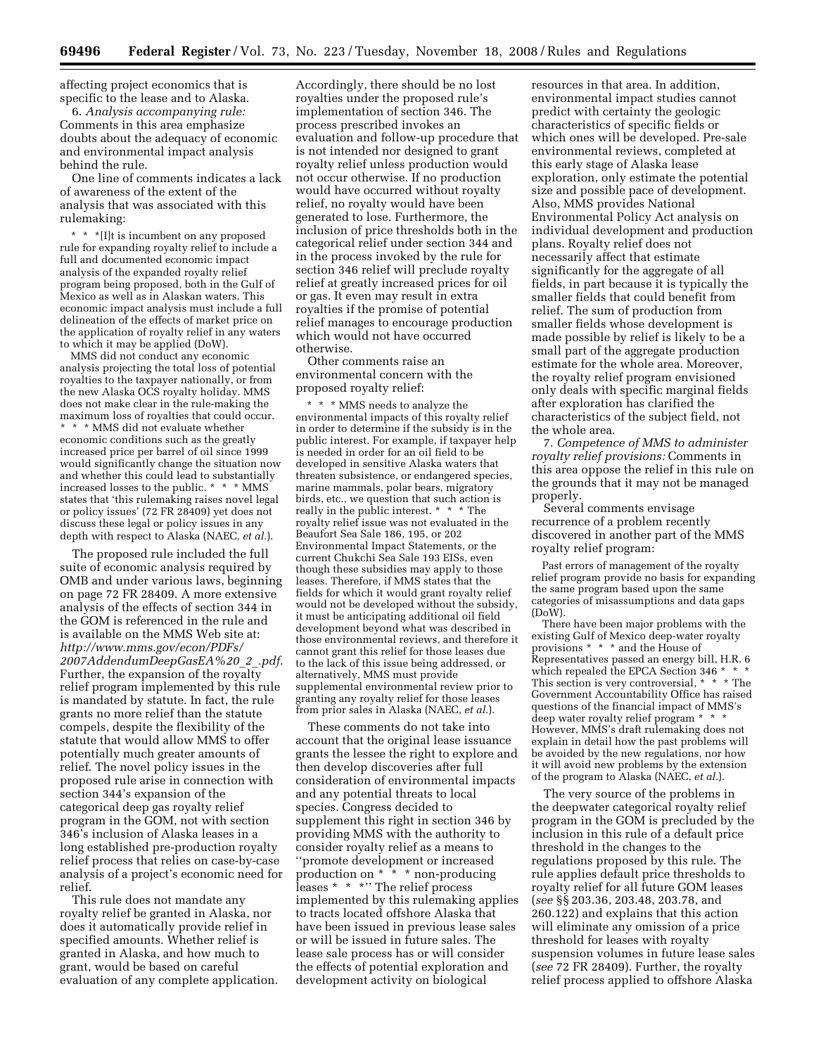affecting project economics that is specific to the lease and to Alaska.

6. *Analysis accompanying rule:* Comments in this area emphasize doubts about the adequacy of economic and environmental impact analysis behind the rule.

One line of comments indicates a lack of awareness of the extent of the analysis that was associated with this rulemaking:

> * * * [I]t is incumbent on any proposed rule for expanding royalty relief to include a full and documented economic impact analysis of the expanded royalty relief program being proposed, both in the Gulf of Mexico as well as in Alaskan waters. This economic impact analysis must include a full delineation of the effects of market price on the application of royalty relief in any waters to which it may be applied (DoW).
>
> MMS did not conduct any economic analysis projecting the total loss of potential royalties to the taxpayer nationally, or from the new Alaska OCS royalty holiday. MMS does not make clear in the rule-making the maximum loss of royalties that could occur. * * * MMS did not evaluate whether economic conditions such as the greatly increased price per barrel of oil since 1999 would significantly change the situation now and whether this could lead to substantially increased losses to the public. * * * MMS states that 'this rulemaking raises novel legal or policy issues' (72 FR 28409) yet does not discuss these legal or policy issues in any depth with respect to Alaska (NAEC, *et al.*).

The proposed rule included the full suite of economic analysis required by OMB and under various laws, beginning on page 72 FR 28409. A more extensive analysis of the effects of section 344 in the GOM is referenced in the rule and is available on the MMS Web site at: *http://www.mms.gov/econ/PDFs/2007AddendumDeepGasEA%20_2_.pdf*. Further, the expansion of the royalty relief program implemented by this rule is mandated by statute. In fact, the rule grants no more relief than the statute compels, despite the flexibility of the statute that would allow MMS to offer potentially much greater amounts of relief. The novel policy issues in the proposed rule arise in connection with section 344's expansion of the categorical deep gas royalty relief program in the GOM, not with section 346's inclusion of Alaska leases in a long established pre-production royalty relief process that relies on case-by-case analysis of a project's economic need for relief.

This rule does not mandate any royalty relief be granted in Alaska, nor does it automatically provide relief in specified amounts. Whether relief is granted in Alaska, and how much to grant, would be based on careful evaluation of any complete application. Accordingly, there should be no lost royalties under the proposed rule's implementation of section 346. The process prescribed invokes an evaluation and follow-up procedure that is not intended nor designed to grant royalty relief unless production would not occur otherwise. If no production would have occurred without royalty relief, no royalty would have been generated to lose. Furthermore, the inclusion of price thresholds both in the categorical relief under section 344 and in the process invoked by the rule for section 346 relief will preclude royalty relief at greatly increased prices for oil or gas. It even may result in extra royalties if the promise of potential relief manages to encourage production which would not have occurred otherwise.

Other comments raise an environmental concern with the proposed royalty relief:

> * * * MMS needs to analyze the environmental impacts of this royalty relief in order to determine if the subsidy is in the public interest. For example, if taxpayer help is needed in order for an oil field to be developed in sensitive Alaska waters that threaten subsistence, or endangered species, marine mammals, polar bears, migratory birds, etc., we question that such action is really in the public interest. * * * The royalty relief issue was not evaluated in the Beaufort Sea Sale 186, 195, or 202 Environmental Impact Statements, or the current Chukchi Sea Sale 193 EISs, even though these subsidies may apply to those leases. Therefore, if MMS states that the fields for which it would grant royalty relief would not be developed without the subsidy, it must be anticipating additional oil field development beyond what was described in those environmental reviews, and therefore it cannot grant this relief for those leases due to the lack of this issue being addressed, or alternatively, MMS must provide supplemental environmental review prior to granting any royalty relief for those leases from prior sales in Alaska (NAEC, *et al.*).

These comments do not take into account that the original lease issuance grants the lessee the right to explore and then develop discoveries after full consideration of environmental impacts and any potential threats to local species. Congress decided to supplement this right in section 346 by providing MMS with the authority to consider royalty relief as a means to ''promote development or increased production on * * * non-producing leases * * *'' The relief process implemented by this rulemaking applies to tracts located offshore Alaska that have been issued in previous lease sales or will be issued in future sales. The lease sale process has or will consider the effects of potential exploration and development activity on biological resources in that area. In addition, environmental impact studies cannot predict with certainty the geologic characteristics of specific fields or which ones will be developed. Pre-sale environmental reviews, completed at this early stage of Alaska lease exploration, only estimate the potential size and possible pace of development. Also, MMS provides National Environmental Policy Act analysis on individual development and production plans. Royalty relief does not necessarily affect that estimate significantly for the aggregate of all fields, in part because it is typically the smaller fields that could benefit from relief. The sum of production from smaller fields whose development is made possible by relief is likely to be a small part of the aggregate production estimate for the whole area. Moreover, the royalty relief program envisioned only deals with specific marginal fields after exploration has clarified the characteristics of the subject field, not the whole area.

7. *Competence of MMS to administer royalty relief provisions:* Comments in this area oppose the relief in this rule on the grounds that it may not be managed properly.

Several comments envisage recurrence of a problem recently discovered in another part of the MMS royalty relief program:

> Past errors of management of the royalty relief program provide no basis for expanding the same program based upon the same categories of misassumptions and data gaps (DoW).
>
> There have been major problems with the existing Gulf of Mexico deep-water royalty provisions * * * and the House of Representatives passed an energy bill, H.R. 6 which repealed the EPCA Section 346 * * * This section is very controversial, * * * The Government Accountability Office has raised questions of the financial impact of MMS's deep water royalty relief program * * * However, MMS's draft rulemaking does not explain in detail how the past problems will be avoided by the new regulations, nor how it will avoid new problems by the extension of the program to Alaska (NAEC, *et al.*).

The very source of the problems in the deepwater categorical royalty relief program in the GOM is precluded by the inclusion in this rule of a default price threshold in the changes to the regulations proposed by this rule. The rule applies default price thresholds to royalty relief for all future GOM leases (*see* §§ 203.36, 203.48, 203.78, and 260.122) and explains that this action will eliminate any omission of a price threshold for leases with royalty suspension volumes in future lease sales (*see* 72 FR 28409). Further, the royalty relief process applied to offshore Alaska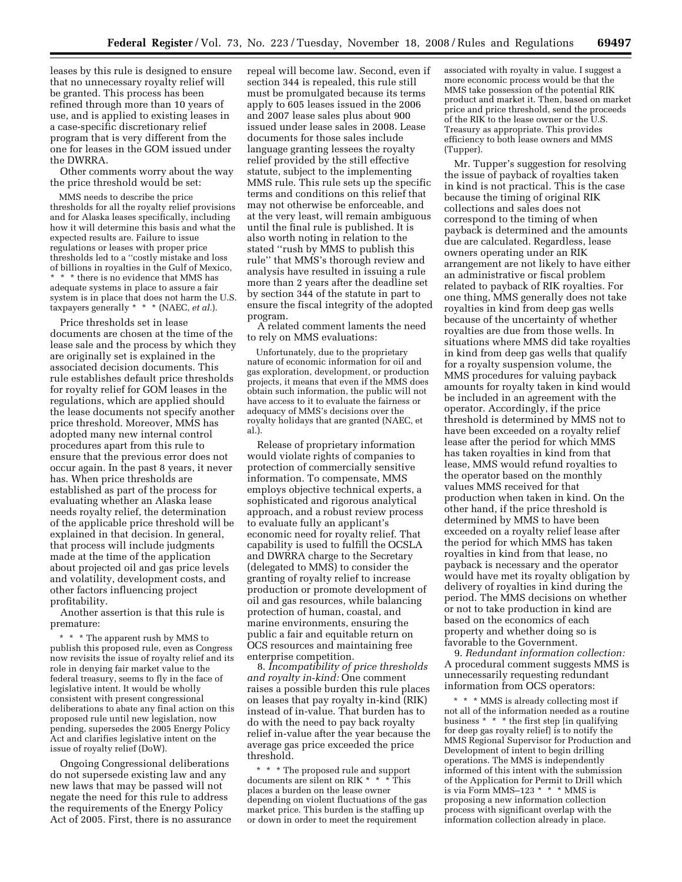leases by this rule is designed to ensure that no unnecessary royalty relief will be granted. This process has been refined through more than 10 years of use, and is applied to existing leases in a case-specific discretionary relief program that is very different from the one for leases in the GOM issued under the DWRRA.

Other comments worry about the way the price threshold would be set:

> MMS needs to describe the price thresholds for all the royalty relief provisions and for Alaska leases specifically, including how it will determine this basis and what the expected results are. Failure to issue regulations or leases with proper price thresholds led to a ''costly mistake and loss of billions in royalties in the Gulf of Mexico, * * * there is no evidence that MMS has adequate systems in place to assure a fair system is in place that does not harm the U.S. taxpayers generally * * * (NAEC, *et al.*).

Price thresholds set in lease documents are chosen at the time of the lease sale and the process by which they are originally set is explained in the associated decision documents. This rule establishes default price thresholds for royalty relief for GOM leases in the regulations, which are applied should the lease documents not specify another price threshold. Moreover, MMS has adopted many new internal control procedures apart from this rule to ensure that the previous error does not occur again. In the past 8 years, it never has. When price thresholds are established as part of the process for evaluating whether an Alaska lease needs royalty relief, the determination of the applicable price threshold will be explained in that decision. In general, that process will include judgments made at the time of the application about projected oil and gas price levels and volatility, development costs, and other factors influencing project profitability.

Another assertion is that this rule is premature:

> * * * The apparent rush by MMS to publish this proposed rule, even as Congress now revisits the issue of royalty relief and its role in denying fair market value to the federal treasury, seems to fly in the face of legislative intent. It would be wholly consistent with present congressional deliberations to abate any final action on this proposed rule until new legislation, now pending, supersedes the 2005 Energy Policy Act and clarifies legislative intent on the issue of royalty relief (DoW).

Ongoing Congressional deliberations do not supersede existing law and any new laws that may be passed will not negate the need for this rule to address the requirements of the Energy Policy Act of 2005. First, there is no assurance repeal will become law. Second, even if section 344 is repealed, this rule still must be promulgated because its terms apply to 605 leases issued in the 2006 and 2007 lease sales plus about 900 issued under lease sales in 2008. Lease documents for those sales include language granting lessees the royalty relief provided by the still effective statute, subject to the implementing MMS rule. This rule sets up the specific terms and conditions on this relief that may not otherwise be enforceable, and at the very least, will remain ambiguous until the final rule is published. It is also worth noting in relation to the stated ''rush by MMS to publish this rule'' that MMS's thorough review and analysis have resulted in issuing a rule more than 2 years after the deadline set by section 344 of the statute in part to ensure the fiscal integrity of the adopted program.

A related comment laments the need to rely on MMS evaluations:

> Unfortunately, due to the proprietary nature of economic information for oil and gas exploration, development, or production projects, it means that even if the MMS does obtain such information, the public will not have access to it to evaluate the fairness or adequacy of MMS's decisions over the royalty holidays that are granted (NAEC, et al.).

Release of proprietary information would violate rights of companies to protection of commercially sensitive information. To compensate, MMS employs objective technical experts, a sophisticated and rigorous analytical approach, and a robust review process to evaluate fully an applicant's economic need for royalty relief. That capability is used to fulfill the OCSLA and DWRRA charge to the Secretary (delegated to MMS) to consider the granting of royalty relief to increase production or promote development of oil and gas resources, while balancing protection of human, coastal, and marine environments, ensuring the public a fair and equitable return on OCS resources and maintaining free enterprise competition.

8. *Incompatibility of price thresholds and royalty in-kind:* One comment raises a possible burden this rule places on leases that pay royalty in-kind (RIK) instead of in-value. That burden has to do with the need to pay back royalty relief in-value after the year because the average gas price exceeded the price threshold.

> * * * The proposed rule and support documents are silent on RIK * * * This places a burden on the lease owner depending on violent fluctuations of the gas market price. This burden is the staffing up or down in order to meet the requirement associated with royalty in value. I suggest a more economic process would be that the MMS take possession of the potential RIK product and market it. Then, based on market price and price threshold, send the proceeds of the RIK to the lease owner or the U.S. Treasury as appropriate. This provides efficiency to both lease owners and MMS (Tupper).

Mr. Tupper's suggestion for resolving the issue of payback of royalties taken in kind is not practical. This is the case because the timing of original RIK collections and sales does not correspond to the timing of when payback is determined and the amounts due are calculated. Regardless, lease owners operating under an RIK arrangement are not likely to have either an administrative or fiscal problem related to payback of RIK royalties. For one thing, MMS generally does not take royalties in kind from deep gas wells because of the uncertainty of whether royalties are due from those wells. In situations where MMS did take royalties in kind from deep gas wells that qualify for a royalty suspension volume, the MMS procedures for valuing payback amounts for royalty taken in kind would be included in an agreement with the operator. Accordingly, if the price threshold is determined by MMS not to have been exceeded on a royalty relief lease after the period for which MMS has taken royalties in kind from that lease, MMS would refund royalties to the operator based on the monthly values MMS received for that production when taken in kind. On the other hand, if the price threshold is determined by MMS to have been exceeded on a royalty relief lease after the period for which MMS has taken royalties in kind from that lease, no payback is necessary and the operator would have met its royalty obligation by delivery of royalties in kind during the period. The MMS decisions on whether or not to take production in kind are based on the economics of each property and whether doing so is favorable to the Government.

9. *Redundant information collection:* A procedural comment suggests MMS is unnecessarily requesting redundant information from OCS operators:

> * * * MMS is already collecting most if not all of the information needed as a routine business * * * the first step [in qualifying for deep gas royalty relief] is to notify the MMS Regional Supervisor for Production and Development of intent to begin drilling operations. The MMS is independently informed of this intent with the submission of the Application for Permit to Drill which is via Form MMS–123 * * * MMS is proposing a new information collection process with significant overlap with the information collection already in place.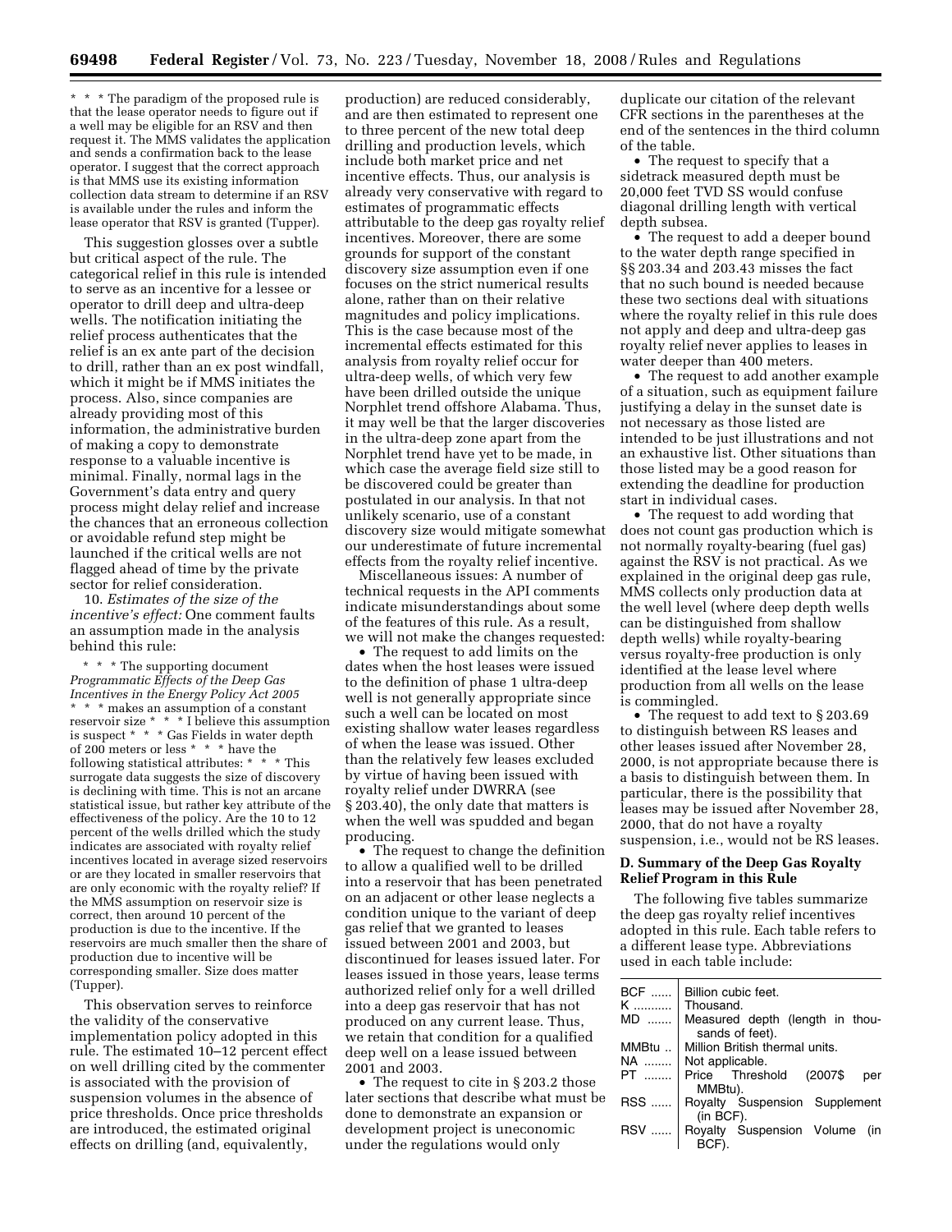* * * The paradigm of the proposed rule is that the lease operator needs to figure out if a well may be eligible for an RSV and then request it. The MMS validates the application and sends a confirmation back to the lease operator. I suggest that the correct approach is that MMS use its existing information collection data stream to determine if an RSV is available under the rules and inform the lease operator that RSV is granted (Tupper).

This suggestion glosses over a subtle but critical aspect of the rule. The categorical relief in this rule is intended to serve as an incentive for a lessee or operator to drill deep and ultra-deep wells. The notification initiating the relief process authenticates that the relief is an ex ante part of the decision to drill, rather than an ex post windfall, which it might be if MMS initiates the process. Also, since companies are already providing most of this information, the administrative burden of making a copy to demonstrate response to a valuable incentive is minimal. Finally, normal lags in the Government's data entry and query process might delay relief and increase the chances that an erroneous collection or avoidable refund step might be launched if the critical wells are not flagged ahead of time by the private sector for relief consideration.

10. *Estimates of the size of the incentive's effect:* One comment faults an assumption made in the analysis behind this rule:

* * * The supporting document *Programmatic Effects of the Deep Gas Incentives in the Energy Policy Act 2005* * * * makes an assumption of a constant reservoir size * * * I believe this assumption is suspect * * * Gas Fields in water depth of 200 meters or less * * * have the following statistical attributes: * * * This surrogate data suggests the size of discovery is declining with time. This is not an arcane statistical issue, but rather key attribute of the effectiveness of the policy. Are the 10 to 12 percent of the wells drilled which the study indicates are associated with royalty relief incentives located in average sized reservoirs or are they located in smaller reservoirs that are only economic with the royalty relief? If the MMS assumption on reservoir size is correct, then around 10 percent of the production is due to the incentive. If the reservoirs are much smaller then the share of production due to incentive will be corresponding smaller. Size does matter (Tupper).

This observation serves to reinforce the validity of the conservative implementation policy adopted in this rule. The estimated 10–12 percent effect on well drilling cited by the commenter is associated with the provision of suspension volumes in the absence of price thresholds. Once price thresholds are introduced, the estimated original effects on drilling (and, equivalently, production) are reduced considerably, and are then estimated to represent one to three percent of the new total deep drilling and production levels, which include both market price and net incentive effects. Thus, our analysis is already very conservative with regard to estimates of programmatic effects attributable to the deep gas royalty relief incentives. Moreover, there are some grounds for support of the constant discovery size assumption even if one focuses on the strict numerical results alone, rather than on their relative magnitudes and policy implications. This is the case because most of the incremental effects estimated for this analysis from royalty relief occur for ultra-deep wells, of which very few have been drilled outside the unique Norphlet trend offshore Alabama. Thus, it may well be that the larger discoveries in the ultra-deep zone apart from the Norphlet trend have yet to be made, in which case the average field size still to be discovered could be greater than postulated in our analysis. In that not unlikely scenario, use of a constant discovery size would mitigate somewhat our underestimate of future incremental effects from the royalty relief incentive.

Miscellaneous issues: A number of technical requests in the API comments indicate misunderstandings about some of the features of this rule. As a result, we will not make the changes requested:

- The request to add limits on the dates when the host leases were issued to the definition of phase 1 ultra-deep well is not generally appropriate since such a well can be located on most existing shallow water leases regardless of when the lease was issued. Other than the relatively few leases excluded by virtue of having been issued with royalty relief under DWRRA (see § 203.40), the only date that matters is when the well was spudded and began producing.
- The request to change the definition to allow a qualified well to be drilled into a reservoir that has been penetrated on an adjacent or other lease neglects a condition unique to the variant of deep gas relief that we granted to leases issued between 2001 and 2003, but discontinued for leases issued later. For leases issued in those years, lease terms authorized relief only for a well drilled into a deep gas reservoir that has not produced on any current lease. Thus, we retain that condition for a qualified deep well on a lease issued between 2001 and 2003.
- The request to cite in § 203.2 those later sections that describe what must be done to demonstrate an expansion or development project is uneconomic under the regulations would only duplicate our citation of the relevant CFR sections in the parentheses at the end of the sentences in the third column of the table.
- The request to specify that a sidetrack measured depth must be 20,000 feet TVD SS would confuse diagonal drilling length with vertical depth subsea.
- The request to add a deeper bound to the water depth range specified in §§ 203.34 and 203.43 misses the fact that no such bound is needed because these two sections deal with situations where the royalty relief in this rule does not apply and deep and ultra-deep gas royalty relief never applies to leases in water deeper than 400 meters.
- The request to add another example of a situation, such as equipment failure justifying a delay in the sunset date is not necessary as those listed are intended to be just illustrations and not an exhaustive list. Other situations than those listed may be a good reason for extending the deadline for production start in individual cases.
- The request to add wording that does not count gas production which is not normally royalty-bearing (fuel gas) against the RSV is not practical. As we explained in the original deep gas rule, MMS collects only production data at the well level (where deep depth wells can be distinguished from shallow depth wells) while royalty-bearing versus royalty-free production is only identified at the lease level where production from all wells on the lease is commingled.
- The request to add text to § 203.69 to distinguish between RS leases and other leases issued after November 28, 2000, is not appropriate because there is a basis to distinguish between them. In particular, there is the possibility that leases may be issued after November 28, 2000, that do not have a royalty suspension, i.e., would not be RS leases.

## D. Summary of the Deep Gas Royalty Relief Program in this Rule

The following five tables summarize the deep gas royalty relief incentives adopted in this rule. Each table refers to a different lease type. Abbreviations used in each table include:

| | |
|---|---|
| BCF | Billion cubic feet. |
| K | Thousand. |
| MD | Measured depth (length in thousands of feet). |
| MMBtu | Million British thermal units. |
| NA | Not applicable. |
| PT | Price Threshold (2007$ per MMBtu). |
| RSS | Royalty Suspension Supplement (in BCF). |
| RSV | Royalty Suspension Volume (in BCF). |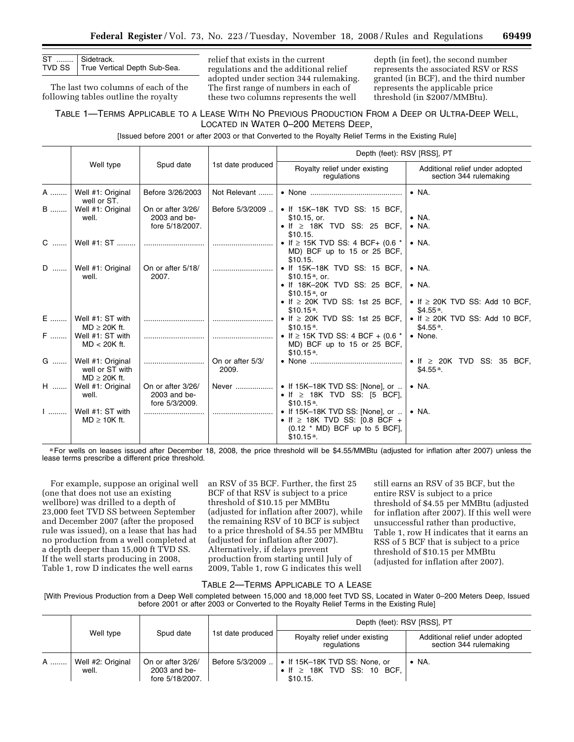| | |
|---|---|
| ST | Sidetrack. |
| TVD SS | True Vertical Depth Sub-Sea. |

The last two columns of each of the following tables outline the royalty relief that exists in the current regulations and the additional relief adopted under section 344 rulemaking. The first range of numbers in each of these two columns represents the well depth (in feet), the second number represents the associated RSV or RSS granted (in BCF), and the third number represents the applicable price threshold (in $2007/MMBtu).

TABLE 1—TERMS APPLICABLE TO A LEASE WITH NO PREVIOUS PRODUCTION FROM A DEEP OR ULTRA-DEEP WELL, LOCATED IN WATER 0–200 METERS DEEP,

[Issued before 2001 or after 2003 or that Converted to the Royalty Relief Terms in the Existing Rule]

| | Well type | Spud date | 1st date produced | Depth (feet): RSV [RSS], PT | |
|---|---|---|---|---|---|
| | | | | Royalty relief under existing regulations | Additional relief under adopted section 344 rulemaking |
| A | Well #1: Original well or ST. | Before 3/26/2003 | Not Relevant | • None | • NA. |
| B | Well #1: Original well. | On or after 3/26/2003 and before 5/18/2007. | Before 5/3/2009 | • If 15K–18K TVD SS: 15 BCF, $10.15, or.<br>• If ≥ 18K TVD SS: 25 BCF, $10.15. | • NA.<br>• NA. |
| C | Well #1: ST | | | • If ≥ 15K TVD SS: 4 BCF+ (0.6 * MD) BCF up to 15 or 25 BCF, $10.15. | • NA. |
| D | Well #1: Original well. | On or after 5/18/2007. | | • If 15K–18K TVD SS: 15 BCF, $10.15[a], or.<br>• If 18K–20K TVD SS: 25 BCF, $10.15[a], or<br>• If ≥ 20K TVD SS: 1st 25 BCF, $10.15[a]. | • NA.<br>• NA.<br>• If ≥ 20K TVD SS: Add 10 BCF, $4.55[a]. |
| E | Well #1: ST with MD ≥ 20K ft. | | | • If ≥ 20K TVD SS: 1st 25 BCF, $10.15[a]. | • If ≥ 20K TVD SS: Add 10 BCF, $4.55[a]. |
| F | Well #1: ST with MD < 20K ft. | | | • If ≥ 15K TVD SS: 4 BCF + (0.6 * MD) BCF up to 15 or 25 BCF, $10.15[a]. | • None. |
| G | Well #1: Original well or ST with MD ≥ 20K ft. | | On or after 5/3/2009. | • None | • If ≥ 20K TVD SS: 35 BCF, $4.55[a]. |
| H | Well #1: Original well. | On or after 3/26/2003 and before 5/3/2009. | Never | • If 15K–18K TVD SS: [None], or<br>• If ≥ 18K TVD SS: [5 BCF], $10.15[a]. | • NA. |
| I | Well #1: ST with MD ≥ 10K ft. | | | • If 15K–18K TVD SS: [None], or<br>• If ≥ 18K TVD SS: [0.8 BCF + (0.12 * MD) BCF up to 5 BCF], $10.15[a]. | • NA. |

[a] For wells on leases issued after December 18, 2008, the price threshold will be $4.55/MMBtu (adjusted for inflation after 2007) unless the lease terms prescribe a different price threshold.

For example, suppose an original well (one that does not use an existing wellbore) was drilled to a depth of 23,000 feet TVD SS between September and December 2007 (after the proposed rule was issued), on a lease that has had no production from a well completed at a depth deeper than 15,000 ft TVD SS. If the well starts producing in 2008, Table 1, row D indicates the well earns an RSV of 35 BCF. Further, the first 25 BCF of that RSV is subject to a price threshold of $10.15 per MMBtu (adjusted for inflation after 2007), while the remaining RSV of 10 BCF is subject to a price threshold of $4.55 per MMBtu (adjusted for inflation after 2007). Alternatively, if delays prevent production from starting until July of 2009, Table 1, row G indicates this well still earns an RSV of 35 BCF, but the entire RSV is subject to a price threshold of $4.55 per MMBtu (adjusted for inflation after 2007). If this well were unsuccessful rather than productive, Table 1, row H indicates that it earns an RSS of 5 BCF that is subject to a price threshold of $10.15 per MMBtu (adjusted for inflation after 2007).

TABLE 2—TERMS APPLICABLE TO A LEASE

[With Previous Production from a Deep Well completed between 15,000 and 18,000 feet TVD SS, Located in Water 0–200 Meters Deep, Issued before 2001 or after 2003 or Converted to the Royalty Relief Terms in the Existing Rule]

| | Well type | Spud date | 1st date produced | Depth (feet): RSV [RSS], PT | |
|---|---|---|---|---|---|
| | | | | Royalty relief under existing regulations | Additional relief under adopted section 344 rulemaking |
| A | Well #2: Original well. | On or after 3/26/2003 and before 5/18/2007. | Before 5/3/2009 | • If 15K–18K TVD SS: None, or<br>• If ≥ 18K TVD SS: 10 BCF, $10.15. | • NA. |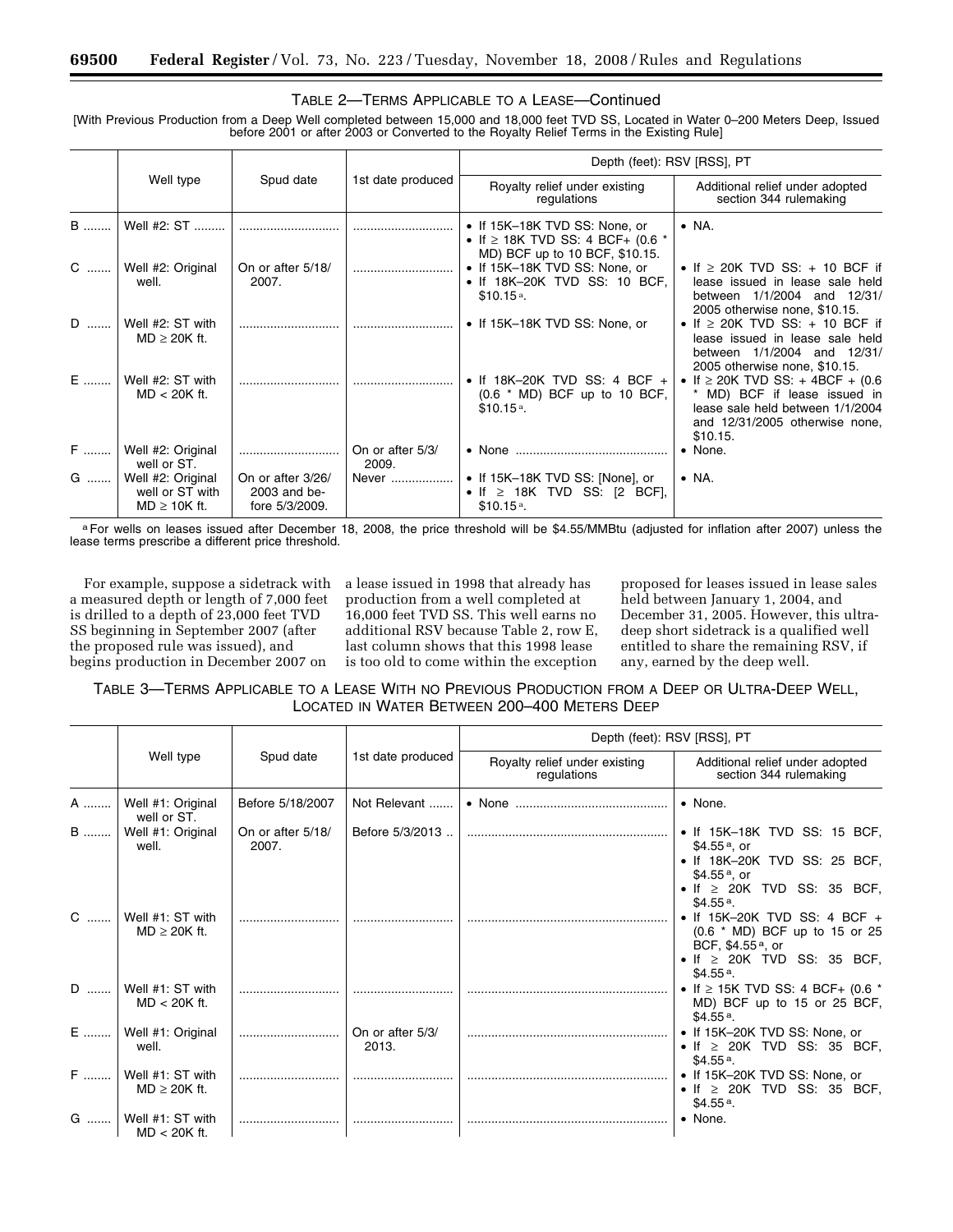### TABLE 2—TERMS APPLICABLE TO A LEASE—Continued

[With Previous Production from a Deep Well completed between 15,000 and 18,000 feet TVD SS, Located in Water 0–200 Meters Deep, Issued before 2001 or after 2003 or Converted to the Royalty Relief Terms in the Existing Rule]

| | Well type | Spud date | 1st date produced | Depth (feet): RSV [RSS], PT | |
|---|---|---|---|---|---|
| | | | | Royalty relief under existing regulations | Additional relief under adopted section 344 rulemaking |
| B | Well #2: ST | | | • If 15K–18K TVD SS: None, or<br>• If ≥ 18K TVD SS: 4 BCF+ (0.6 * MD) BCF up to 10 BCF, $10.15. | • NA. |
| C | Well #2: Original well. | On or after 5/18/2007. | | • If 15K–18K TVD SS: None, or<br>• If 18K–20K TVD SS: 10 BCF, $10.15 [a]. | • If ≥ 20K TVD SS: + 10 BCF if lease issued in lease sale held between 1/1/2004 and 12/31/2005 otherwise none, $10.15. |
| D | Well #2: ST with MD ≥ 20K ft. | | | • If 15K–18K TVD SS: None, or | • If ≥ 20K TVD SS: + 10 BCF if lease issued in lease sale held between 1/1/2004 and 12/31/2005 otherwise none, $10.15. |
| E | Well #2: ST with MD < 20K ft. | | | • If 18K–20K TVD SS: 4 BCF + (0.6 * MD) BCF up to 10 BCF, $10.15 [a]. | • If ≥ 20K TVD SS: + 4BCF + (0.6 * MD) BCF if lease issued in lease sale held between 1/1/2004 and 12/31/2005 otherwise none, $10.15. |
| F | Well #2: Original well or ST. | | On or after 5/3/2009. | • None | • None. |
| G | Well #2: Original well or ST with MD ≥ 10K ft. | On or after 3/26/2003 and before 5/3/2009. | Never | • If 15K–18K TVD SS: [None], or<br>• If ≥ 18K TVD SS: [2 BCF], $10.15 [a]. | • NA. |

[a] For wells on leases issued after December 18, 2008, the price threshold will be $4.55/MMBtu (adjusted for inflation after 2007) unless the lease terms prescribe a different price threshold.

For example, suppose a sidetrack with a measured depth or length of 7,000 feet is drilled to a depth of 23,000 feet TVD SS beginning in September 2007 (after the proposed rule was issued), and begins production in December 2007 on a lease issued in 1998 that already has production from a well completed at 16,000 feet TVD SS. This well earns no additional RSV because Table 2, row E, last column shows that this 1998 lease is too old to come within the exception proposed for leases issued in lease sales held between January 1, 2004, and December 31, 2005. However, this ultra-deep short sidetrack is a qualified well entitled to share the remaining RSV, if any, earned by the deep well.

### TABLE 3—TERMS APPLICABLE TO A LEASE WITH NO PREVIOUS PRODUCTION FROM A DEEP OR ULTRA-DEEP WELL, LOCATED IN WATER BETWEEN 200–400 METERS DEEP

| | Well type | Spud date | 1st date produced | Depth (feet): RSV [RSS], PT | |
|---|---|---|---|---|---|
| | | | | Royalty relief under existing regulations | Additional relief under adopted section 344 rulemaking |
| A | Well #1: Original well or ST. | Before 5/18/2007 | Not Relevant | • None | • None. |
| B | Well #1: Original well. | On or after 5/18/2007. | Before 5/3/2013 | | • If 15K–18K TVD SS: 15 BCF, $4.55 [a], or<br>• If 18K–20K TVD SS: 25 BCF, $4.55 [a], or<br>• If ≥ 20K TVD SS: 35 BCF, $4.55 [a]. |
| C | Well #1: ST with MD ≥ 20K ft. | | | | • If 15K–20K TVD SS: 4 BCF + (0.6 * MD) BCF up to 15 or 25 BCF, $4.55 [a], or<br>• If ≥ 20K TVD SS: 35 BCF, $4.55 [a]. |
| D | Well #1: ST with MD < 20K ft. | | | | • If ≥ 15K TVD SS: 4 BCF+ (0.6 * MD) BCF up to 15 or 25 BCF, $4.55 [a]. |
| E | Well #1: Original well. | | On or after 5/3/2013. | | • If 15K–20K TVD SS: None, or<br>• If ≥ 20K TVD SS: 35 BCF, $4.55 [a]. |
| F | Well #1: ST with MD ≥ 20K ft. | | | | • If 15K–20K TVD SS: None, or<br>• If ≥ 20K TVD SS: 35 BCF, $4.55 [a]. |
| G | Well #1: ST with MD < 20K ft. | | | | • None. |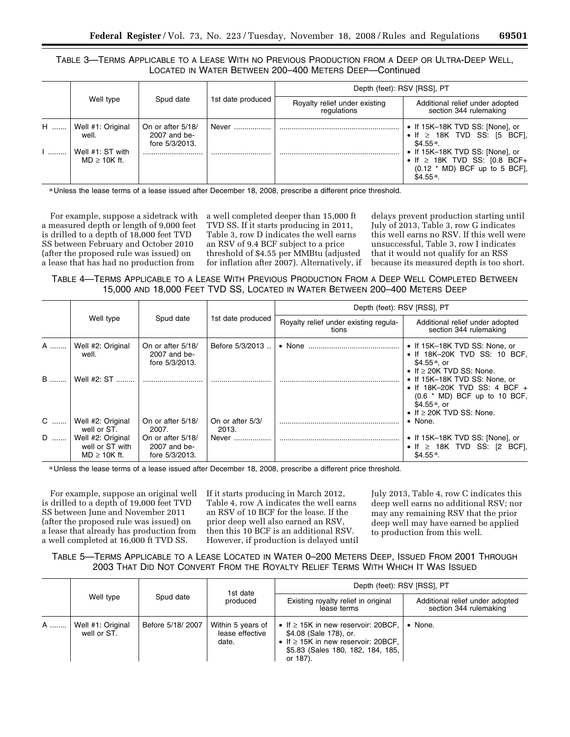TABLE 3—TERMS APPLICABLE TO A LEASE WITH NO PREVIOUS PRODUCTION FROM A DEEP OR ULTRA-DEEP WELL, LOCATED IN WATER BETWEEN 200–400 METERS DEEP—Continued

| | Well type | Spud date | 1st date produced | Depth (feet): RSV [RSS], PT | |
|---|---|---|---|---|---|
| | | | | Royalty relief under existing regulations | Additional relief under adopted section 344 rulemaking |
| H ....... | Well #1: Original well. | On or after 5/18/2007 and before 5/3/2013. | Never .................. | ......................................................... | • If 15K–18K TVD SS: [None], or • If ≥ 18K TVD SS: [5 BCF], $4.55[a]. |
| I ......... | Well #1: ST with MD ≥ 10K ft. | ............................ | ............................ | ......................................................... | • If 15K–18K TVD SS: [None], or • If ≥ 18K TVD SS: [0.8 BCF+ (0.12 * MD) BCF up to 5 BCF], $4.55[a]. |

[a] Unless the lease terms of a lease issued after December 18, 2008, prescribe a different price threshold.

For example, suppose a sidetrack with a measured depth or length of 9,000 feet is drilled to a depth of 18,000 feet TVD SS between February and October 2010 (after the proposed rule was issued) on a lease that has had no production from a well completed deeper than 15,000 ft TVD SS. If it starts producing in 2011, Table 3, row D indicates the well earns an RSV of 9.4 BCF subject to a price threshold of $4.55 per MMBtu (adjusted for inflation after 2007). Alternatively, if delays prevent production starting until July of 2013, Table 3, row G indicates this well earns no RSV. If this well were unsuccessful, Table 3, row I indicates that it would not qualify for an RSS because its measured depth is too short.

TABLE 4—TERMS APPLICABLE TO A LEASE WITH PREVIOUS PRODUCTION FROM A DEEP WELL COMPLETED BETWEEN 15,000 AND 18,000 FEET TVD SS, LOCATED IN WATER BETWEEN 200–400 METERS DEEP

| | Well type | Spud date | 1st date produced | Depth (feet): RSV [RSS], PT | |
|---|---|---|---|---|---|
| | | | | Royalty relief under existing regulations | Additional relief under adopted section 344 rulemaking |
| A ........ | Well #2: Original well. | On or after 5/18/2007 and before 5/3/2013. | Before 5/3/2013 .. | • None ............................................ | • If 15K–18K TVD SS: None, or • If 18K–20K TVD SS: 10 BCF, $4.55[a], or • If ≥ 20K TVD SS: None. |
| B ........ | Well #2: ST ......... | ............................ | ............................ | ......................................................... | • If 15K–18K TVD SS: None, or • If 18K–20K TVD SS: 4 BCF + (0.6 * MD) BCF up to 10 BCF, $4.55[a], or • If ≥ 20K TVD SS: None. |
| C ....... | Well #2: Original well or ST. | On or after 5/18/2007. | On or after 5/3/2013. | ......................................................... | • None. |
| D ....... | Well #2: Original well or ST with MD ≥ 10K ft. | On or after 5/18/2007 and before 5/3/2013. | Never .................. | ......................................................... | • If 15K–18K TVD SS: [None], or • If ≥ 18K TVD SS: [2 BCF], $4.55[a]. |

[a] Unless the lease terms of a lease issued after December 18, 2008, prescribe a different price threshold.

For example, suppose an original well is drilled to a depth of 19,000 feet TVD SS between June and November 2011 (after the proposed rule was issued) on a lease that already has production from a well completed at 16,000 ft TVD SS. If it starts producing in March 2012, Table 4, row A indicates the well earns an RSV of 10 BCF for the lease. If the prior deep well also earned an RSV, then this 10 BCF is an additional RSV. However, if production is delayed until July 2013, Table 4, row C indicates this deep well earns no additional RSV; nor may any remaining RSV that the prior deep well may have earned be applied to production from this well.

TABLE 5—TERMS APPLICABLE TO A LEASE LOCATED IN WATER 0–200 METERS DEEP, ISSUED FROM 2001 THROUGH 2003 THAT DID NOT CONVERT FROM THE ROYALTY RELIEF TERMS WITH WHICH IT WAS ISSUED

| | Well type | Spud date | 1st date produced | Depth (feet): RSV [RSS], PT | |
|---|---|---|---|---|---|
| | | | | Existing royalty relief in original lease terms | Additional relief under adopted section 344 rulemaking |
| A ........ | Well #1: Original well or ST. | Before 5/18/ 2007 | Within 5 years of lease effective date. | • If ≥ 15K in new reservoir: 20BCF, $4.08 (Sale 178), or. • If ≥ 15K in new reservoir: 20BCF, $5.83 (Sales 180, 182, 184, 185, or 187). | • None. |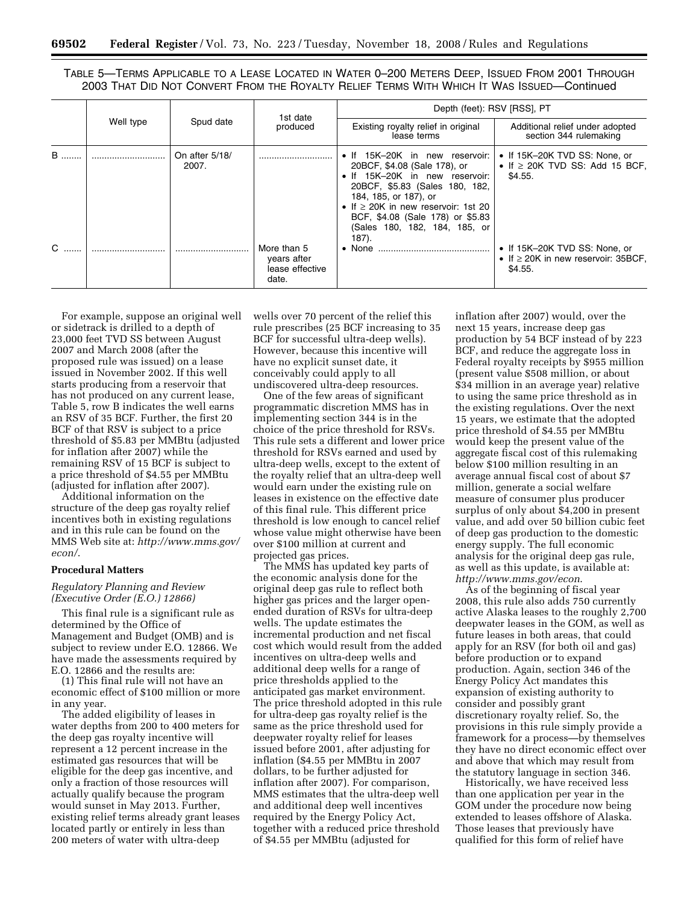TABLE 5—TERMS APPLICABLE TO A LEASE LOCATED IN WATER 0–200 METERS DEEP, ISSUED FROM 2001 THROUGH 2003 THAT DID NOT CONVERT FROM THE ROYALTY RELIEF TERMS WITH WHICH IT WAS ISSUED—Continued

| | Well type | Spud date | 1st date produced | Depth (feet): RSV [RSS], PT | |
|---|---|---|---|---|---|
| | | | | Existing royalty relief in original lease terms | Additional relief under adopted section 344 rulemaking |
| B ........ | ............................ | On after 5/18/2007. | ............................ | • If 15K–20K in new reservoir: 20BCF, $4.08 (Sale 178), or<br>• If 15K–20K in new reservoir: 20BCF, $5.83 (Sales 180, 182, 184, 185, or 187), or<br>• If ≥ 20K in new reservoir: 1st 20 BCF, $4.08 (Sale 178) or $5.83 (Sales 180, 182, 184, 185, or 187). | • If 15K–20K TVD SS: None, or<br>• If ≥ 20K TVD SS: Add 15 BCF, $4.55. |
| C ....... | ............................ | ............................ | More than 5 years after lease effective date. | • None ............................................ | • If 15K–20K TVD SS: None, or<br>• If ≥ 20K in new reservoir: 35BCF, $4.55. |

For example, suppose an original well or sidetrack is drilled to a depth of 23,000 feet TVD SS between August 2007 and March 2008 (after the proposed rule was issued) on a lease issued in November 2002. If this well starts producing from a reservoir that has not produced on any current lease, Table 5, row B indicates the well earns an RSV of 35 BCF. Further, the first 20 BCF of that RSV is subject to a price threshold of $5.83 per MMBtu (adjusted for inflation after 2007) while the remaining RSV of 15 BCF is subject to a price threshold of $4.55 per MMBtu (adjusted for inflation after 2007).

Additional information on the structure of the deep gas royalty relief incentives both in existing regulations and in this rule can be found on the MMS Web site at: *http://www.mms.gov/econ/*.

**Procedural Matters**

*Regulatory Planning and Review (Executive Order (E.O.) 12866)*

This final rule is a significant rule as determined by the Office of Management and Budget (OMB) and is subject to review under E.O. 12866. We have made the assessments required by E.O. 12866 and the results are:

(1) This final rule will not have an economic effect of $100 million or more in any year.

The added eligibility of leases in water depths from 200 to 400 meters for the deep gas royalty incentive will represent a 12 percent increase in the estimated gas resources that will be eligible for the deep gas incentive, and only a fraction of those resources will actually qualify because the program would sunset in May 2013. Further, existing relief terms already grant leases located partly or entirely in less than 200 meters of water with ultra-deep wells over 70 percent of the relief this rule prescribes (25 BCF increasing to 35 BCF for successful ultra-deep wells). However, because this incentive will have no explicit sunset date, it conceivably could apply to all undiscovered ultra-deep resources.

One of the few areas of significant programmatic discretion MMS has in implementing section 344 is in the choice of the price threshold for RSVs. This rule sets a different and lower price threshold for RSVs earned and used by ultra-deep wells, except to the extent of the royalty relief that an ultra-deep well would earn under the existing rule on leases in existence on the effective date of this final rule. This different price threshold is low enough to cancel relief whose value might otherwise have been over $100 million at current and projected gas prices.

The MMS has updated key parts of the economic analysis done for the original deep gas rule to reflect both higher gas prices and the larger open-ended duration of RSVs for ultra-deep wells. The update estimates the incremental production and net fiscal cost which would result from the added incentives on ultra-deep wells and additional deep wells for a range of price thresholds applied to the anticipated gas market environment. The price threshold adopted in this rule for ultra-deep gas royalty relief is the same as the price threshold used for deepwater royalty relief for leases issued before 2001, after adjusting for inflation ($4.55 per MMBtu in 2007 dollars, to be further adjusted for inflation after 2007). For comparison, MMS estimates that the ultra-deep well and additional deep well incentives required by the Energy Policy Act, together with a reduced price threshold of $4.55 per MMBtu (adjusted for inflation after 2007) would, over the next 15 years, increase deep gas production by 54 BCF instead of by 223 BCF, and reduce the aggregate loss in Federal royalty receipts by $955 million (present value $508 million, or about $34 million in an average year) relative to using the same price threshold as in the existing regulations. Over the next 15 years, we estimate that the adopted price threshold of $4.55 per MMBtu would keep the present value of the aggregate fiscal cost of this rulemaking below $100 million resulting in an average annual fiscal cost of about $7 million, generate a social welfare measure of consumer plus producer surplus of only about $4,200 in present value, and add over 50 billion cubic feet of deep gas production to the domestic energy supply. The full economic analysis for the original deep gas rule, as well as this update, is available at: *http://www.mms.gov/econ*.

As of the beginning of fiscal year 2008, this rule also adds 750 currently active Alaska leases to the roughly 2,700 deepwater leases in the GOM, as well as future leases in both areas, that could apply for an RSV (for both oil and gas) before production or to expand production. Again, section 346 of the Energy Policy Act mandates this expansion of existing authority to consider and possibly grant discretionary royalty relief. So, the provisions in this rule simply provide a framework for a process—by themselves they have no direct economic effect over and above that which may result from the statutory language in section 346.

Historically, we have received less than one application per year in the GOM under the procedure now being extended to leases offshore of Alaska. Those leases that previously have qualified for this form of relief have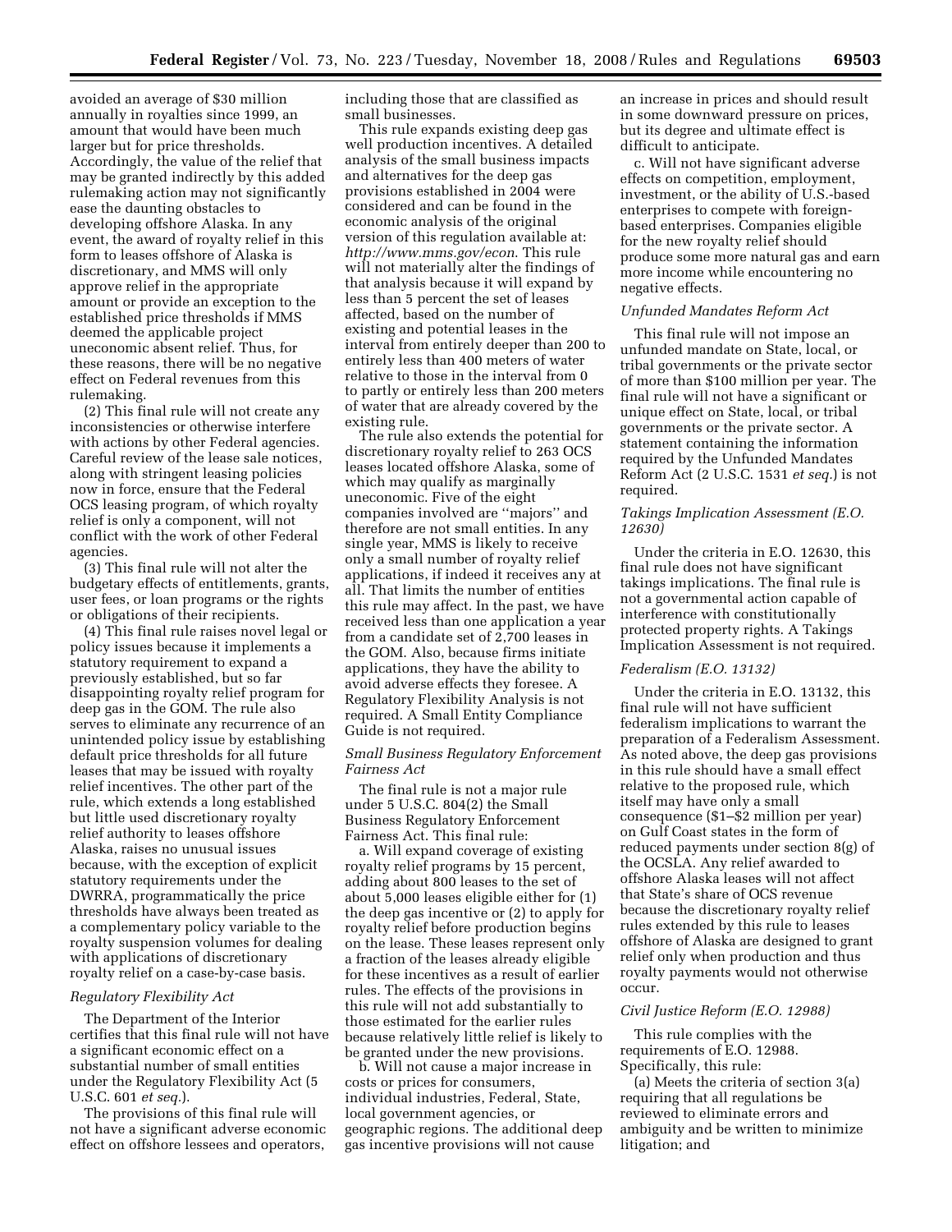avoided an average of $30 million annually in royalties since 1999, an amount that would have been much larger but for price thresholds. Accordingly, the value of the relief that may be granted indirectly by this added rulemaking action may not significantly ease the daunting obstacles to developing offshore Alaska. In any event, the award of royalty relief in this form to leases offshore of Alaska is discretionary, and MMS will only approve relief in the appropriate amount or provide an exception to the established price thresholds if MMS deemed the applicable project uneconomic absent relief. Thus, for these reasons, there will be no negative effect on Federal revenues from this rulemaking.

(2) This final rule will not create any inconsistencies or otherwise interfere with actions by other Federal agencies. Careful review of the lease sale notices, along with stringent leasing policies now in force, ensure that the Federal OCS leasing program, of which royalty relief is only a component, will not conflict with the work of other Federal agencies.

(3) This final rule will not alter the budgetary effects of entitlements, grants, user fees, or loan programs or the rights or obligations of their recipients.

(4) This final rule raises novel legal or policy issues because it implements a statutory requirement to expand a previously established, but so far disappointing royalty relief program for deep gas in the GOM. The rule also serves to eliminate any recurrence of an unintended policy issue by establishing default price thresholds for all future leases that may be issued with royalty relief incentives. The other part of the rule, which extends a long established but little used discretionary royalty relief authority to leases offshore Alaska, raises no unusual issues because, with the exception of explicit statutory requirements under the DWRRA, programmatically the price thresholds have always been treated as a complementary policy variable to the royalty suspension volumes for dealing with applications of discretionary royalty relief on a case-by-case basis.

### *Regulatory Flexibility Act*

The Department of the Interior certifies that this final rule will not have a significant economic effect on a substantial number of small entities under the Regulatory Flexibility Act (5 U.S.C. 601 *et seq.*).

The provisions of this final rule will not have a significant adverse economic effect on offshore lessees and operators, including those that are classified as small businesses.

This rule expands existing deep gas well production incentives. A detailed analysis of the small business impacts and alternatives for the deep gas provisions established in 2004 were considered and can be found in the economic analysis of the original version of this regulation available at: *http://www.mms.gov/econ*. This rule will not materially alter the findings of that analysis because it will expand by less than 5 percent the set of leases affected, based on the number of existing and potential leases in the interval from entirely deeper than 200 to entirely less than 400 meters of water relative to those in the interval from 0 to partly or entirely less than 200 meters of water that are already covered by the existing rule.

The rule also extends the potential for discretionary royalty relief to 263 OCS leases located offshore Alaska, some of which may qualify as marginally uneconomic. Five of the eight companies involved are "majors" and therefore are not small entities. In any single year, MMS is likely to receive only a small number of royalty relief applications, if indeed it receives any at all. That limits the number of entities this rule may affect. In the past, we have received less than one application a year from a candidate set of 2,700 leases in the GOM. Also, because firms initiate applications, they have the ability to avoid adverse effects they foresee. A Regulatory Flexibility Analysis is not required. A Small Entity Compliance Guide is not required.

### *Small Business Regulatory Enforcement Fairness Act*

The final rule is not a major rule under 5 U.S.C. 804(2) the Small Business Regulatory Enforcement Fairness Act. This final rule:

a. Will expand coverage of existing royalty relief programs by 15 percent, adding about 800 leases to the set of about 5,000 leases eligible either for (1) the deep gas incentive or (2) to apply for royalty relief before production begins on the lease. These leases represent only a fraction of the leases already eligible for these incentives as a result of earlier rules. The effects of the provisions in this rule will not add substantially to those estimated for the earlier rules because relatively little relief is likely to be granted under the new provisions.

b. Will not cause a major increase in costs or prices for consumers, individual industries, Federal, State, local government agencies, or geographic regions. The additional deep gas incentive provisions will not cause an increase in prices and should result in some downward pressure on prices, but its degree and ultimate effect is difficult to anticipate.

c. Will not have significant adverse effects on competition, employment, investment, or the ability of U.S.-based enterprises to compete with foreign-based enterprises. Companies eligible for the new royalty relief should produce some more natural gas and earn more income while encountering no negative effects.

### *Unfunded Mandates Reform Act*

This final rule will not impose an unfunded mandate on State, local, or tribal governments or the private sector of more than $100 million per year. The final rule will not have a significant or unique effect on State, local, or tribal governments or the private sector. A statement containing the information required by the Unfunded Mandates Reform Act (2 U.S.C. 1531 *et seq.*) is not required.

### *Takings Implication Assessment (E.O. 12630)*

Under the criteria in E.O. 12630, this final rule does not have significant takings implications. The final rule is not a governmental action capable of interference with constitutionally protected property rights. A Takings Implication Assessment is not required.

### *Federalism (E.O. 13132)*

Under the criteria in E.O. 13132, this final rule will not have sufficient federalism implications to warrant the preparation of a Federalism Assessment. As noted above, the deep gas provisions in this rule should have a small effect relative to the proposed rule, which itself may have only a small consequence ($1–$2 million per year) on Gulf Coast states in the form of reduced payments under section 8(g) of the OCSLA. Any relief awarded to offshore Alaska leases will not affect that State's share of OCS revenue because the discretionary royalty relief rules extended by this rule to leases offshore of Alaska are designed to grant relief only when production and thus royalty payments would not otherwise occur.

### *Civil Justice Reform (E.O. 12988)*

This rule complies with the requirements of E.O. 12988. Specifically, this rule:

(a) Meets the criteria of section 3(a) requiring that all regulations be reviewed to eliminate errors and ambiguity and be written to minimize litigation; and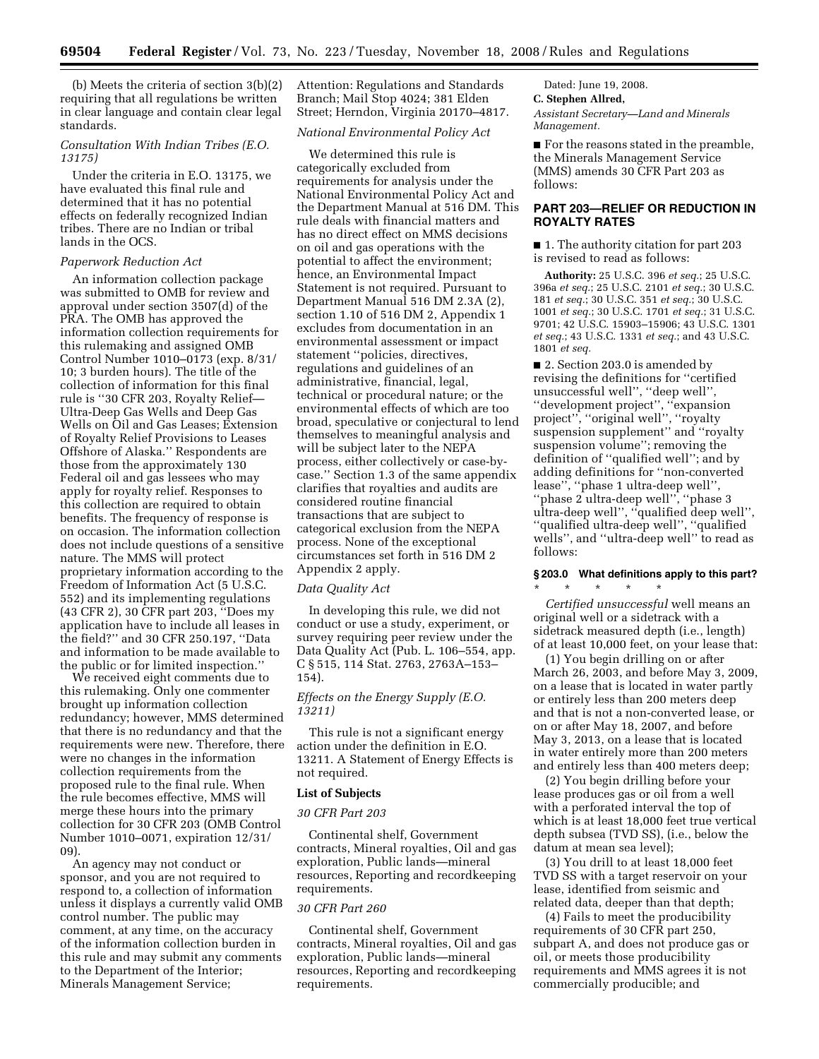(b) Meets the criteria of section 3(b)(2) requiring that all regulations be written in clear language and contain clear legal standards.

*Consultation With Indian Tribes (E.O. 13175)*

Under the criteria in E.O. 13175, we have evaluated this final rule and determined that it has no potential effects on federally recognized Indian tribes. There are no Indian or tribal lands in the OCS.

*Paperwork Reduction Act*

An information collection package was submitted to OMB for review and approval under section 3507(d) of the PRA. The OMB has approved the information collection requirements for this rulemaking and assigned OMB Control Number 1010–0173 (exp. 8/31/10; 3 burden hours). The title of the collection of information for this final rule is ''30 CFR 203, Royalty Relief—Ultra-Deep Gas Wells and Deep Gas Wells on Oil and Gas Leases; Extension of Royalty Relief Provisions to Leases Offshore of Alaska.'' Respondents are those from the approximately 130 Federal oil and gas lessees who may apply for royalty relief. Responses to this collection are required to obtain benefits. The frequency of response is on occasion. The information collection does not include questions of a sensitive nature. The MMS will protect proprietary information according to the Freedom of Information Act (5 U.S.C. 552) and its implementing regulations (43 CFR 2), 30 CFR part 203, ''Does my application have to include all leases in the field?'' and 30 CFR 250.197, ''Data and information to be made available to the public or for limited inspection.''

We received eight comments due to this rulemaking. Only one commenter brought up information collection redundancy; however, MMS determined that there is no redundancy and that the requirements were new. Therefore, there were no changes in the information collection requirements from the proposed rule to the final rule. When the rule becomes effective, MMS will merge these hours into the primary collection for 30 CFR 203 (OMB Control Number 1010–0071, expiration 12/31/09).

An agency may not conduct or sponsor, and you are not required to respond to, a collection of information unless it displays a currently valid OMB control number. The public may comment, at any time, on the accuracy of the information collection burden in this rule and may submit any comments to the Department of the Interior; Minerals Management Service; Attention: Regulations and Standards Branch; Mail Stop 4024; 381 Elden Street; Herndon, Virginia 20170–4817.

*National Environmental Policy Act*

We determined this rule is categorically excluded from requirements for analysis under the National Environmental Policy Act and the Department Manual at 516 DM. This rule deals with financial matters and has no direct effect on MMS decisions on oil and gas operations with the potential to affect the environment; hence, an Environmental Impact Statement is not required. Pursuant to Department Manual 516 DM 2.3A (2), section 1.10 of 516 DM 2, Appendix 1 excludes from documentation in an environmental assessment or impact statement ''policies, directives, regulations and guidelines of an administrative, financial, legal, technical or procedural nature; or the environmental effects of which are too broad, speculative or conjectural to lend themselves to meaningful analysis and will be subject later to the NEPA process, either collectively or case-by-case.'' Section 1.3 of the same appendix clarifies that royalties and audits are considered routine financial transactions that are subject to categorical exclusion from the NEPA process. None of the exceptional circumstances set forth in 516 DM 2 Appendix 2 apply.

*Data Quality Act*

In developing this rule, we did not conduct or use a study, experiment, or survey requiring peer review under the Data Quality Act (Pub. L. 106–554, app. C § 515, 114 Stat. 2763, 2763A–153–154).

*Effects on the Energy Supply (E.O. 13211)*

This rule is not a significant energy action under the definition in E.O. 13211. A Statement of Energy Effects is not required.

**List of Subjects**

*30 CFR Part 203*

Continental shelf, Government contracts, Mineral royalties, Oil and gas exploration, Public lands—mineral resources, Reporting and recordkeeping requirements.

*30 CFR Part 260*

Continental shelf, Government contracts, Mineral royalties, Oil and gas exploration, Public lands—mineral resources, Reporting and recordkeeping requirements.

Dated: June 19, 2008.

**C. Stephen Allred,**

*Assistant Secretary—Land and Minerals Management.*

■ For the reasons stated in the preamble, the Minerals Management Service (MMS) amends 30 CFR Part 203 as follows:

## PART 203—RELIEF OR REDUCTION IN ROYALTY RATES

■ 1. The authority citation for part 203 is revised to read as follows:

**Authority:** 25 U.S.C. 396 *et seq.*; 25 U.S.C. 396a *et seq.*; 25 U.S.C. 2101 *et seq.*; 30 U.S.C. 181 *et seq.*; 30 U.S.C. 351 *et seq.*; 30 U.S.C. 1001 *et seq.*; 30 U.S.C. 1701 *et seq.*; 31 U.S.C. 9701; 42 U.S.C. 15903–15906; 43 U.S.C. 1301 *et seq.*; 43 U.S.C. 1331 *et seq.*; and 43 U.S.C. 1801 *et seq.*

■ 2. Section 203.0 is amended by revising the definitions for ''certified unsuccessful well'', ''deep well'', ''development project'', ''expansion project'', ''original well'', ''royalty suspension supplement'' and ''royalty suspension volume''; removing the definition of ''qualified well''; and by adding definitions for ''non-converted lease'', ''phase 1 ultra-deep well'', ''phase 2 ultra-deep well'', ''phase 3 ultra-deep well'', ''qualified deep well'', ''qualified ultra-deep well'', ''qualified wells'', and ''ultra-deep well'' to read as follows:

### § 203.0 What definitions apply to this part?

\* \* \* \* \*

*Certified unsuccessful* well means an original well or a sidetrack with a sidetrack measured depth (i.e., length) of at least 10,000 feet, on your lease that:

(1) You begin drilling on or after March 26, 2003, and before May 3, 2009, on a lease that is located in water partly or entirely less than 200 meters deep and that is not a non-converted lease, or on or after May 18, 2007, and before May 3, 2013, on a lease that is located in water entirely more than 200 meters and entirely less than 400 meters deep;

(2) You begin drilling before your lease produces gas or oil from a well with a perforated interval the top of which is at least 18,000 feet true vertical depth subsea (TVD SS), (i.e., below the datum at mean sea level);

(3) You drill to at least 18,000 feet TVD SS with a target reservoir on your lease, identified from seismic and related data, deeper than that depth;

(4) Fails to meet the producibility requirements of 30 CFR part 250, subpart A, and does not produce gas or oil, or meets those producibility requirements and MMS agrees it is not commercially producible; and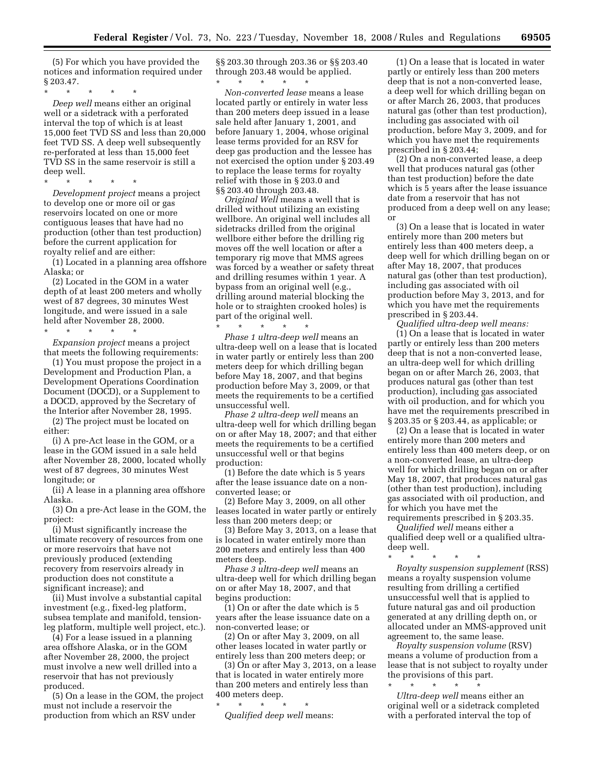(5) For which you have provided the notices and information required under § 203.47.

\* \* \* \* \*

*Deep well* means either an original well or a sidetrack with a perforated interval the top of which is at least 15,000 feet TVD SS and less than 20,000 feet TVD SS. A deep well subsequently re-perforated at less than 15,000 feet TVD SS in the same reservoir is still a deep well.

\* \* \* \* \*

*Development project* means a project to develop one or more oil or gas reservoirs located on one or more contiguous leases that have had no production (other than test production) before the current application for royalty relief and are either:

(1) Located in a planning area offshore Alaska; or

(2) Located in the GOM in a water depth of at least 200 meters and wholly west of 87 degrees, 30 minutes West longitude, and were issued in a sale held after November 28, 2000.

\* \* \* \* \*

*Expansion project* means a project that meets the following requirements:

(1) You must propose the project in a Development and Production Plan, a Development Operations Coordination Document (DOCD), or a Supplement to a DOCD, approved by the Secretary of the Interior after November 28, 1995.

(2) The project must be located on either:

(i) A pre-Act lease in the GOM, or a lease in the GOM issued in a sale held after November 28, 2000, located wholly west of 87 degrees, 30 minutes West longitude; or

(ii) A lease in a planning area offshore Alaska.

(3) On a pre-Act lease in the GOM, the project:

(i) Must significantly increase the ultimate recovery of resources from one or more reservoirs that have not previously produced (extending recovery from reservoirs already in production does not constitute a significant increase); and

(ii) Must involve a substantial capital investment (e.g., fixed-leg platform, subsea template and manifold, tension-leg platform, multiple well project, etc.).

(4) For a lease issued in a planning area offshore Alaska, or in the GOM after November 28, 2000, the project must involve a new well drilled into a reservoir that has not previously produced.

(5) On a lease in the GOM, the project must not include a reservoir the production from which an RSV under §§ 203.30 through 203.36 or §§ 203.40 through 203.48 would be applied.

\* \* \* \* \*

*Non-converted lease* means a lease located partly or entirely in water less than 200 meters deep issued in a lease sale held after January 1, 2001, and before January 1, 2004, whose original lease terms provided for an RSV for deep gas production and the lessee has not exercised the option under § 203.49 to replace the lease terms for royalty relief with those in § 203.0 and §§ 203.40 through 203.48.

*Original Well* means a well that is drilled without utilizing an existing wellbore. An original well includes all sidetracks drilled from the original wellbore either before the drilling rig moves off the well location or after a temporary rig move that MMS agrees was forced by a weather or safety threat and drilling resumes within 1 year. A bypass from an original well (e.g., drilling around material blocking the hole or to straighten crooked holes) is part of the original well.

\* \* \* \* \*

*Phase 1 ultra-deep well* means an ultra-deep well on a lease that is located in water partly or entirely less than 200 meters deep for which drilling began before May 18, 2007, and that begins production before May 3, 2009, or that meets the requirements to be a certified unsuccessful well.

*Phase 2 ultra-deep well* means an ultra-deep well for which drilling began on or after May 18, 2007; and that either meets the requirements to be a certified unsuccessful well or that begins production:

(1) Before the date which is 5 years after the lease issuance date on a non-converted lease; or

(2) Before May 3, 2009, on all other leases located in water partly or entirely less than 200 meters deep; or

(3) Before May 3, 2013, on a lease that is located in water entirely more than 200 meters and entirely less than 400 meters deep.

*Phase 3 ultra-deep well* means an ultra-deep well for which drilling began on or after May 18, 2007, and that begins production:

(1) On or after the date which is 5 years after the lease issuance date on a non-converted lease; or

(2) On or after May 3, 2009, on all other leases located in water partly or entirely less than 200 meters deep; or

(3) On or after May 3, 2013, on a lease that is located in water entirely more than 200 meters and entirely less than 400 meters deep.

\* \* \* \* \*

*Qualified deep well* means:

(1) On a lease that is located in water partly or entirely less than 200 meters deep that is not a non-converted lease, a deep well for which drilling began on or after March 26, 2003, that produces natural gas (other than test production), including gas associated with oil production, before May 3, 2009, and for which you have met the requirements prescribed in § 203.44;

(2) On a non-converted lease, a deep well that produces natural gas (other than test production) before the date which is 5 years after the lease issuance date from a reservoir that has not produced from a deep well on any lease; or

(3) On a lease that is located in water entirely more than 200 meters but entirely less than 400 meters deep, a deep well for which drilling began on or after May 18, 2007, that produces natural gas (other than test production), including gas associated with oil production before May 3, 2013, and for which you have met the requirements prescribed in § 203.44.

*Qualified ultra-deep well means:*

(1) On a lease that is located in water partly or entirely less than 200 meters deep that is not a non-converted lease, an ultra-deep well for which drilling began on or after March 26, 2003, that produces natural gas (other than test production), including gas associated with oil production, and for which you have met the requirements prescribed in § 203.35 or § 203.44, as applicable; or

(2) On a lease that is located in water entirely more than 200 meters and entirely less than 400 meters deep, or on a non-converted lease, an ultra-deep well for which drilling began on or after May 18, 2007, that produces natural gas (other than test production), including gas associated with oil production, and for which you have met the requirements prescribed in § 203.35.

*Qualified well* means either a qualified deep well or a qualified ultra-deep well.

\* \* \* \* \*

*Royalty suspension supplement* (RSS) means a royalty suspension volume resulting from drilling a certified unsuccessful well that is applied to future natural gas and oil production generated at any drilling depth on, or allocated under an MMS-approved unit agreement to, the same lease.

*Royalty suspension volume* (RSV) means a volume of production from a lease that is not subject to royalty under the provisions of this part.

\* \* \* \* \*

*Ultra-deep well* means either an original well or a sidetrack completed with a perforated interval the top of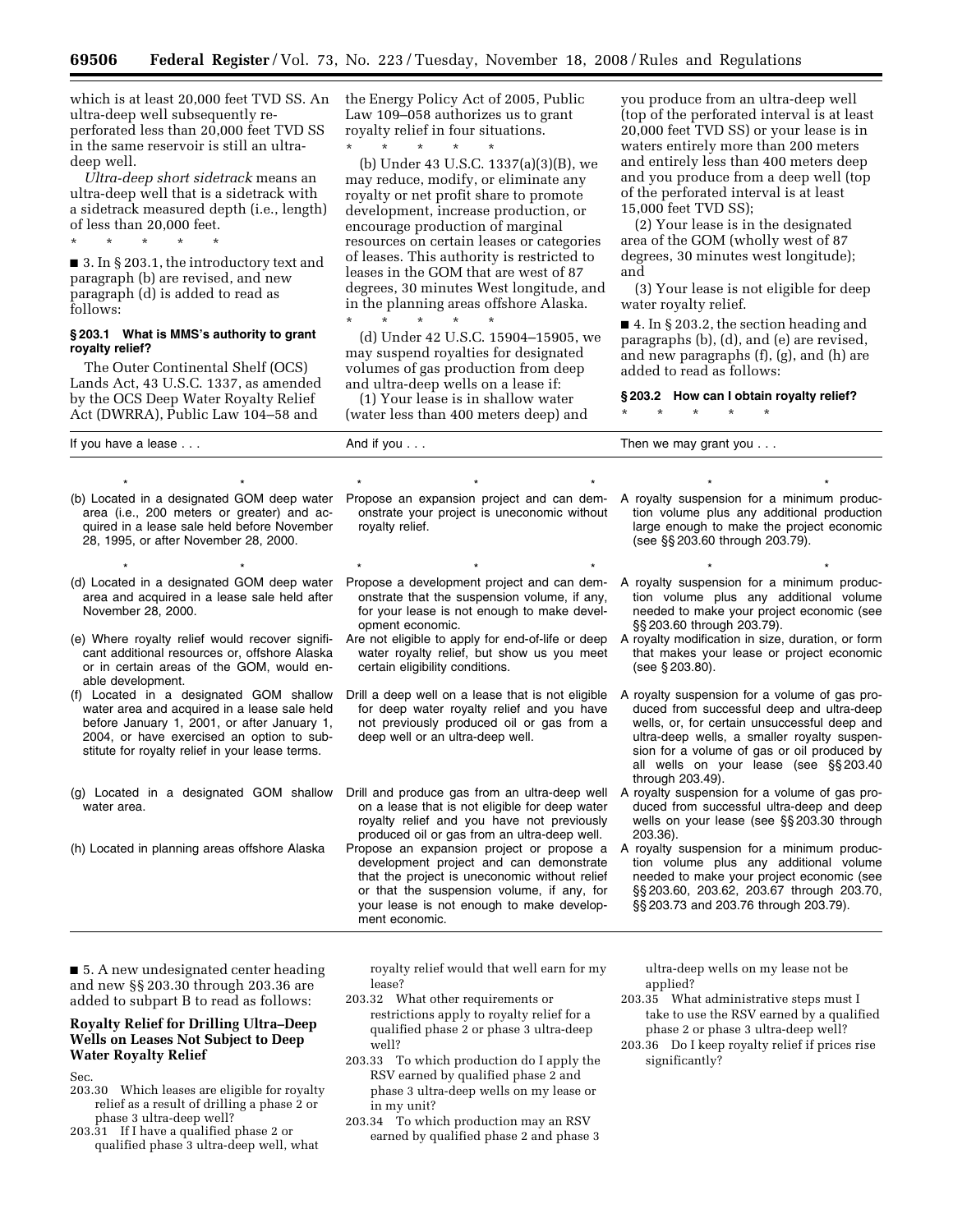which is at least 20,000 feet TVD SS. An ultra-deep well subsequently re-perforated less than 20,000 feet TVD SS in the same reservoir is still an ultra-deep well.

*Ultra-deep short sidetrack* means an ultra-deep well that is a sidetrack with a sidetrack measured depth (i.e., length) of less than 20,000 feet.

\* \* \* \* \*

■ 3. In § 203.1, the introductory text and paragraph (b) are revised, and new paragraph (d) is added to read as follows:

**§ 203.1 What is MMS's authority to grant royalty relief?**

The Outer Continental Shelf (OCS) Lands Act, 43 U.S.C. 1337, as amended by the OCS Deep Water Royalty Relief Act (DWRRA), Public Law 104–58 and the Energy Policy Act of 2005, Public Law 109–058 authorizes us to grant royalty relief in four situations.

\* \* \* \* \*

(b) Under 43 U.S.C. 1337(a)(3)(B), we may reduce, modify, or eliminate any royalty or net profit share to promote development, increase production, or encourage production of marginal resources on certain leases or categories of leases. This authority is restricted to leases in the GOM that are west of 87 degrees, 30 minutes West longitude, and in the planning areas offshore Alaska.

\* \* \* \* \*

(d) Under 42 U.S.C. 15904–15905, we may suspend royalties for designated volumes of gas production from deep and ultra-deep wells on a lease if:

(1) Your lease is in shallow water (water less than 400 meters deep) and you produce from an ultra-deep well (top of the perforated interval is at least 20,000 feet TVD SS) or your lease is in waters entirely more than 200 meters and entirely less than 400 meters deep and you produce from a deep well (top of the perforated interval is at least 15,000 feet TVD SS);

(2) Your lease is in the designated area of the GOM (wholly west of 87 degrees, 30 minutes west longitude); and

(3) Your lease is not eligible for deep water royalty relief.

■ 4. In § 203.2, the section heading and paragraphs (b), (d), and (e) are revised, and new paragraphs (f), (g), and (h) are added to read as follows:

**§ 203.2 How can I obtain royalty relief?**

\* \* \* \* \*

| If you have a lease . . . | And if you . . . | Then we may grant you . . . |
|---|---|---|
| \* \* | \* \* \* | \* \* |
| (b) Located in a designated GOM deep water area (i.e., 200 meters or greater) and acquired in a lease sale held before November 28, 1995, or after November 28, 2000. | Propose an expansion project and can demonstrate your project is uneconomic without royalty relief. | A royalty suspension for a minimum production volume plus any additional production large enough to make the project economic (see §§ 203.60 through 203.79). |
| \* \* | \* \* \* | \* \* |
| (d) Located in a designated GOM deep water area and acquired in a lease sale held after November 28, 2000. | Propose a development project and can demonstrate that the suspension volume, if any, for your lease is not enough to make development economic. | A royalty suspension for a minimum production volume plus any additional volume needed to make your project economic (see §§ 203.60 through 203.79). |
| (e) Where royalty relief would recover significant additional resources or, offshore Alaska or in certain areas of the GOM, would enable development. | Are not eligible to apply for end-of-life or deep water royalty relief, but show us you meet certain eligibility conditions. | A royalty modification in size, duration, or form that makes your lease or project economic (see § 203.80). |
| (f) Located in a designated GOM shallow water area and acquired in a lease sale held before January 1, 2001, or after January 1, 2004, or have exercised an option to substitute for royalty relief in your lease terms. | Drill a deep well on a lease that is not eligible for deep water royalty relief and you have not previously produced oil or gas from a deep well or an ultra-deep well. | A royalty suspension for a volume of gas produced from successful deep and ultra-deep wells, or, for certain unsuccessful deep and ultra-deep wells, a smaller royalty suspension for a volume of gas or oil produced by all wells on your lease (see §§ 203.40 through 203.49). |
| (g) Located in a designated GOM shallow water area. | Drill and produce gas from an ultra-deep well on a lease that is not eligible for deep water royalty relief and you have not previously produced oil or gas from an ultra-deep well. | A royalty suspension for a volume of gas produced from successful ultra-deep and deep wells on your lease (see §§ 203.30 through 203.36). |
| (h) Located in planning areas offshore Alaska | Propose an expansion project or propose a development project and can demonstrate that the project is uneconomic without relief or that the suspension volume, if any, for your lease is not enough to make development economic. | A royalty suspension for a minimum production volume plus any additional volume needed to make your project economic (see §§ 203.60, 203.62, 203.67 through 203.70, §§ 203.73 and 203.76 through 203.79). |

■ 5. A new undesignated center heading and new §§ 203.30 through 203.36 are added to subpart B to read as follows:

### Royalty Relief for Drilling Ultra-Deep Wells on Leases Not Subject to Deep Water Royalty Relief

Sec.

203.30 Which leases are eligible for royalty relief as a result of drilling a phase 2 or phase 3 ultra-deep well?

203.31 If I have a qualified phase 2 or qualified phase 3 ultra-deep well, what royalty relief would that well earn for my lease?

203.32 What other requirements or restrictions apply to royalty relief for a qualified phase 2 or phase 3 ultra-deep well?

203.33 To which production do I apply the RSV earned by qualified phase 2 and phase 3 ultra-deep wells on my lease or in my unit?

203.34 To which production may an RSV earned by qualified phase 2 and phase 3 ultra-deep wells on my lease not be applied?

203.35 What administrative steps must I take to use the RSV earned by a qualified phase 2 or phase 3 ultra-deep well?

203.36 Do I keep royalty relief if prices rise significantly?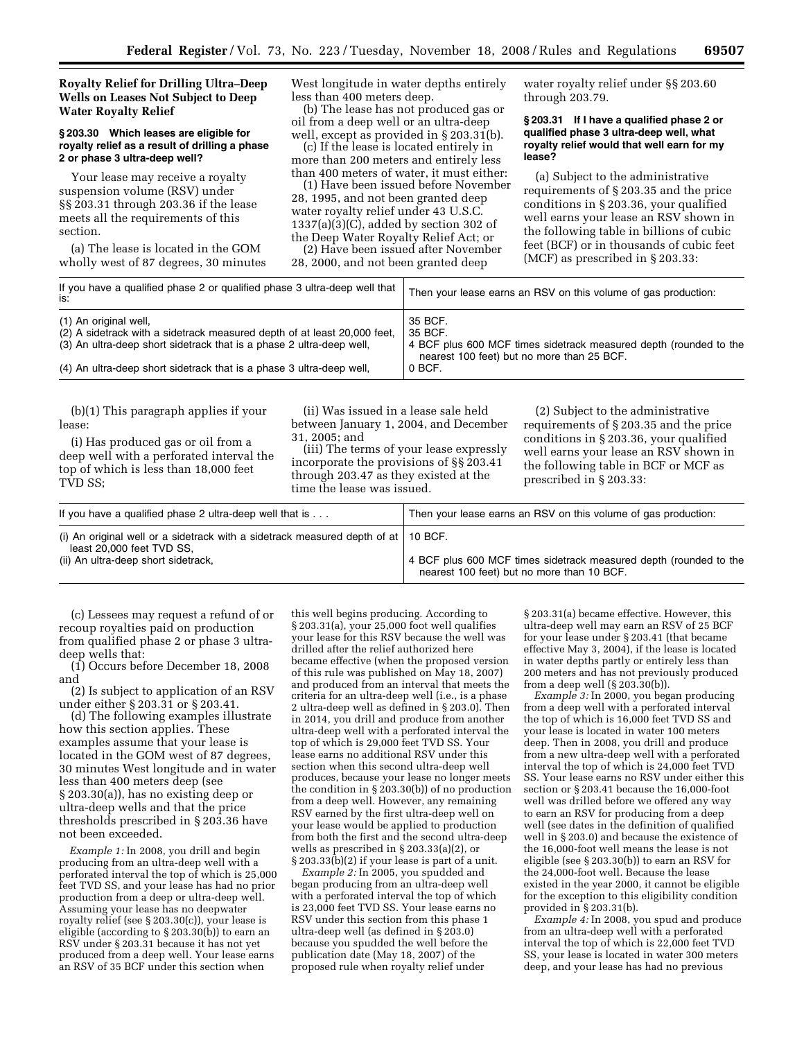## Royalty Relief for Drilling Ultra–Deep Wells on Leases Not Subject to Deep Water Royalty Relief

### § 203.30 Which leases are eligible for royalty relief as a result of drilling a phase 2 or phase 3 ultra-deep well?

Your lease may receive a royalty suspension volume (RSV) under §§ 203.31 through 203.36 if the lease meets all the requirements of this section.

(a) The lease is located in the GOM wholly west of 87 degrees, 30 minutes West longitude in water depths entirely less than 400 meters deep.

(b) The lease has not produced gas or oil from a deep well or an ultra-deep well, except as provided in § 203.31(b).

(c) If the lease is located entirely in more than 200 meters and entirely less than 400 meters of water, it must either:

(1) Have been issued before November 28, 1995, and not been granted deep water royalty relief under 43 U.S.C. 1337(a)(3)(C), added by section 302 of the Deep Water Royalty Relief Act; or

(2) Have been issued after November 28, 2000, and not been granted deep water royalty relief under §§ 203.60 through 203.79.

### § 203.31 If I have a qualified phase 2 or qualified phase 3 ultra-deep well, what royalty relief would that well earn for my lease?

(a) Subject to the administrative requirements of § 203.35 and the price conditions in § 203.36, your qualified well earns your lease an RSV shown in the following table in billions of cubic feet (BCF) or in thousands of cubic feet (MCF) as prescribed in § 203.33:

| If you have a qualified phase 2 or qualified phase 3 ultra-deep well that is: | Then your lease earns an RSV on this volume of gas production: |
|---|---|
| (1) An original well, | 35 BCF. |
| (2) A sidetrack with a sidetrack measured depth of at least 20,000 feet, | 35 BCF. |
| (3) An ultra-deep short sidetrack that is a phase 2 ultra-deep well, | 4 BCF plus 600 MCF times sidetrack measured depth (rounded to the nearest 100 feet) but no more than 25 BCF. |
| (4) An ultra-deep short sidetrack that is a phase 3 ultra-deep well, | 0 BCF. |

(b)(1) This paragraph applies if your lease:

(i) Has produced gas or oil from a deep well with a perforated interval the top of which is less than 18,000 feet TVD SS;

(ii) Was issued in a lease sale held between January 1, 2004, and December 31, 2005; and

(iii) The terms of your lease expressly incorporate the provisions of §§ 203.41 through 203.47 as they existed at the time the lease was issued.

(2) Subject to the administrative requirements of § 203.35 and the price conditions in § 203.36, your qualified well earns your lease an RSV shown in the following table in BCF or MCF as prescribed in § 203.33:

| If you have a qualified phase 2 ultra-deep well that is . . . | Then your lease earns an RSV on this volume of gas production: |
|---|---|
| (i) An original well or a sidetrack with a sidetrack measured depth of at least 20,000 feet TVD SS, | 10 BCF. |
| (ii) An ultra-deep short sidetrack, | 4 BCF plus 600 MCF times sidetrack measured depth (rounded to the nearest 100 feet) but no more than 10 BCF. |

(c) Lessees may request a refund of or recoup royalties paid on production from qualified phase 2 or phase 3 ultra-deep wells that:

(1) Occurs before December 18, 2008 and

(2) Is subject to application of an RSV under either § 203.31 or § 203.41.

(d) The following examples illustrate how this section applies. These examples assume that your lease is located in the GOM west of 87 degrees, 30 minutes West longitude and in water less than 400 meters deep (see § 203.30(a)), has no existing deep or ultra-deep wells and that the price thresholds prescribed in § 203.36 have not been exceeded.

*Example 1:* In 2008, you drill and begin producing from an ultra-deep well with a perforated interval the top of which is 25,000 feet TVD SS, and your lease has had no prior production from a deep or ultra-deep well. Assuming your lease has no deepwater royalty relief (see § 203.30(c)), your lease is eligible (according to § 203.30(b)) to earn an RSV under § 203.31 because it has not yet produced from a deep well. Your lease earns an RSV of 35 BCF under this section when this well begins producing. According to § 203.31(a), your 25,000 foot well qualifies your lease for this RSV because the well was drilled after the relief authorized here became effective (when the proposed version of this rule was published on May 18, 2007) and produced from an interval that meets the criteria for an ultra-deep well (i.e., is a phase 2 ultra-deep well as defined in § 203.0). Then in 2014, you drill and produce from another ultra-deep well with a perforated interval the top of which is 29,000 feet TVD SS. Your lease earns no additional RSV under this section when this second ultra-deep well produces, because your lease no longer meets the condition in § 203.30(b)) of no production from a deep well. However, any remaining RSV earned by the first ultra-deep well on your lease would be applied to production from both the first and the second ultra-deep wells as prescribed in § 203.33(a)(2), or § 203.33(b)(2) if your lease is part of a unit.

*Example 2:* In 2005, you spudded and began producing from an ultra-deep well with a perforated interval the top of which is 23,000 feet TVD SS. Your lease earns no RSV under this section from this phase 1 ultra-deep well (as defined in § 203.0) because you spudded the well before the publication date (May 18, 2007) of the proposed rule when royalty relief under § 203.31(a) became effective. However, this ultra-deep well may earn an RSV of 25 BCF for your lease under § 203.41 (that became effective May 3, 2004), if the lease is located in water depths partly or entirely less than 200 meters and has not previously produced from a deep well (§ 203.30(b)).

*Example 3:* In 2000, you began producing from a deep well with a perforated interval the top of which is 16,000 feet TVD SS and your lease is located in water 100 meters deep. Then in 2008, you drill and produce from a new ultra-deep well with a perforated interval the top of which is 24,000 feet TVD SS. Your lease earns no RSV under either this section or § 203.41 because the 16,000-foot well was drilled before we offered any way to earn an RSV for producing from a deep well (see dates in the definition of qualified well in § 203.0) and because the existence of the 16,000-foot well means the lease is not eligible (see § 203.30(b)) to earn an RSV for the 24,000-foot well. Because the lease existed in the year 2000, it cannot be eligible for the exception to this eligibility condition provided in § 203.31(b).

*Example 4:* In 2008, you spud and produce from an ultra-deep well with a perforated interval the top of which is 22,000 feet TVD SS, your lease is located in water 300 meters deep, and your lease has had no previous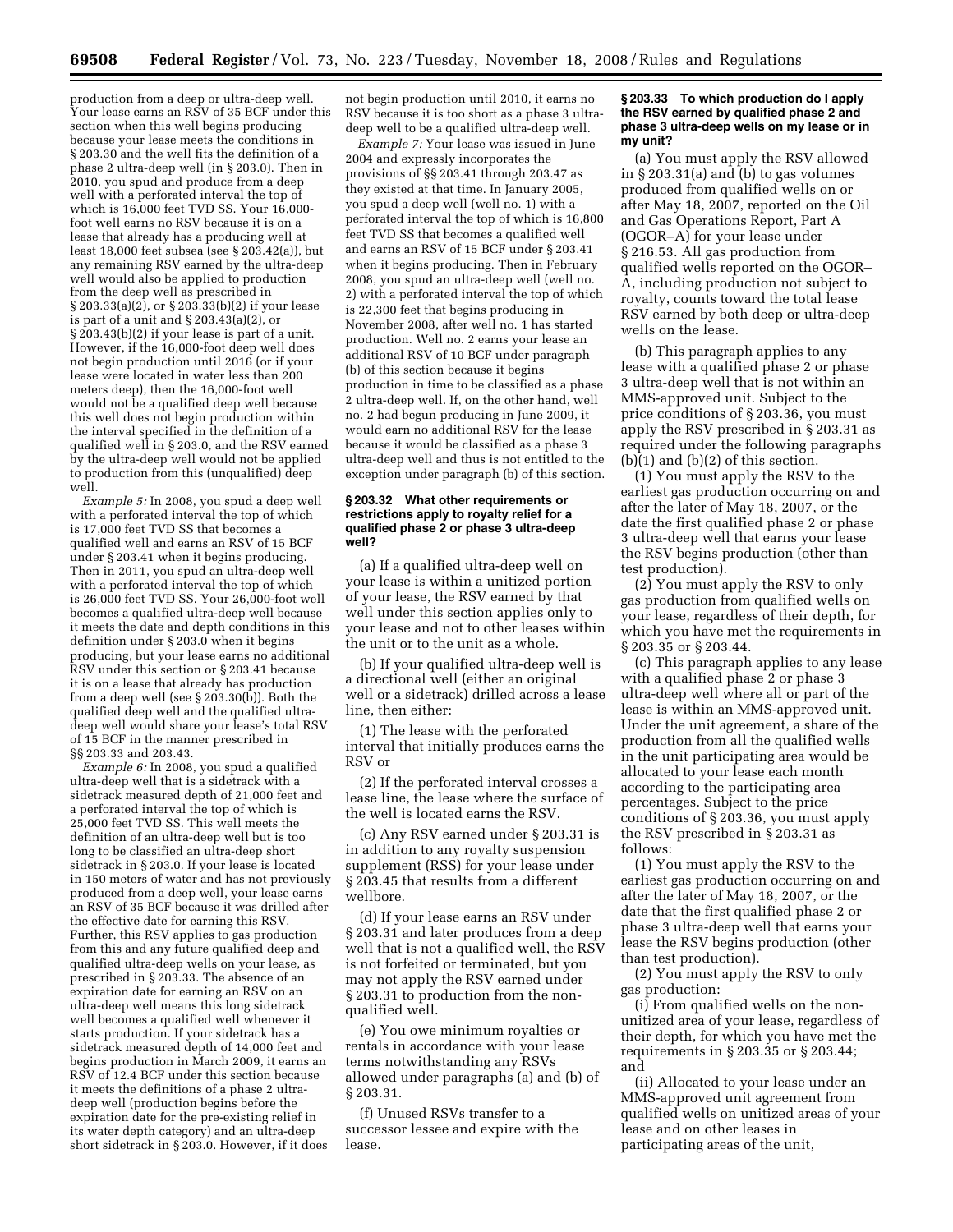production from a deep or ultra-deep well. Your lease earns an RSV of 35 BCF under this section when this well begins producing because your lease meets the conditions in § 203.30 and the well fits the definition of a phase 2 ultra-deep well (in § 203.0). Then in 2010, you spud and produce from a deep well with a perforated interval the top of which is 16,000 feet TVD SS. Your 16,000-foot well earns no RSV because it is on a lease that already has a producing well at least 18,000 feet subsea (see § 203.42(a)), but any remaining RSV earned by the ultra-deep well would also be applied to production from the deep well as prescribed in § 203.33(a)(2), or § 203.33(b)(2) if your lease is part of a unit and § 203.43(a)(2), or § 203.43(b)(2) if your lease is part of a unit. However, if the 16,000-foot deep well does not begin production until 2016 (or if your lease were located in water less than 200 meters deep), then the 16,000-foot well would not be a qualified deep well because this well does not begin production within the interval specified in the definition of a qualified well in § 203.0, and the RSV earned by the ultra-deep well would not be applied to production from this (unqualified) deep well.

*Example 5:* In 2008, you spud a deep well with a perforated interval the top of which is 17,000 feet TVD SS that becomes a qualified well and earns an RSV of 15 BCF under § 203.41 when it begins producing. Then in 2011, you spud an ultra-deep well with a perforated interval the top of which is 26,000 feet TVD SS. Your 26,000-foot well becomes a qualified ultra-deep well because it meets the date and depth conditions in this definition under § 203.0 when it begins producing, but your lease earns no additional RSV under this section or § 203.41 because it is on a lease that already has production from a deep well (see § 203.30(b)). Both the qualified deep well and the qualified ultra-deep well would share your lease's total RSV of 15 BCF in the manner prescribed in §§ 203.33 and 203.43.

*Example 6:* In 2008, you spud a qualified ultra-deep well that is a sidetrack with a sidetrack measured depth of 21,000 feet and a perforated interval the top of which is 25,000 feet TVD SS. This well meets the definition of an ultra-deep well but is too long to be classified an ultra-deep short sidetrack in § 203.0. If your lease is located in 150 meters of water and has not previously produced from a deep well, your lease earns an RSV of 35 BCF because it was drilled after the effective date for earning this RSV. Further, this RSV applies to gas production from this and any future qualified deep and qualified ultra-deep wells on your lease, as prescribed in § 203.33. The absence of an expiration date for earning an RSV on an ultra-deep well means this long sidetrack well becomes a qualified well whenever it starts production. If your sidetrack has a sidetrack measured depth of 14,000 feet and begins production in March 2009, it earns an RSV of 12.4 BCF under this section because it meets the definitions of a phase 2 ultra-deep well (production begins before the expiration date for the pre-existing relief in its water depth category) and an ultra-deep short sidetrack in § 203.0. However, if it does not begin production until 2010, it earns no RSV because it is too short as a phase 3 ultra-deep well to be a qualified ultra-deep well.

*Example 7:* Your lease was issued in June 2004 and expressly incorporates the provisions of §§ 203.41 through 203.47 as they existed at that time. In January 2005, you spud a deep well (well no. 1) with a perforated interval the top of which is 16,800 feet TVD SS that becomes a qualified well and earns an RSV of 15 BCF under § 203.41 when it begins producing. Then in February 2008, you spud an ultra-deep well (well no. 2) with a perforated interval the top of which is 22,300 feet that begins producing in November 2008, after well no. 1 has started production. Well no. 2 earns your lease an additional RSV of 10 BCF under paragraph (b) of this section because it begins production in time to be classified as a phase 2 ultra-deep well. If, on the other hand, well no. 2 had begun producing in June 2009, it would earn no additional RSV for the lease because it would be classified as a phase 3 ultra-deep well and thus is not entitled to the exception under paragraph (b) of this section.

**§ 203.32 What other requirements or restrictions apply to royalty relief for a qualified phase 2 or phase 3 ultra-deep well?**

(a) If a qualified ultra-deep well on your lease is within a unitized portion of your lease, the RSV earned by that well under this section applies only to your lease and not to other leases within the unit or to the unit as a whole.

(b) If your qualified ultra-deep well is a directional well (either an original well or a sidetrack) drilled across a lease line, then either:

(1) The lease with the perforated interval that initially produces earns the RSV or

(2) If the perforated interval crosses a lease line, the lease where the surface of the well is located earns the RSV.

(c) Any RSV earned under § 203.31 is in addition to any royalty suspension supplement (RSS) for your lease under § 203.45 that results from a different wellbore.

(d) If your lease earns an RSV under § 203.31 and later produces from a deep well that is not a qualified well, the RSV is not forfeited or terminated, but you may not apply the RSV earned under § 203.31 to production from the non-qualified well.

(e) You owe minimum royalties or rentals in accordance with your lease terms notwithstanding any RSVs allowed under paragraphs (a) and (b) of § 203.31.

(f) Unused RSVs transfer to a successor lessee and expire with the lease.

**§ 203.33 To which production do I apply the RSV earned by qualified phase 2 and phase 3 ultra-deep wells on my lease or in my unit?**

(a) You must apply the RSV allowed in § 203.31(a) and (b) to gas volumes produced from qualified wells on or after May 18, 2007, reported on the Oil and Gas Operations Report, Part A (OGOR–A) for your lease under § 216.53. All gas production from qualified wells reported on the OGOR–A, including production not subject to royalty, counts toward the total lease RSV earned by both deep or ultra-deep wells on the lease.

(b) This paragraph applies to any lease with a qualified phase 2 or phase 3 ultra-deep well that is not within an MMS-approved unit. Subject to the price conditions of § 203.36, you must apply the RSV prescribed in § 203.31 as required under the following paragraphs (b)(1) and (b)(2) of this section.

(1) You must apply the RSV to the earliest gas production occurring on and after the later of May 18, 2007, or the date the first qualified phase 2 or phase 3 ultra-deep well that earns your lease the RSV begins production (other than test production).

(2) You must apply the RSV to only gas production from qualified wells on your lease, regardless of their depth, for which you have met the requirements in § 203.35 or § 203.44.

(c) This paragraph applies to any lease with a qualified phase 2 or phase 3 ultra-deep well where all or part of the lease is within an MMS-approved unit. Under the unit agreement, a share of the production from all the qualified wells in the unit participating area would be allocated to your lease each month according to the participating area percentages. Subject to the price conditions of § 203.36, you must apply the RSV prescribed in § 203.31 as follows:

(1) You must apply the RSV to the earliest gas production occurring on and after the later of May 18, 2007, or the date that the first qualified phase 2 or phase 3 ultra-deep well that earns your lease the RSV begins production (other than test production).

(2) You must apply the RSV to only gas production:

(i) From qualified wells on the non-unitized area of your lease, regardless of their depth, for which you have met the requirements in § 203.35 or § 203.44; and

(ii) Allocated to your lease under an MMS-approved unit agreement from qualified wells on unitized areas of your lease and on other leases in participating areas of the unit,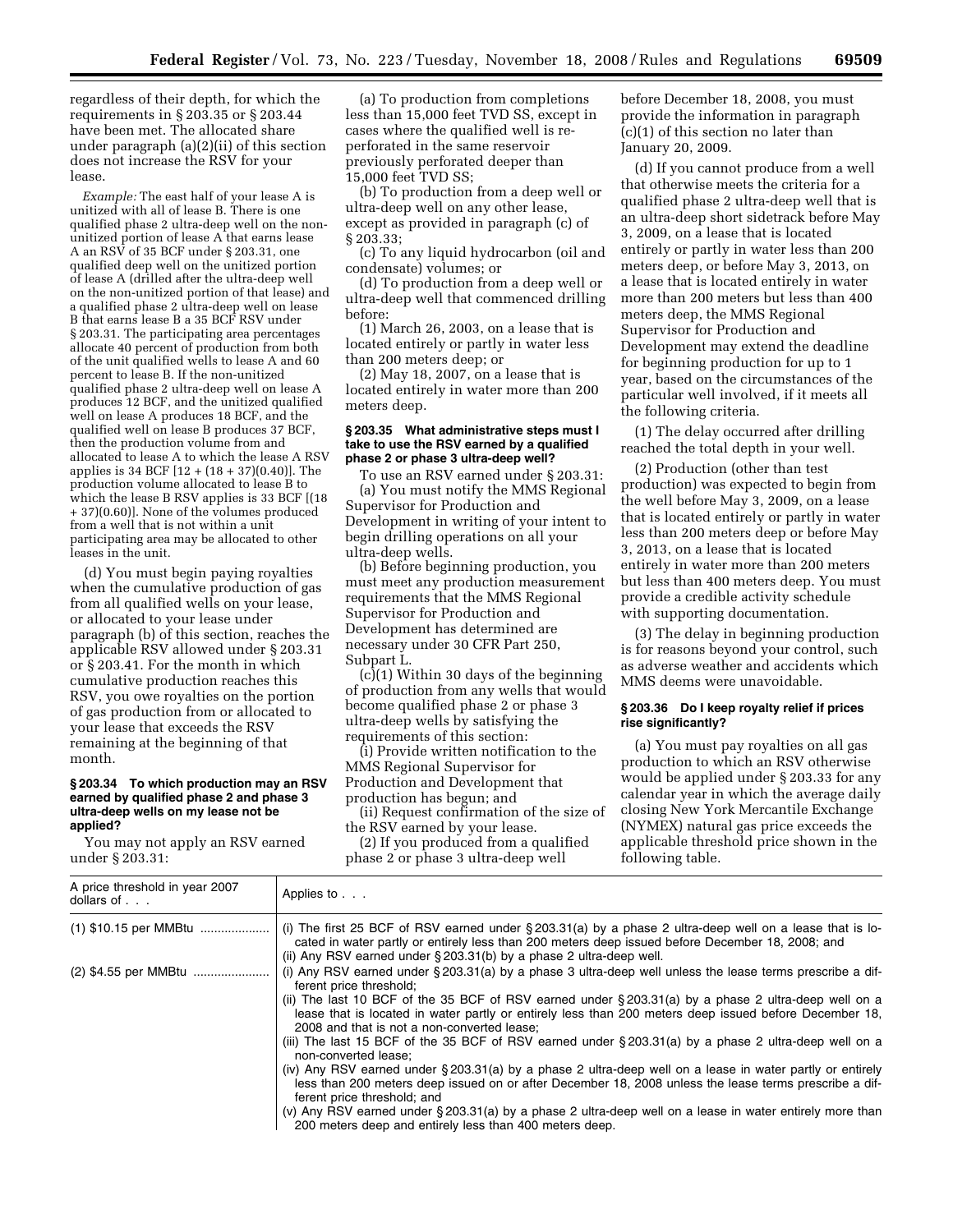regardless of their depth, for which the requirements in § 203.35 or § 203.44 have been met. The allocated share under paragraph (a)(2)(ii) of this section does not increase the RSV for your lease.

*Example:* The east half of your lease A is unitized with all of lease B. There is one qualified phase 2 ultra-deep well on the non-unitized portion of lease A that earns lease A an RSV of 35 BCF under § 203.31, one qualified deep well on the unitized portion of lease A (drilled after the ultra-deep well on the non-unitized portion of that lease) and a qualified phase 2 ultra-deep well on lease B that earns lease B a 35 BCF RSV under § 203.31. The participating area percentages allocate 40 percent of production from both of the unit qualified wells to lease A and 60 percent to lease B. If the non-unitized qualified phase 2 ultra-deep well on lease A produces 12 BCF, and the unitized qualified well on lease A produces 18 BCF, and the qualified well on lease B produces 37 BCF, then the production volume from and allocated to lease A to which the lease A RSV applies is 34 BCF [12 + (18 + 37)(0.40)]. The production volume allocated to lease B to which the lease B RSV applies is 33 BCF [(18 + 37)(0.60)]. None of the volumes produced from a well that is not within a unit participating area may be allocated to other leases in the unit.

(d) You must begin paying royalties when the cumulative production of gas from all qualified wells on your lease, or allocated to your lease under paragraph (b) of this section, reaches the applicable RSV allowed under § 203.31 or § 203.41. For the month in which cumulative production reaches this RSV, you owe royalties on the portion of gas production from or allocated to your lease that exceeds the RSV remaining at the beginning of that month.

### § 203.34 To which production may an RSV earned by qualified phase 2 and phase 3 ultra-deep wells on my lease not be applied?

You may not apply an RSV earned under § 203.31:

(a) To production from completions less than 15,000 feet TVD SS, except in cases where the qualified well is re-perforated in the same reservoir previously perforated deeper than 15,000 feet TVD SS;

(b) To production from a deep well or ultra-deep well on any other lease, except as provided in paragraph (c) of § 203.33;

(c) To any liquid hydrocarbon (oil and condensate) volumes; or

(d) To production from a deep well or ultra-deep well that commenced drilling before:

(1) March 26, 2003, on a lease that is located entirely or partly in water less than 200 meters deep; or

(2) May 18, 2007, on a lease that is located entirely in water more than 200 meters deep.

### § 203.35 What administrative steps must I take to use the RSV earned by a qualified phase 2 or phase 3 ultra-deep well?

To use an RSV earned under § 203.31:

(a) You must notify the MMS Regional Supervisor for Production and Development in writing of your intent to begin drilling operations on all your ultra-deep wells.

(b) Before beginning production, you must meet any production measurement requirements that the MMS Regional Supervisor for Production and Development has determined are necessary under 30 CFR Part 250, Subpart L.

(c)(1) Within 30 days of the beginning of production from any wells that would become qualified phase 2 or phase 3 ultra-deep wells by satisfying the requirements of this section:

(i) Provide written notification to the MMS Regional Supervisor for Production and Development that production has begun; and

(ii) Request confirmation of the size of the RSV earned by your lease.

(2) If you produced from a qualified phase 2 or phase 3 ultra-deep well before December 18, 2008, you must provide the information in paragraph (c)(1) of this section no later than January 20, 2009.

(d) If you cannot produce from a well that otherwise meets the criteria for a qualified phase 2 ultra-deep well that is an ultra-deep short sidetrack before May 3, 2009, on a lease that is located entirely or partly in water less than 200 meters deep, or before May 3, 2013, on a lease that is located entirely in water more than 200 meters but less than 400 meters deep, the MMS Regional Supervisor for Production and Development may extend the deadline for beginning production for up to 1 year, based on the circumstances of the particular well involved, if it meets all the following criteria.

(1) The delay occurred after drilling reached the total depth in your well.

(2) Production (other than test production) was expected to begin from the well before May 3, 2009, on a lease that is located entirely or partly in water less than 200 meters deep or before May 3, 2013, on a lease that is located entirely in water more than 200 meters but less than 400 meters deep. You must provide a credible activity schedule with supporting documentation.

(3) The delay in beginning production is for reasons beyond your control, such as adverse weather and accidents which MMS deems were unavoidable.

### § 203.36 Do I keep royalty relief if prices rise significantly?

(a) You must pay royalties on all gas production to which an RSV otherwise would be applied under § 203.33 for any calendar year in which the average daily closing New York Mercantile Exchange (NYMEX) natural gas price exceeds the applicable threshold price shown in the following table.

| A price threshold in year 2007 dollars of . . . | Applies to . . . |
|---|---|
| (1) $10.15 per MMBtu | (i) The first 25 BCF of RSV earned under § 203.31(a) by a phase 2 ultra-deep well on a lease that is located in water partly or entirely less than 200 meters deep issued before December 18, 2008; and<br>(ii) Any RSV earned under § 203.31(b) by a phase 2 ultra-deep well. |
| (2) $4.55 per MMBtu | (i) Any RSV earned under § 203.31(a) by a phase 3 ultra-deep well unless the lease terms prescribe a different price threshold;<br>(ii) The last 10 BCF of the 35 BCF of RSV earned under § 203.31(a) by a phase 2 ultra-deep well on a lease that is located in water partly or entirely less than 200 meters deep issued before December 18, 2008 and that is not a non-converted lease;<br>(iii) The last 15 BCF of the 35 BCF of RSV earned under § 203.31(a) by a phase 2 ultra-deep well on a non-converted lease;<br>(iv) Any RSV earned under § 203.31(a) by a phase 2 ultra-deep well on a lease in water partly or entirely less than 200 meters deep issued on or after December 18, 2008 unless the lease terms prescribe a different price threshold; and<br>(v) Any RSV earned under § 203.31(a) by a phase 2 ultra-deep well on a lease in water entirely more than 200 meters deep and entirely less than 400 meters deep. |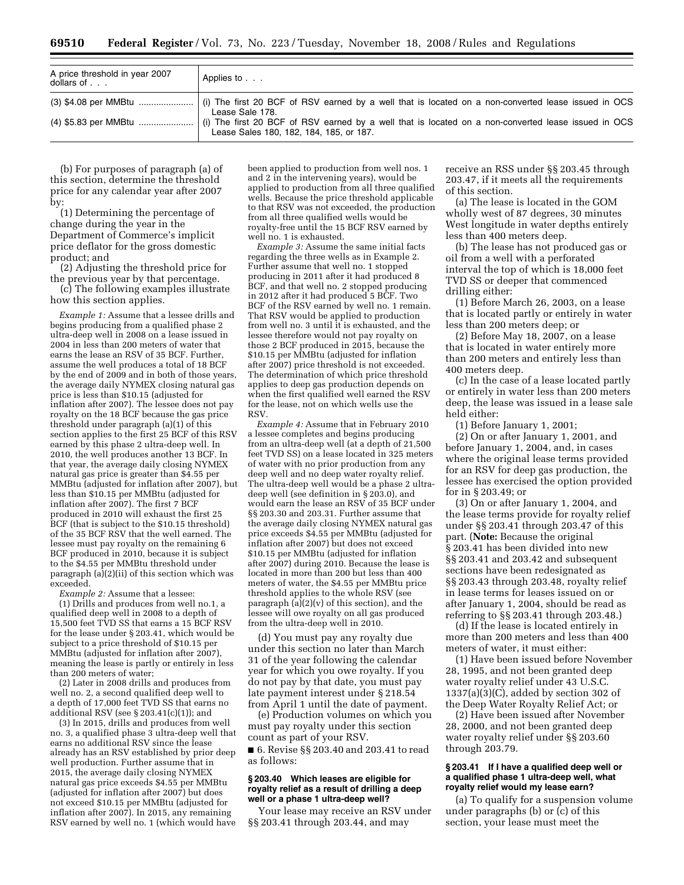| A price threshold in year 2007 dollars of . . . | Applies to . . . |
|---|---|
| (3) $4.08 per MMBtu ...................... | (i) The first 20 BCF of RSV earned by a well that is located on a non-converted lease issued in OCS Lease Sale 178. |
| (4) $5.83 per MMBtu ...................... | (i) The first 20 BCF of RSV earned by a well that is located on a non-converted lease issued in OCS Lease Sales 180, 182, 184, 185, or 187. |

(b) For purposes of paragraph (a) of this section, determine the threshold price for any calendar year after 2007 by:

(1) Determining the percentage of change during the year in the Department of Commerce's implicit price deflator for the gross domestic product; and

(2) Adjusting the threshold price for the previous year by that percentage.

(c) The following examples illustrate how this section applies.

*Example 1:* Assume that a lessee drills and begins producing from a qualified phase 2 ultra-deep well in 2008 on a lease issued in 2004 in less than 200 meters of water that earns the lease an RSV of 35 BCF. Further, assume the well produces a total of 18 BCF by the end of 2009 and in both of those years, the average daily NYMEX closing natural gas price is less than $10.15 (adjusted for inflation after 2007). The lessee does not pay royalty on the 18 BCF because the gas price threshold under paragraph (a)(1) of this section applies to the first 25 BCF of this RSV earned by this phase 2 ultra-deep well. In 2010, the well produces another 13 BCF. In that year, the average daily closing NYMEX natural gas price is greater than $4.55 per MMBtu (adjusted for inflation after 2007), but less than $10.15 per MMBtu (adjusted for inflation after 2007). The first 7 BCF produced in 2010 will exhaust the first 25 BCF (that is subject to the $10.15 threshold) of the 35 BCF RSV that the well earned. The lessee must pay royalty on the remaining 6 BCF produced in 2010, because it is subject to the $4.55 per MMBtu threshold under paragraph (a)(2)(ii) of this section which was exceeded.

*Example 2:* Assume that a lessee:

(1) Drills and produces from well no.1, a qualified deep well in 2008 to a depth of 15,500 feet TVD SS that earns a 15 BCF RSV for the lease under § 203.41, which would be subject to a price threshold of $10.15 per MMBtu (adjusted for inflation after 2007), meaning the lease is partly or entirely in less than 200 meters of water;

(2) Later in 2008 drills and produces from well no. 2, a second qualified deep well to a depth of 17,000 feet TVD SS that earns no additional RSV (see § 203.41(c)(1)); and

(3) In 2015, drills and produces from well no. 3, a qualified phase 3 ultra-deep well that earns no additional RSV since the lease already has an RSV established by prior deep well production. Further assume that in 2015, the average daily closing NYMEX natural gas price exceeds $4.55 per MMBtu (adjusted for inflation after 2007) but does not exceed $10.15 per MMBtu (adjusted for inflation after 2007). In 2015, any remaining RSV earned by well no. 1 (which would have been applied to production from well nos. 1 and 2 in the intervening years), would be applied to production from all three qualified wells. Because the price threshold applicable to that RSV was not exceeded, the production from all three qualified wells would be royalty-free until the 15 BCF RSV earned by well no. 1 is exhausted.

*Example 3:* Assume the same initial facts regarding the three wells as in Example 2. Further assume that well no. 1 stopped producing in 2011 after it had produced 8 BCF, and that well no. 2 stopped producing in 2012 after it had produced 5 BCF. Two BCF of the RSV earned by well no. 1 remain. That RSV would be applied to production from well no. 3 until it is exhausted, and the lessee therefore would not pay royalty on those 2 BCF produced in 2015, because the $10.15 per MMBtu (adjusted for inflation after 2007) price threshold is not exceeded. The determination of which price threshold applies to deep gas production depends on when the first qualified well earned the RSV for the lease, not on which wells use the RSV.

*Example 4:* Assume that in February 2010 a lessee completes and begins producing from an ultra-deep well (at a depth of 21,500 feet TVD SS) on a lease located in 325 meters of water with no prior production from any deep well and no deep water royalty relief. The ultra-deep well would be a phase 2 ultra-deep well (see definition in § 203.0), and would earn the lease an RSV of 35 BCF under §§ 203.30 and 203.31. Further assume that the average daily closing NYMEX natural gas price exceeds $4.55 per MMBtu (adjusted for inflation after 2007) but does not exceed $10.15 per MMBtu (adjusted for inflation after 2007) during 2010. Because the lease is located in more than 200 but less than 400 meters of water, the $4.55 per MMBtu price threshold applies to the whole RSV (see paragraph (a)(2)(v) of this section), and the lessee will owe royalty on all gas produced from the ultra-deep well in 2010.

(d) You must pay any royalty due under this section no later than March 31 of the year following the calendar year for which you owe royalty. If you do not pay by that date, you must pay late payment interest under § 218.54 from April 1 until the date of payment.

(e) Production volumes on which you must pay royalty under this section count as part of your RSV.

■ 6. Revise §§ 203.40 and 203.41 to read as follows:

### § 203.40 Which leases are eligible for royalty relief as a result of drilling a deep well or a phase 1 ultra-deep well?

Your lease may receive an RSV under §§ 203.41 through 203.44, and may receive an RSS under §§ 203.45 through 203.47, if it meets all the requirements of this section.

(a) The lease is located in the GOM wholly west of 87 degrees, 30 minutes West longitude in water depths entirely less than 400 meters deep.

(b) The lease has not produced gas or oil from a well with a perforated interval the top of which is 18,000 feet TVD SS or deeper that commenced drilling either:

(1) Before March 26, 2003, on a lease that is located partly or entirely in water less than 200 meters deep; or

(2) Before May 18, 2007, on a lease that is located in water entirely more than 200 meters and entirely less than 400 meters deep.

(c) In the case of a lease located partly or entirely in water less than 200 meters deep, the lease was issued in a lease sale held either:

(1) Before January 1, 2001;

(2) On or after January 1, 2001, and before January 1, 2004, and, in cases where the original lease terms provided for an RSV for deep gas production, the lessee has exercised the option provided for in § 203.49; or

(3) On or after January 1, 2004, and the lease terms provide for royalty relief under §§ 203.41 through 203.47 of this part. (**Note:** Because the original § 203.41 has been divided into new §§ 203.41 and 203.42 and subsequent sections have been redesignated as §§ 203.43 through 203.48, royalty relief in lease terms for leases issued on or after January 1, 2004, should be read as referring to §§ 203.41 through 203.48.)

(d) If the lease is located entirely in more than 200 meters and less than 400 meters of water, it must either:

(1) Have been issued before November 28, 1995, and not been granted deep water royalty relief under 43 U.S.C. 1337(a)(3)(C), added by section 302 of the Deep Water Royalty Relief Act; or

(2) Have been issued after November 28, 2000, and not been granted deep water royalty relief under §§ 203.60 through 203.79.

### § 203.41 If I have a qualified deep well or a qualified phase 1 ultra-deep well, what royalty relief would my lease earn?

(a) To qualify for a suspension volume under paragraphs (b) or (c) of this section, your lease must meet the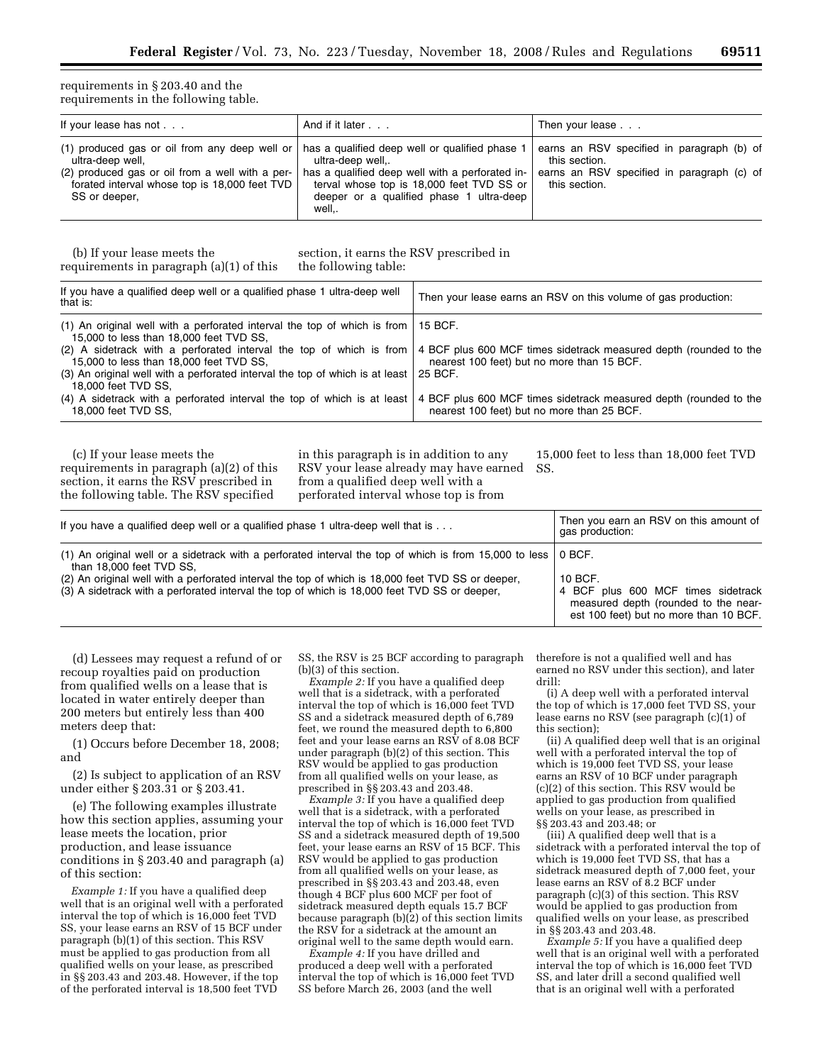requirements in § 203.40 and the requirements in the following table.

| If your lease has not . . . | And if it later . . . | Then your lease . . . |
|---|---|---|
| (1) produced gas or oil from any deep well or ultra-deep well, | has a qualified deep well or qualified phase 1 ultra-deep well,. | earns an RSV specified in paragraph (b) of this section. |
| (2) produced gas or oil from a well with a perforated interval whose top is 18,000 feet TVD SS or deeper, | has a qualified deep well with a perforated interval whose top is 18,000 feet TVD SS or deeper or a qualified phase 1 ultra-deep well,. | earns an RSV specified in paragraph (c) of this section. |

(b) If your lease meets the requirements in paragraph (a)(1) of this section, it earns the RSV prescribed in the following table:

| If you have a qualified deep well or a qualified phase 1 ultra-deep well that is: | Then your lease earns an RSV on this volume of gas production: |
|---|---|
| (1) An original well with a perforated interval the top of which is from 15,000 to less than 18,000 feet TVD SS, | 15 BCF. |
| (2) A sidetrack with a perforated interval the top of which is from 15,000 to less than 18,000 feet TVD SS, | 4 BCF plus 600 MCF times sidetrack measured depth (rounded to the nearest 100 feet) but no more than 15 BCF. |
| (3) An original well with a perforated interval the top of which is at least 18,000 feet TVD SS, | 25 BCF. |
| (4) A sidetrack with a perforated interval the top of which is at least 18,000 feet TVD SS, | 4 BCF plus 600 MCF times sidetrack measured depth (rounded to the nearest 100 feet) but no more than 25 BCF. |

(c) If your lease meets the requirements in paragraph (a)(2) of this section, it earns the RSV prescribed in the following table. The RSV specified in this paragraph is in addition to any RSV your lease already may have earned from a qualified deep well with a perforated interval whose top is from 15,000 feet to less than 18,000 feet TVD SS.

| If you have a qualified deep well or a qualified phase 1 ultra-deep well that is . . . | Then you earn an RSV on this amount of gas production: |
|---|---|
| (1) An original well or a sidetrack with a perforated interval the top of which is from 15,000 to less than 18,000 feet TVD SS, | 0 BCF. |
| (2) An original well with a perforated interval the top of which is 18,000 feet TVD SS or deeper, | 10 BCF. |
| (3) A sidetrack with a perforated interval the top of which is 18,000 feet TVD SS or deeper, | 4 BCF plus 600 MCF times sidetrack measured depth (rounded to the nearest 100 feet) but no more than 10 BCF. |

(d) Lessees may request a refund of or recoup royalties paid on production from qualified wells on a lease that is located in water entirely deeper than 200 meters but entirely less than 400 meters deep that:

(1) Occurs before December 18, 2008; and

(2) Is subject to application of an RSV under either § 203.31 or § 203.41.

(e) The following examples illustrate how this section applies, assuming your lease meets the location, prior production, and lease issuance conditions in § 203.40 and paragraph (a) of this section:

*Example 1:* If you have a qualified deep well that is an original well with a perforated interval the top of which is 16,000 feet TVD SS, your lease earns an RSV of 15 BCF under paragraph (b)(1) of this section. This RSV must be applied to gas production from all qualified wells on your lease, as prescribed in §§ 203.43 and 203.48. However, if the top of the perforated interval is 18,500 feet TVD SS, the RSV is 25 BCF according to paragraph (b)(3) of this section.

*Example 2:* If you have a qualified deep well that is a sidetrack, with a perforated interval the top of which is 16,000 feet TVD SS and a sidetrack measured depth of 6,789 feet, we round the measured depth to 6,800 feet and your lease earns an RSV of 8.08 BCF under paragraph (b)(2) of this section. This RSV would be applied to gas production from all qualified wells on your lease, as prescribed in §§ 203.43 and 203.48.

*Example 3:* If you have a qualified deep well that is a sidetrack, with a perforated interval the top of which is 16,000 feet TVD SS and a sidetrack measured depth of 19,500 feet, your lease earns an RSV of 15 BCF. This RSV would be applied to gas production from all qualified wells on your lease, as prescribed in §§ 203.43 and 203.48, even though 4 BCF plus 600 MCF per foot of sidetrack measured depth equals 15.7 BCF because paragraph (b)(2) of this section limits the RSV for a sidetrack at the amount an original well to the same depth would earn.

*Example 4:* If you have drilled and produced a deep well with a perforated interval the top of which is 16,000 feet TVD SS before March 26, 2003 (and the well therefore is not a qualified well and has earned no RSV under this section), and later drill:

(i) A deep well with a perforated interval the top of which is 17,000 feet TVD SS, your lease earns no RSV (see paragraph (c)(1) of this section);

(ii) A qualified deep well that is an original well with a perforated interval the top of which is 19,000 feet TVD SS, your lease earns an RSV of 10 BCF under paragraph (c)(2) of this section. This RSV would be applied to gas production from qualified wells on your lease, as prescribed in §§ 203.43 and 203.48; or

(iii) A qualified deep well that is a sidetrack with a perforated interval the top of which is 19,000 feet TVD SS, that has a sidetrack measured depth of 7,000 feet, your lease earns an RSV of 8.2 BCF under paragraph (c)(3) of this section. This RSV would be applied to gas production from qualified wells on your lease, as prescribed in §§ 203.43 and 203.48.

*Example 5:* If you have a qualified deep well that is an original well with a perforated interval the top of which is 16,000 feet TVD SS, and later drill a second qualified well that is an original well with a perforated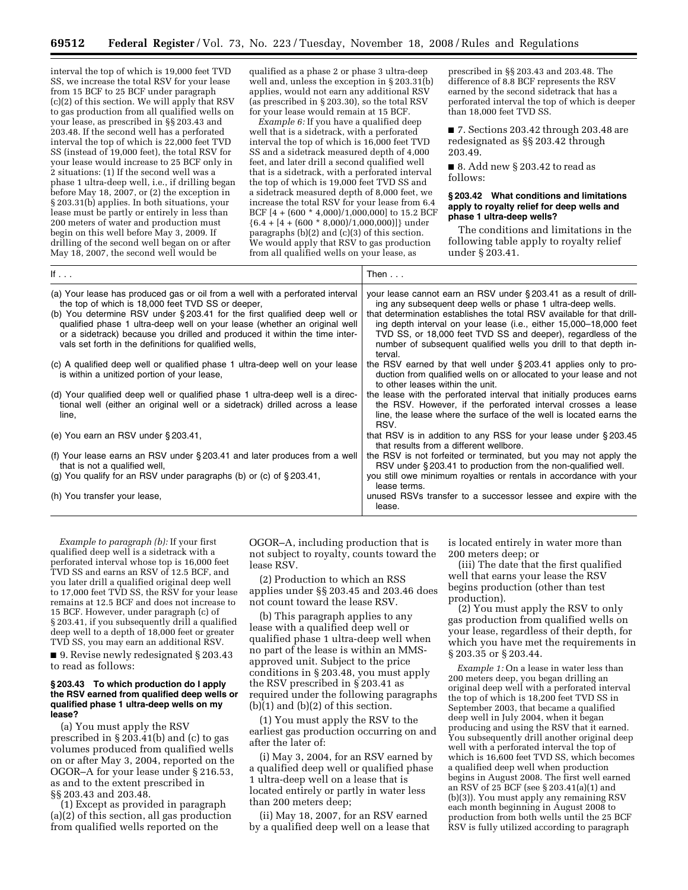interval the top of which is 19,000 feet TVD SS, we increase the total RSV for your lease from 15 BCF to 25 BCF under paragraph (c)(2) of this section. We will apply that RSV to gas production from all qualified wells on your lease, as prescribed in §§ 203.43 and 203.48. If the second well has a perforated interval the top of which is 22,000 feet TVD SS (instead of 19,000 feet), the total RSV for your lease would increase to 25 BCF only in 2 situations: (1) If the second well was a phase 1 ultra-deep well, i.e., if drilling began before May 18, 2007, or (2) the exception in § 203.31(b) applies. In both situations, your lease must be partly or entirely in less than 200 meters of water and production must begin on this well before May 3, 2009. If drilling of the second well began on or after May 18, 2007, the second well would be qualified as a phase 2 or phase 3 ultra-deep well and, unless the exception in § 203.31(b) applies, would not earn any additional RSV (as prescribed in § 203.30), so the total RSV for your lease would remain at 15 BCF.

*Example 6:* If you have a qualified deep well that is a sidetrack, with a perforated interval the top of which is 16,000 feet TVD SS and a sidetrack measured depth of 4,000 feet, and later drill a second qualified well that is a sidetrack, with a perforated interval the top of which is 19,000 feet TVD SS and a sidetrack measured depth of 8,000 feet, we increase the total RSV for your lease from 6.4 BCF [4 + (600 * 4,000)/1,000,000] to 15.2 BCF {6.4 + [4 + (600 * 8,000)/1,000,000)]} under paragraphs (b)(2) and (c)(3) of this section. We would apply that RSV to gas production from all qualified wells on your lease, as prescribed in §§ 203.43 and 203.48. The difference of 8.8 BCF represents the RSV earned by the second sidetrack that has a perforated interval the top of which is deeper than 18,000 feet TVD SS.

■ 7. Sections 203.42 through 203.48 are redesignated as §§ 203.42 through 203.49.

■ 8. Add new § 203.42 to read as follows:

**§ 203.42 What conditions and limitations apply to royalty relief for deep wells and phase 1 ultra-deep wells?**

The conditions and limitations in the following table apply to royalty relief under § 203.41.

| If . . . | Then . . . |
|---|---|
| (a) Your lease has produced gas or oil from a well with a perforated interval the top of which is 18,000 feet TVD SS or deeper, | your lease cannot earn an RSV under § 203.41 as a result of drilling any subsequent deep wells or phase 1 ultra-deep wells. |
| (b) You determine RSV under § 203.41 for the first qualified deep well or qualified phase 1 ultra-deep well on your lease (whether an original well or a sidetrack) because you drilled and produced it within the time intervals set forth in the definitions for qualified wells, | that determination establishes the total RSV available for that drilling depth interval on your lease (i.e., either 15,000–18,000 feet TVD SS, or 18,000 feet TVD SS and deeper), regardless of the number of subsequent qualified wells you drill to that depth interval. |
| (c) A qualified deep well or qualified phase 1 ultra-deep well on your lease is within a unitized portion of your lease, | the RSV earned by that well under § 203.41 applies only to production from qualified wells on or allocated to your lease and not to other leases within the unit. |
| (d) Your qualified deep well or qualified phase 1 ultra-deep well is a directional well (either an original well or a sidetrack) drilled across a lease line, | the lease with the perforated interval that initially produces earns the RSV. However, if the perforated interval crosses a lease line, the lease where the surface of the well is located earns the RSV. |
| (e) You earn an RSV under § 203.41, | that RSV is in addition to any RSS for your lease under § 203.45 that results from a different wellbore. |
| (f) Your lease earns an RSV under § 203.41 and later produces from a well that is not a qualified well, | the RSV is not forfeited or terminated, but you may not apply the RSV under § 203.41 to production from the non-qualified well. |
| (g) You qualify for an RSV under paragraphs (b) or (c) of § 203.41, | you still owe minimum royalties or rentals in accordance with your lease terms. |
| (h) You transfer your lease, | unused RSVs transfer to a successor lessee and expire with the lease. |

*Example to paragraph (b):* If your first qualified deep well is a sidetrack with a perforated interval whose top is 16,000 feet TVD SS and earns an RSV of 12.5 BCF, and you later drill a qualified original deep well to 17,000 feet TVD SS, the RSV for your lease remains at 12.5 BCF and does not increase to 15 BCF. However, under paragraph (c) of § 203.41, if you subsequently drill a qualified deep well to a depth of 18,000 feet or greater TVD SS, you may earn an additional RSV.

■ 9. Revise newly redesignated § 203.43 to read as follows:

**§ 203.43 To which production do I apply the RSV earned from qualified deep wells or qualified phase 1 ultra-deep wells on my lease?**

(a) You must apply the RSV prescribed in § 203.41(b) and (c) to gas volumes produced from qualified wells on or after May 3, 2004, reported on the OGOR–A for your lease under § 216.53, as and to the extent prescribed in §§ 203.43 and 203.48.

(1) Except as provided in paragraph (a)(2) of this section, all gas production from qualified wells reported on the OGOR–A, including production that is not subject to royalty, counts toward the lease RSV.

(2) Production to which an RSS applies under §§ 203.45 and 203.46 does not count toward the lease RSV.

(b) This paragraph applies to any lease with a qualified deep well or qualified phase 1 ultra-deep well when no part of the lease is within an MMS-approved unit. Subject to the price conditions in § 203.48, you must apply the RSV prescribed in § 203.41 as required under the following paragraphs (b)(1) and (b)(2) of this section.

(1) You must apply the RSV to the earliest gas production occurring on and after the later of:

(i) May 3, 2004, for an RSV earned by a qualified deep well or qualified phase 1 ultra-deep well on a lease that is located entirely or partly in water less than 200 meters deep;

(ii) May 18, 2007, for an RSV earned by a qualified deep well on a lease that is located entirely in water more than 200 meters deep; or

(iii) The date that the first qualified well that earns your lease the RSV begins production (other than test production).

(2) You must apply the RSV to only gas production from qualified wells on your lease, regardless of their depth, for which you have met the requirements in § 203.35 or § 203.44.

*Example 1:* On a lease in water less than 200 meters deep, you began drilling an original deep well with a perforated interval the top of which is 18,200 feet TVD SS in September 2003, that became a qualified deep well in July 2004, when it began producing and using the RSV that it earned. You subsequently drill another original deep well with a perforated interval the top of which is 16,600 feet TVD SS, which becomes a qualified deep well when production begins in August 2008. The first well earned an RSV of 25 BCF (see § 203.41(a)(1) and (b)(3)). You must apply any remaining RSV each month beginning in August 2008 to production from both wells until the 25 BCF RSV is fully utilized according to paragraph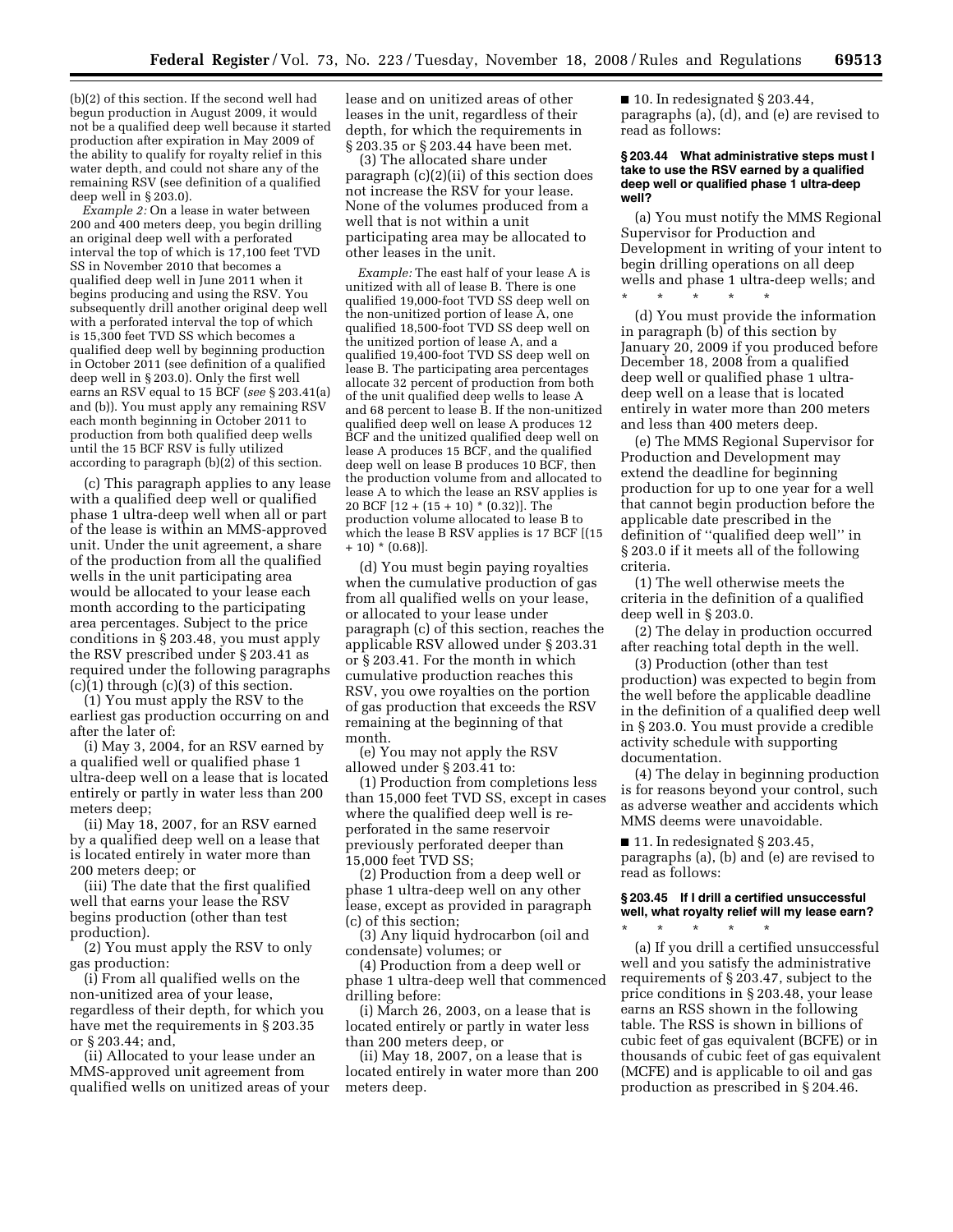(b)(2) of this section. If the second well had begun production in August 2009, it would not be a qualified deep well because it started production after expiration in May 2009 of the ability to qualify for royalty relief in this water depth, and could not share any of the remaining RSV (see definition of a qualified deep well in § 203.0).

*Example 2:* On a lease in water between 200 and 400 meters deep, you begin drilling an original deep well with a perforated interval the top of which is 17,100 feet TVD SS in November 2010 that becomes a qualified deep well in June 2011 when it begins producing and using the RSV. You subsequently drill another original deep well with a perforated interval the top of which is 15,300 feet TVD SS which becomes a qualified deep well by beginning production in October 2011 (see definition of a qualified deep well in § 203.0). Only the first well earns an RSV equal to 15 BCF (*see* § 203.41(a) and (b)). You must apply any remaining RSV each month beginning in October 2011 to production from both qualified deep wells until the 15 BCF RSV is fully utilized according to paragraph (b)(2) of this section.

(c) This paragraph applies to any lease with a qualified deep well or qualified phase 1 ultra-deep well when all or part of the lease is within an MMS-approved unit. Under the unit agreement, a share of the production from all the qualified wells in the unit participating area would be allocated to your lease each month according to the participating area percentages. Subject to the price conditions in § 203.48, you must apply the RSV prescribed under § 203.41 as required under the following paragraphs (c)(1) through (c)(3) of this section.

(1) You must apply the RSV to the earliest gas production occurring on and after the later of:

(i) May 3, 2004, for an RSV earned by a qualified well or qualified phase 1 ultra-deep well on a lease that is located entirely or partly in water less than 200 meters deep;

(ii) May 18, 2007, for an RSV earned by a qualified deep well on a lease that is located entirely in water more than 200 meters deep; or

(iii) The date that the first qualified well that earns your lease the RSV begins production (other than test production).

(2) You must apply the RSV to only gas production:

(i) From all qualified wells on the non-unitized area of your lease, regardless of their depth, for which you have met the requirements in § 203.35 or § 203.44; and,

(ii) Allocated to your lease under an MMS-approved unit agreement from qualified wells on unitized areas of your lease and on unitized areas of other leases in the unit, regardless of their depth, for which the requirements in § 203.35 or § 203.44 have been met.

(3) The allocated share under paragraph (c)(2)(ii) of this section does not increase the RSV for your lease. None of the volumes produced from a well that is not within a unit participating area may be allocated to other leases in the unit.

*Example:* The east half of your lease A is unitized with all of lease B. There is one qualified 19,000-foot TVD SS deep well on the non-unitized portion of lease A, one qualified 18,500-foot TVD SS deep well on the unitized portion of lease A, and a qualified 19,400-foot TVD SS deep well on lease B. The participating area percentages allocate 32 percent of production from both of the unit qualified deep wells to lease A and 68 percent to lease B. If the non-unitized qualified deep well on lease A produces 12 BCF and the unitized qualified deep well on lease A produces 15 BCF, and the qualified deep well on lease B produces 10 BCF, then the production volume from and allocated to lease A to which the lease an RSV applies is 20 BCF [12 + (15 + 10) * (0.32)]. The production volume allocated to lease B to which the lease B RSV applies is 17 BCF [(15 + 10) * (0.68)].

(d) You must begin paying royalties when the cumulative production of gas from all qualified wells on your lease, or allocated to your lease under paragraph (c) of this section, reaches the applicable RSV allowed under § 203.31 or § 203.41. For the month in which cumulative production reaches this RSV, you owe royalties on the portion of gas production that exceeds the RSV remaining at the beginning of that month.

(e) You may not apply the RSV allowed under § 203.41 to:

(1) Production from completions less than 15,000 feet TVD SS, except in cases where the qualified deep well is re-perforated in the same reservoir previously perforated deeper than 15,000 feet TVD SS;

(2) Production from a deep well or phase 1 ultra-deep well on any other lease, except as provided in paragraph (c) of this section;

(3) Any liquid hydrocarbon (oil and condensate) volumes; or

(4) Production from a deep well or phase 1 ultra-deep well that commenced drilling before:

(i) March 26, 2003, on a lease that is located entirely or partly in water less than 200 meters deep, or

(ii) May 18, 2007, on a lease that is located entirely in water more than 200 meters deep.

■ 10. In redesignated § 203.44, paragraphs (a), (d), and (e) are revised to read as follows:

### § 203.44 What administrative steps must I take to use the RSV earned by a qualified deep well or qualified phase 1 ultra-deep well?

(a) You must notify the MMS Regional Supervisor for Production and Development in writing of your intent to begin drilling operations on all deep wells and phase 1 ultra-deep wells; and

\* \* \* \* \*

(d) You must provide the information in paragraph (b) of this section by January 20, 2009 if you produced before December 18, 2008 from a qualified deep well or qualified phase 1 ultra-deep well on a lease that is located entirely in water more than 200 meters and less than 400 meters deep.

(e) The MMS Regional Supervisor for Production and Development may extend the deadline for beginning production for up to one year for a well that cannot begin production before the applicable date prescribed in the definition of ''qualified deep well'' in § 203.0 if it meets all of the following criteria.

(1) The well otherwise meets the criteria in the definition of a qualified deep well in § 203.0.

(2) The delay in production occurred after reaching total depth in the well.

(3) Production (other than test production) was expected to begin from the well before the applicable deadline in the definition of a qualified deep well in § 203.0. You must provide a credible activity schedule with supporting documentation.

(4) The delay in beginning production is for reasons beyond your control, such as adverse weather and accidents which MMS deems were unavoidable.

■ 11. In redesignated § 203.45, paragraphs (a), (b) and (e) are revised to read as follows:

### § 203.45 If I drill a certified unsuccessful well, what royalty relief will my lease earn?

\* \* \* \* \*

(a) If you drill a certified unsuccessful well and you satisfy the administrative requirements of § 203.47, subject to the price conditions in § 203.48, your lease earns an RSS shown in the following table. The RSS is shown in billions of cubic feet of gas equivalent (BCFE) or in thousands of cubic feet of gas equivalent (MCFE) and is applicable to oil and gas production as prescribed in § 204.46.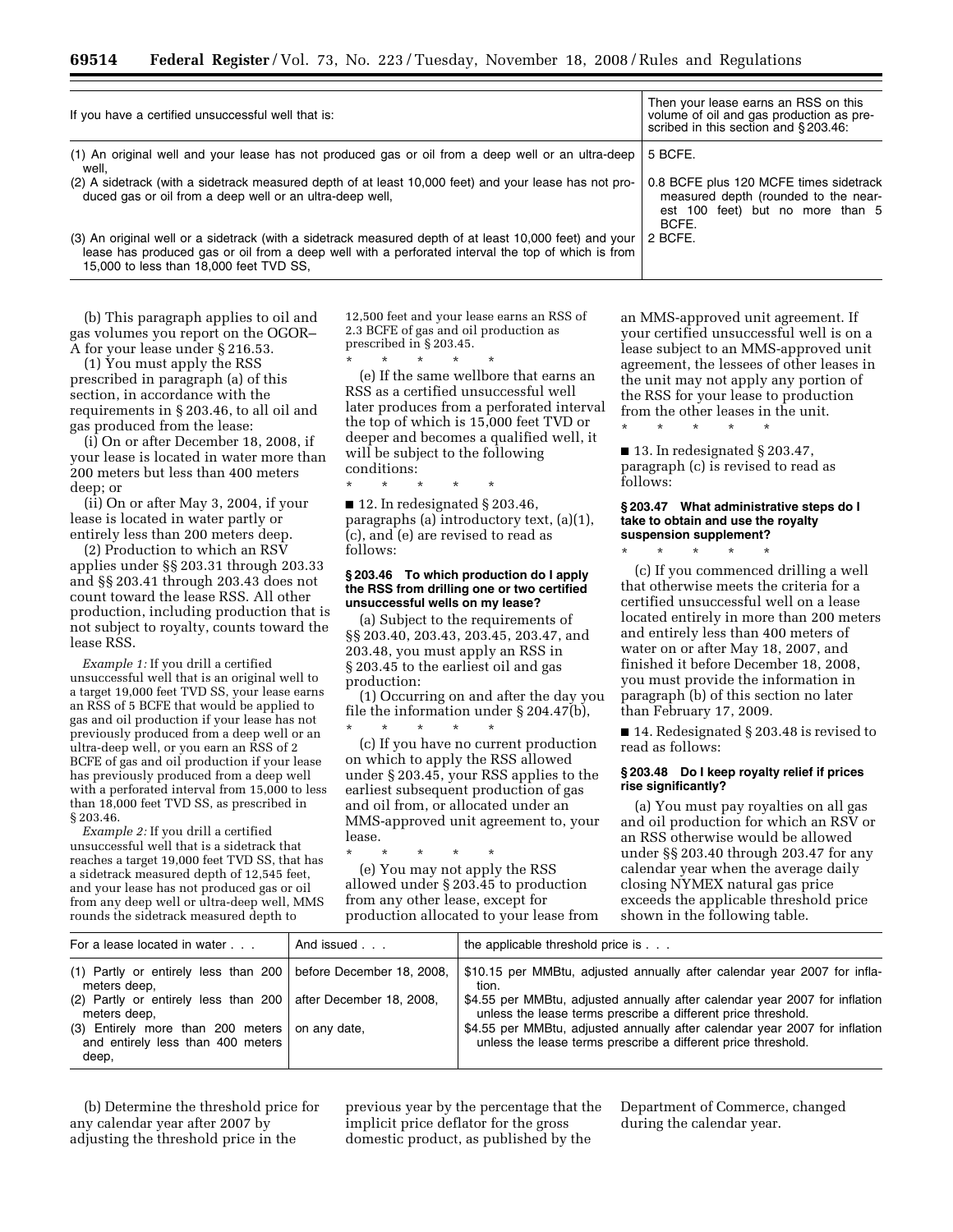| If you have a certified unsuccessful well that is: | Then your lease earns an RSS on this volume of oil and gas production as prescribed in this section and § 203.46: |
| --- | --- |
| (1) An original well and your lease has not produced gas or oil from a deep well or an ultra-deep well, | 5 BCFE. |
| (2) A sidetrack (with a sidetrack measured depth of at least 10,000 feet) and your lease has not produced gas or oil from a deep well or an ultra-deep well, | 0.8 BCFE plus 120 MCFE times sidetrack measured depth (rounded to the nearest 100 feet) but no more than 5 BCFE. |
| (3) An original well or a sidetrack (with a sidetrack measured depth of at least 10,000 feet) and your lease has produced gas or oil from a deep well with a perforated interval the top of which is from 15,000 to less than 18,000 feet TVD SS, | 2 BCFE. |

(b) This paragraph applies to oil and gas volumes you report on the OGOR–A for your lease under § 216.53.

(1) You must apply the RSS prescribed in paragraph (a) of this section, in accordance with the requirements in § 203.46, to all oil and gas produced from the lease:

(i) On or after December 18, 2008, if your lease is located in water more than 200 meters but less than 400 meters deep; or

(ii) On or after May 3, 2004, if your lease is located in water partly or entirely less than 200 meters deep.

(2) Production to which an RSV applies under §§ 203.31 through 203.33 and §§ 203.41 through 203.43 does not count toward the lease RSS. All other production, including production that is not subject to royalty, counts toward the lease RSS.

*Example 1:* If you drill a certified unsuccessful well that is an original well to a target 19,000 feet TVD SS, your lease earns an RSS of 5 BCFE that would be applied to gas and oil production if your lease has not previously produced from a deep well or an ultra-deep well, or you earn an RSS of 2 BCFE of gas and oil production if your lease has previously produced from a deep well with a perforated interval from 15,000 to less than 18,000 feet TVD SS, as prescribed in § 203.46.

*Example 2:* If you drill a certified unsuccessful well that is a sidetrack that reaches a target 19,000 feet TVD SS, that has a sidetrack measured depth of 12,545 feet, and your lease has not produced gas or oil from any deep well or ultra-deep well, MMS rounds the sidetrack measured depth to 12,500 feet and your lease earns an RSS of 2.3 BCFE of gas and oil production as prescribed in § 203.45.

\* \* \* \* \*

(e) If the same wellbore that earns an RSS as a certified unsuccessful well later produces from a perforated interval the top of which is 15,000 feet TVD or deeper and becomes a qualified well, it will be subject to the following conditions:

\* \* \* \* \*

■ 12. In redesignated § 203.46, paragraphs (a) introductory text, (a)(1), (c), and (e) are revised to read as follows:

#### § 203.46 To which production do I apply the RSS from drilling one or two certified unsuccessful wells on my lease?

(a) Subject to the requirements of §§ 203.40, 203.43, 203.45, 203.47, and 203.48, you must apply an RSS in § 203.45 to the earliest oil and gas production:

(1) Occurring on and after the day you file the information under § 204.47(b),

\* \* \* \* \*

(c) If you have no current production on which to apply the RSS allowed under § 203.45, your RSS applies to the earliest subsequent production of gas and oil from, or allocated under an MMS-approved unit agreement to, your lease.

\* \* \* \* \*

(e) You may not apply the RSS allowed under § 203.45 to production from any other lease, except for production allocated to your lease from an MMS-approved unit agreement. If your certified unsuccessful well is on a lease subject to an MMS-approved unit agreement, the lessees of other leases in the unit may not apply any portion of the RSS for your lease to production from the other leases in the unit.

\* \* \* \* \*

■ 13. In redesignated § 203.47, paragraph (c) is revised to read as follows:

#### § 203.47 What administrative steps do I take to obtain and use the royalty suspension supplement?

\* \* \* \* \*

(c) If you commenced drilling a well that otherwise meets the criteria for a certified unsuccessful well on a lease located entirely in more than 200 meters and entirely less than 400 meters of water on or after May 18, 2007, and finished it before December 18, 2008, you must provide the information in paragraph (b) of this section no later than February 17, 2009.

■ 14. Redesignated § 203.48 is revised to read as follows:

#### § 203.48 Do I keep royalty relief if prices rise significantly?

(a) You must pay royalties on all gas and oil production for which an RSV or an RSS otherwise would be allowed under §§ 203.40 through 203.47 for any calendar year when the average daily closing NYMEX natural gas price exceeds the applicable threshold price shown in the following table.

| For a lease located in water . . . | And issued . . . | the applicable threshold price is . . . |
| --- | --- | --- |
| (1) Partly or entirely less than 200 meters deep, | before December 18, 2008, | $10.15 per MMBtu, adjusted annually after calendar year 2007 for inflation. |
| (2) Partly or entirely less than 200 meters deep, | after December 18, 2008, | $4.55 per MMBtu, adjusted annually after calendar year 2007 for inflation unless the lease terms prescribe a different price threshold. |
| (3) Entirely more than 200 meters and entirely less than 400 meters deep, | on any date, | $4.55 per MMBtu, adjusted annually after calendar year 2007 for inflation unless the lease terms prescribe a different price threshold. |

(b) Determine the threshold price for any calendar year after 2007 by adjusting the threshold price in the previous year by the percentage that the implicit price deflator for the gross domestic product, as published by the Department of Commerce, changed during the calendar year.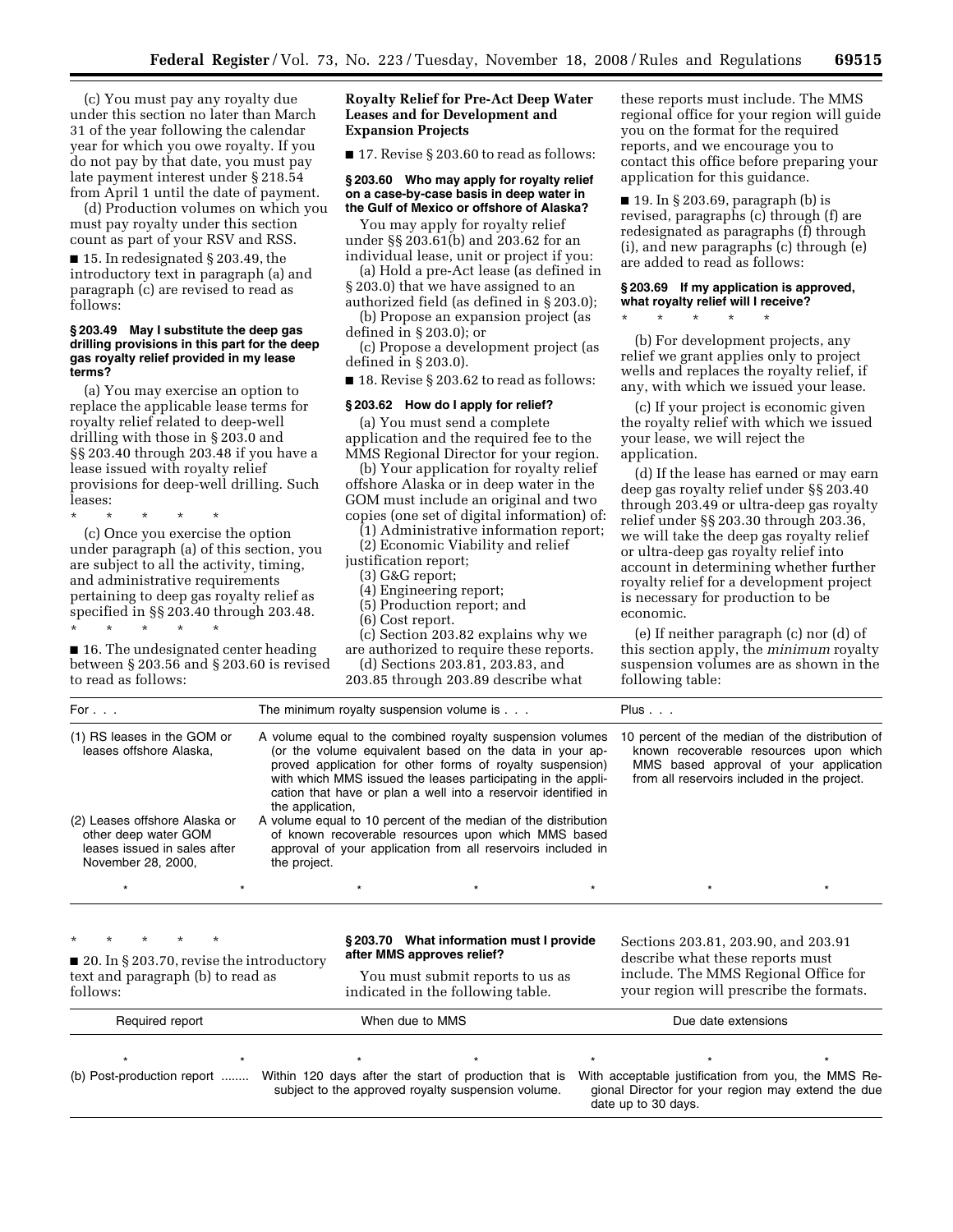(c) You must pay any royalty due under this section no later than March 31 of the year following the calendar year for which you owe royalty. If you do not pay by that date, you must pay late payment interest under § 218.54 from April 1 until the date of payment.

(d) Production volumes on which you must pay royalty under this section count as part of your RSV and RSS.

■ 15. In redesignated § 203.49, the introductory text in paragraph (a) and paragraph (c) are revised to read as follows:

**§ 203.49 May I substitute the deep gas drilling provisions in this part for the deep gas royalty relief provided in my lease terms?**

(a) You may exercise an option to replace the applicable lease terms for royalty relief related to deep-well drilling with those in § 203.0 and §§ 203.40 through 203.48 if you have a lease issued with royalty relief provisions for deep-well drilling. Such leases:

\* \* \* \* \*

(c) Once you exercise the option under paragraph (a) of this section, you are subject to all the activity, timing, and administrative requirements pertaining to deep gas royalty relief as specified in §§ 203.40 through 203.48.

\* \* \* \* \*

■ 16. The undesignated center heading between § 203.56 and § 203.60 is revised to read as follows:

**Royalty Relief for Pre-Act Deep Water Leases and for Development and Expansion Projects**

■ 17. Revise § 203.60 to read as follows:

**§ 203.60 Who may apply for royalty relief on a case-by-case basis in deep water in the Gulf of Mexico or offshore of Alaska?**

You may apply for royalty relief under §§ 203.61(b) and 203.62 for an individual lease, unit or project if you:

(a) Hold a pre-Act lease (as defined in § 203.0) that we have assigned to an authorized field (as defined in § 203.0);

(b) Propose an expansion project (as defined in § 203.0); or

(c) Propose a development project (as defined in § 203.0).

■ 18. Revise § 203.62 to read as follows:

**§ 203.62 How do I apply for relief?**

(a) You must send a complete application and the required fee to the MMS Regional Director for your region.

(b) Your application for royalty relief offshore Alaska or in deep water in the GOM must include an original and two copies (one set of digital information) of:

(1) Administrative information report;

(2) Economic Viability and relief justification report;

(3) G&G report;

(4) Engineering report;

(5) Production report; and

(6) Cost report.

(c) Section 203.82 explains why we are authorized to require these reports.

(d) Sections 203.81, 203.83, and 203.85 through 203.89 describe what these reports must include. The MMS regional office for your region will guide you on the format for the required reports, and we encourage you to contact this office before preparing your application for this guidance.

■ 19. In § 203.69, paragraph (b) is revised, paragraphs (c) through (f) are redesignated as paragraphs (f) through (i), and new paragraphs (c) through (e) are added to read as follows:

**§ 203.69 If my application is approved, what royalty relief will I receive?**

\* \* \* \* \*

(b) For development projects, any relief we grant applies only to project wells and replaces the royalty relief, if any, with which we issued your lease.

(c) If your project is economic given the royalty relief with which we issued your lease, we will reject the application.

(d) If the lease has earned or may earn deep gas royalty relief under §§ 203.40 through 203.49 or ultra-deep gas royalty relief under §§ 203.30 through 203.36, we will take the deep gas royalty relief or ultra-deep gas royalty relief into account in determining whether further royalty relief for a development project is necessary for production to be economic.

(e) If neither paragraph (c) nor (d) of this section apply, the *minimum* royalty suspension volumes are as shown in the following table:

| For . . . | The minimum royalty suspension volume is . . . | Plus . . . |
|---|---|---|
| (1) RS leases in the GOM or leases offshore Alaska, | A volume equal to the combined royalty suspension volumes (or the volume equivalent based on the data in your approved application for other forms of royalty suspension) with which MMS issued the leases participating in the application that have or plan a well into a reservoir identified in the application, | 10 percent of the median of the distribution of known recoverable resources upon which MMS based approval of your application from all reservoirs included in the project. |
| (2) Leases offshore Alaska or other deep water GOM leases issued in sales after November 28, 2000, | A volume equal to 10 percent of the median of the distribution of known recoverable resources upon which MMS based approval of your application from all reservoirs included in the project. | |
| \* \* | \* \* \* | \* \* |

\* \* \* \* \*

■ 20. In § 203.70, revise the introductory text and paragraph (b) to read as follows:

**§ 203.70 What information must I provide after MMS approves relief?**

You must submit reports to us as indicated in the following table. Sections 203.81, 203.90, and 203.91 describe what these reports must include. The MMS Regional Office for your region will prescribe the formats.

| Required report | When due to MMS | Due date extensions |
|---|---|---|
| \* \* | \* \* \* | \* \* |
| (b) Post-production report ........ | Within 120 days after the start of production that is subject to the approved royalty suspension volume. | With acceptable justification from you, the MMS Regional Director for your region may extend the due date up to 30 days. |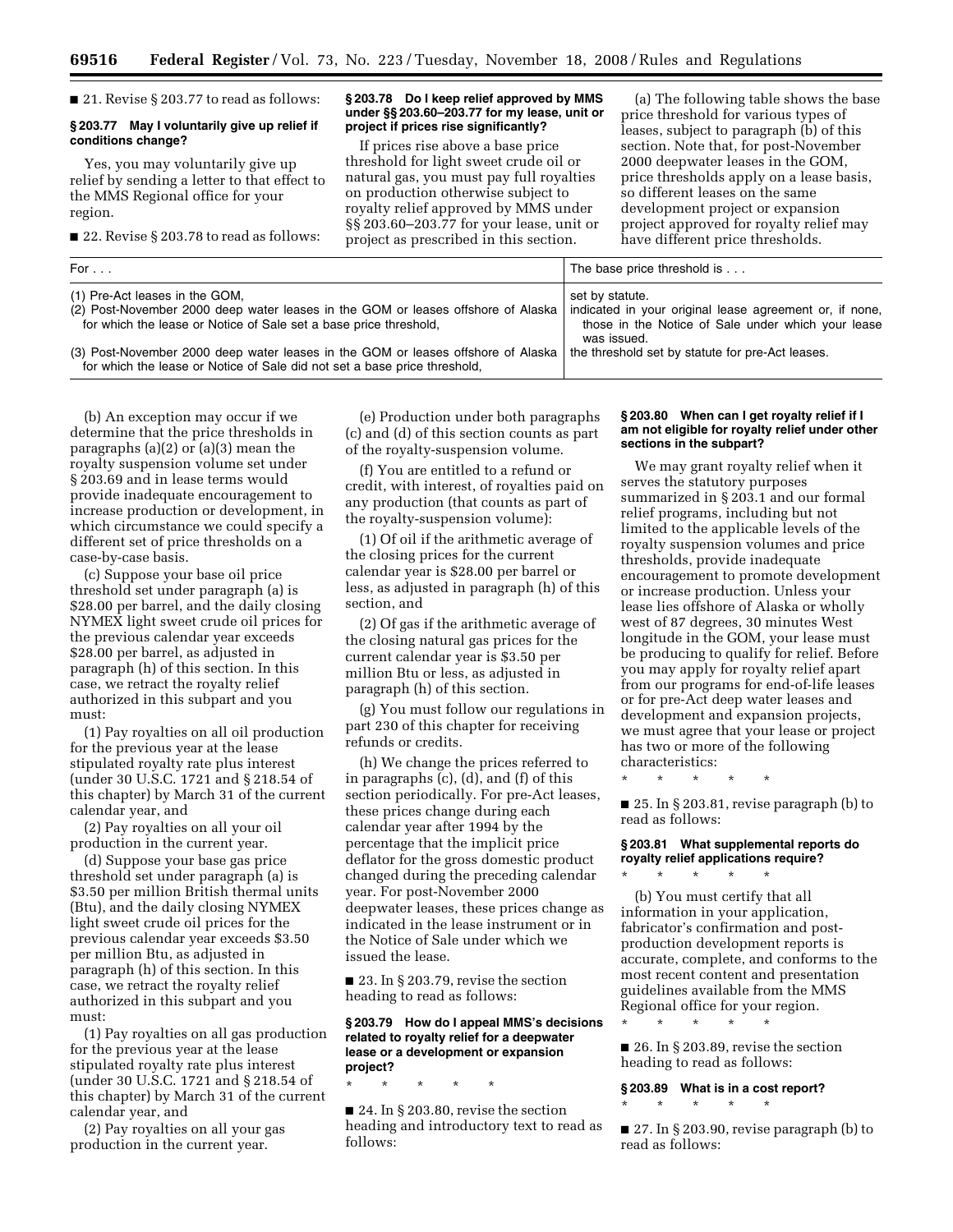■ 21. Revise § 203.77 to read as follows:

**§ 203.77 May I voluntarily give up relief if conditions change?**

Yes, you may voluntarily give up relief by sending a letter to that effect to the MMS Regional office for your region.

■ 22. Revise § 203.78 to read as follows:

**§ 203.78 Do I keep relief approved by MMS under §§ 203.60–203.77 for my lease, unit or project if prices rise significantly?**

If prices rise above a base price threshold for light sweet crude oil or natural gas, you must pay full royalties on production otherwise subject to royalty relief approved by MMS under §§ 203.60–203.77 for your lease, unit or project as prescribed in this section.

(a) The following table shows the base price threshold for various types of leases, subject to paragraph (b) of this section. Note that, for post-November 2000 deepwater leases in the GOM, price thresholds apply on a lease basis, so different leases on the same development project or expansion project approved for royalty relief may have different price thresholds.

| For . . . | The base price threshold is . . . |
|---|---|
| (1) Pre-Act leases in the GOM, | set by statute. |
| (2) Post-November 2000 deep water leases in the GOM or leases offshore of Alaska for which the lease or Notice of Sale set a base price threshold, | indicated in your original lease agreement or, if none, those in the Notice of Sale under which your lease was issued. |
| (3) Post-November 2000 deep water leases in the GOM or leases offshore of Alaska for which the lease or Notice of Sale did not set a base price threshold, | the threshold set by statute for pre-Act leases. |

(b) An exception may occur if we determine that the price thresholds in paragraphs (a)(2) or (a)(3) mean the royalty suspension volume set under § 203.69 and in lease terms would provide inadequate encouragement to increase production or development, in which circumstance we could specify a different set of price thresholds on a case-by-case basis.

(c) Suppose your base oil price threshold set under paragraph (a) is $28.00 per barrel, and the daily closing NYMEX light sweet crude oil prices for the previous calendar year exceeds $28.00 per barrel, as adjusted in paragraph (h) of this section. In this case, we retract the royalty relief authorized in this subpart and you must:

(1) Pay royalties on all oil production for the previous year at the lease stipulated royalty rate plus interest (under 30 U.S.C. 1721 and § 218.54 of this chapter) by March 31 of the current calendar year, and

(2) Pay royalties on all your oil production in the current year.

(d) Suppose your base gas price threshold set under paragraph (a) is $3.50 per million British thermal units (Btu), and the daily closing NYMEX light sweet crude oil prices for the previous calendar year exceeds $3.50 per million Btu, as adjusted in paragraph (h) of this section. In this case, we retract the royalty relief authorized in this subpart and you must:

(1) Pay royalties on all gas production for the previous year at the lease stipulated royalty rate plus interest (under 30 U.S.C. 1721 and § 218.54 of this chapter) by March 31 of the current calendar year, and

(2) Pay royalties on all your gas production in the current year.

(e) Production under both paragraphs (c) and (d) of this section counts as part of the royalty-suspension volume.

(f) You are entitled to a refund or credit, with interest, of royalties paid on any production (that counts as part of the royalty-suspension volume):

(1) Of oil if the arithmetic average of the closing prices for the current calendar year is $28.00 per barrel or less, as adjusted in paragraph (h) of this section, and

(2) Of gas if the arithmetic average of the closing natural gas prices for the current calendar year is $3.50 per million Btu or less, as adjusted in paragraph (h) of this section.

(g) You must follow our regulations in part 230 of this chapter for receiving refunds or credits.

(h) We change the prices referred to in paragraphs (c), (d), and (f) of this section periodically. For pre-Act leases, these prices change during each calendar year after 1994 by the percentage that the implicit price deflator for the gross domestic product changed during the preceding calendar year. For post-November 2000 deepwater leases, these prices change as indicated in the lease instrument or in the Notice of Sale under which we issued the lease.

■ 23. In § 203.79, revise the section heading to read as follows:

**§ 203.79 How do I appeal MMS's decisions related to royalty relief for a deepwater lease or a development or expansion project?**

\* \* \* \* \*

■ 24. In § 203.80, revise the section heading and introductory text to read as follows:

**§ 203.80 When can I get royalty relief if I am not eligible for royalty relief under other sections in the subpart?**

We may grant royalty relief when it serves the statutory purposes summarized in § 203.1 and our formal relief programs, including but not limited to the applicable levels of the royalty suspension volumes and price thresholds, provide inadequate encouragement to promote development or increase production. Unless your lease lies offshore of Alaska or wholly west of 87 degrees, 30 minutes West longitude in the GOM, your lease must be producing to qualify for relief. Before you may apply for royalty relief apart from our programs for end-of-life leases or for pre-Act deep water leases and development and expansion projects, we must agree that your lease or project has two or more of the following characteristics:

\* \* \* \* \*

■ 25. In § 203.81, revise paragraph (b) to read as follows:

**§ 203.81 What supplemental reports do royalty relief applications require?**

\* \* \* \* \*

(b) You must certify that all information in your application, fabricator's confirmation and post-production development reports is accurate, complete, and conforms to the most recent content and presentation guidelines available from the MMS Regional office for your region.

\* \* \* \* \*

■ 26. In § 203.89, revise the section heading to read as follows:

**§ 203.89 What is in a cost report?**

\* \* \* \* \*

■ 27. In § 203.90, revise paragraph (b) to read as follows: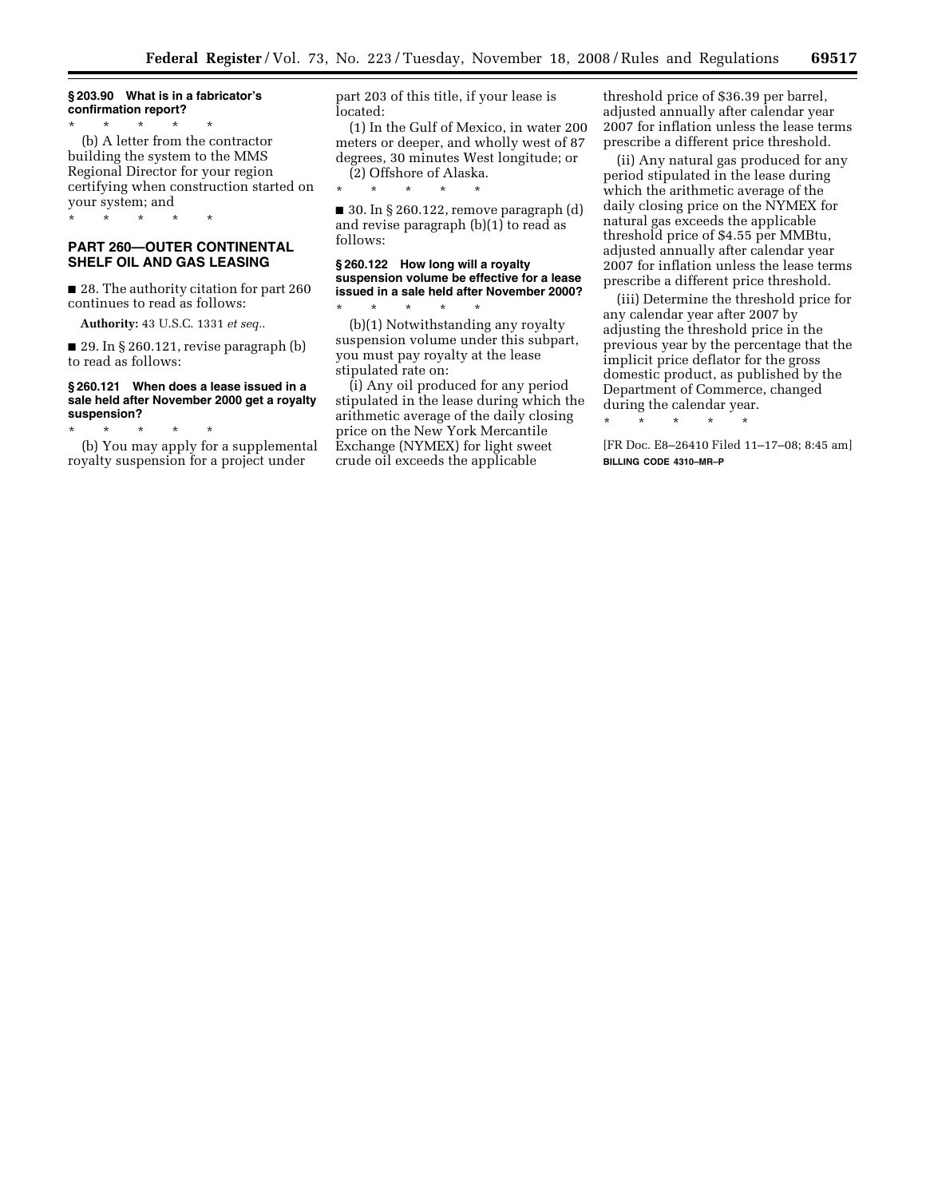**§ 203.90 What is in a fabricator's confirmation report?**

\* \* \* \* \*

(b) A letter from the contractor building the system to the MMS Regional Director for your region certifying when construction started on your system; and

\* \* \* \* \*

## PART 260—OUTER CONTINENTAL SHELF OIL AND GAS LEASING

■ 28. The authority citation for part 260 continues to read as follows:

**Authority:** 43 U.S.C. 1331 *et seq.*.

■ 29. In § 260.121, revise paragraph (b) to read as follows:

**§ 260.121 When does a lease issued in a sale held after November 2000 get a royalty suspension?**

\* \* \* \* \*

(b) You may apply for a supplemental royalty suspension for a project under part 203 of this title, if your lease is located:

(1) In the Gulf of Mexico, in water 200 meters or deeper, and wholly west of 87 degrees, 30 minutes West longitude; or

(2) Offshore of Alaska.

\* \* \* \* \*

■ 30. In § 260.122, remove paragraph (d) and revise paragraph (b)(1) to read as follows:

**§ 260.122 How long will a royalty suspension volume be effective for a lease issued in a sale held after November 2000?**

\* \* \* \* \*

(b)(1) Notwithstanding any royalty suspension volume under this subpart, you must pay royalty at the lease stipulated rate on:

(i) Any oil produced for any period stipulated in the lease during which the arithmetic average of the daily closing price on the New York Mercantile Exchange (NYMEX) for light sweet crude oil exceeds the applicable threshold price of $36.39 per barrel, adjusted annually after calendar year 2007 for inflation unless the lease terms prescribe a different price threshold.

(ii) Any natural gas produced for any period stipulated in the lease during which the arithmetic average of the daily closing price on the NYMEX for natural gas exceeds the applicable threshold price of $4.55 per MMBtu, adjusted annually after calendar year 2007 for inflation unless the lease terms prescribe a different price threshold.

(iii) Determine the threshold price for any calendar year after 2007 by adjusting the threshold price in the previous year by the percentage that the implicit price deflator for the gross domestic product, as published by the Department of Commerce, changed during the calendar year.

\* \* \* \* \*

[FR Doc. E8–26410 Filed 11–17–08; 8:45 am]

**BILLING CODE 4310–MR–P**